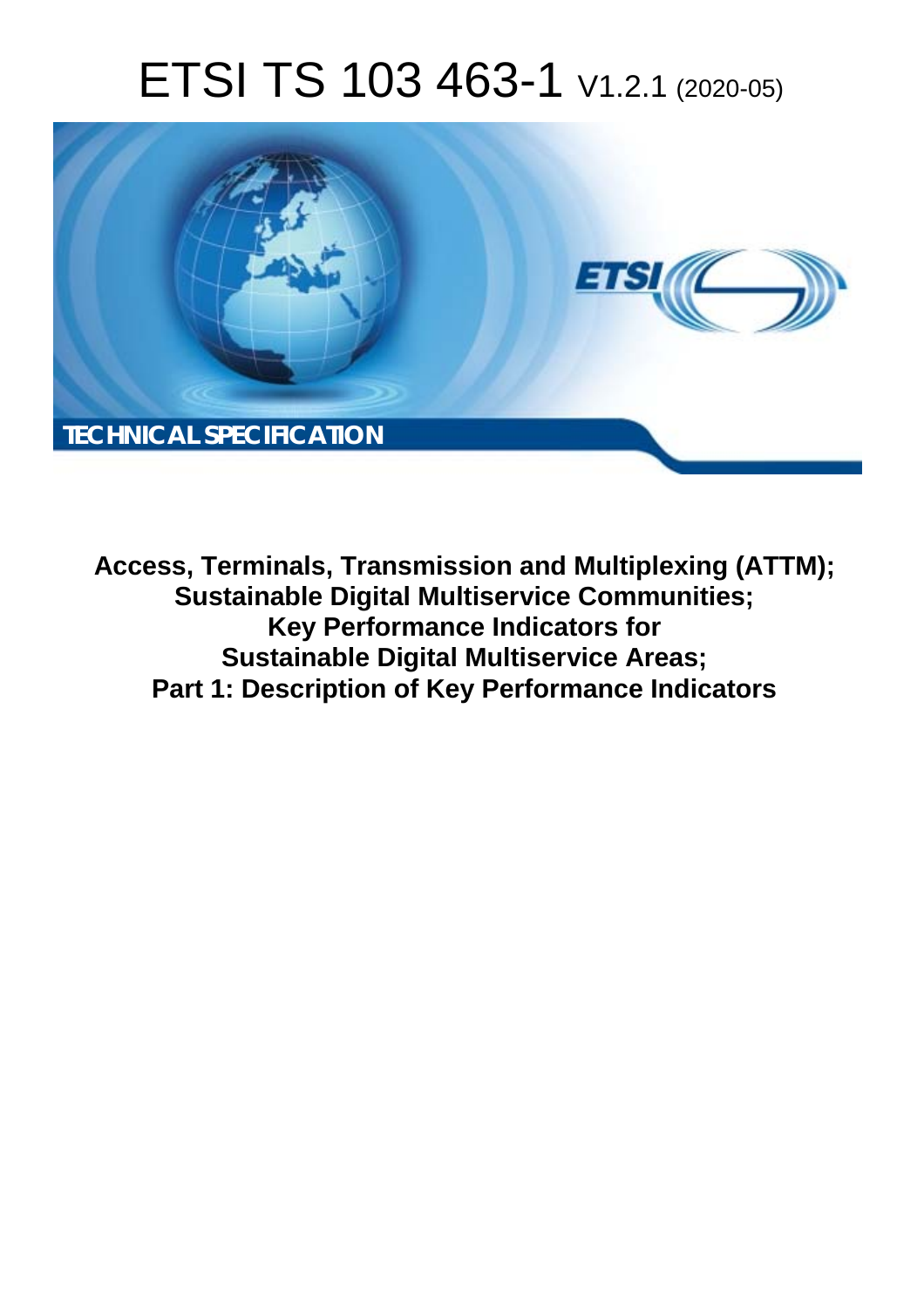# ETSI TS 103 463-1 V1.2.1 (2020-05)

TECHNICAL SPECIFICATION

**Access, Terminals, Transmission and Multiplexing (ATTM); Sustainable Digital Multiservice Communities; Key Performance Indicators for Sustainable Digital Multiservice Areas; Part 1: Description of Key Performance Indicators**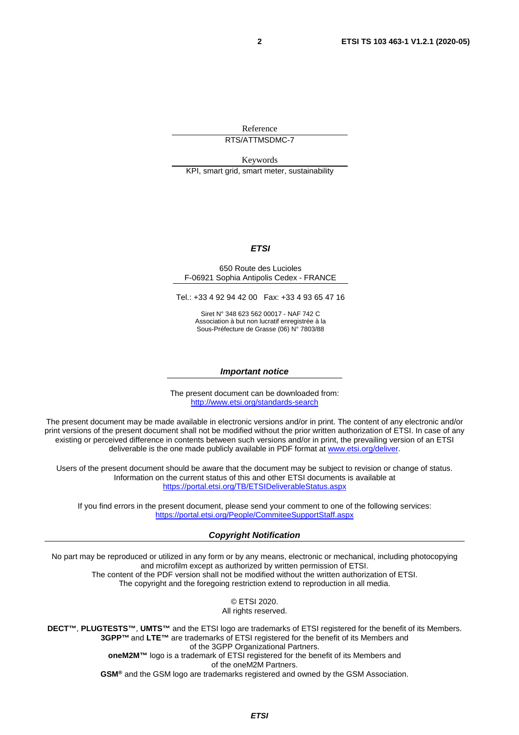Reference

RTS/ATTMSDMC-7

Keywords

KPI, smart grid, smart meter, sustainability

***ETSI***

650 Route des Lucioles
F-06921 Sophia Antipolis Cedex - FRANCE

Tel.: +33 4 92 94 42 00   Fax: +33 4 93 65 47 16

Siret N° 348 623 562 00017 - NAF 742 C
Association à but non lucratif enregistrée à la
Sous-Préfecture de Grasse (06) N° 7803/88

***Important notice***

The present document can be downloaded from:
http://www.etsi.org/standards-search

The present document may be made available in electronic versions and/or in print. The content of any electronic and/or print versions of the present document shall not be modified without the prior written authorization of ETSI. In case of any existing or perceived difference in contents between such versions and/or in print, the prevailing version of an ETSI deliverable is the one made publicly available in PDF format at www.etsi.org/deliver.

Users of the present document should be aware that the document may be subject to revision or change of status. Information on the current status of this and other ETSI documents is available at https://portal.etsi.org/TB/ETSIDeliverableStatus.aspx

If you find errors in the present document, please send your comment to one of the following services:
https://portal.etsi.org/People/CommiteeSupportStaff.aspx

***Copyright Notification***

No part may be reproduced or utilized in any form or by any means, electronic or mechanical, including photocopying and microfilm except as authorized by written permission of ETSI.
The content of the PDF version shall not be modified without the written authorization of ETSI.
The copyright and the foregoing restriction extend to reproduction in all media.

© ETSI 2020.
All rights reserved.

**DECT™**, **PLUGTESTS™**, **UMTS™** and the ETSI logo are trademarks of ETSI registered for the benefit of its Members.
**3GPP™** and **LTE™** are trademarks of ETSI registered for the benefit of its Members and of the 3GPP Organizational Partners.
**oneM2M™** logo is a trademark of ETSI registered for the benefit of its Members and of the oneM2M Partners.
**GSM**® and the GSM logo are trademarks registered and owned by the GSM Association.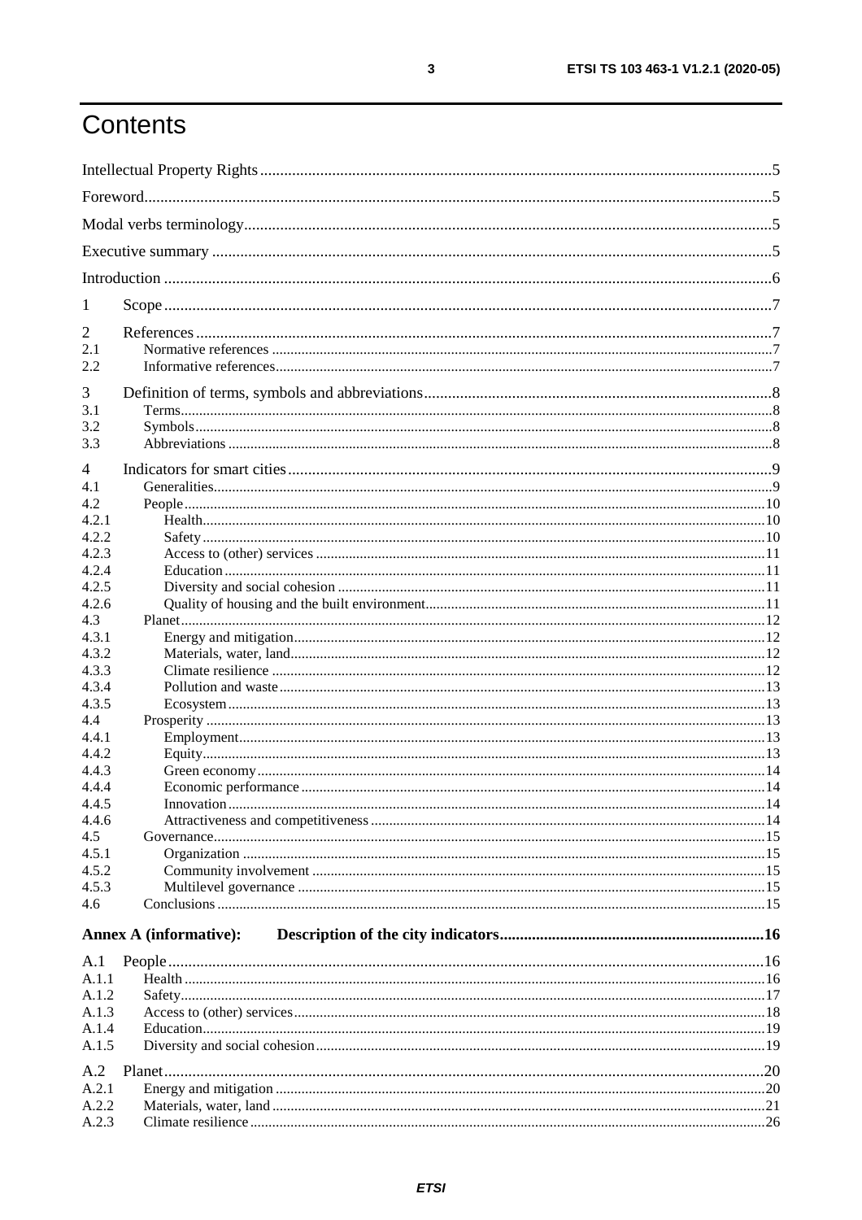# Contents

Intellectual Property Rights .....5
Foreword.....5
Modal verbs terminology.....5
Executive summary .....5
Introduction .....6

1 Scope.....7

2 References.....7
2.1 Normative references .....7
2.2 Informative references.....7

3 Definition of terms, symbols and abbreviations.....8
3.1 Terms.....8
3.2 Symbols.....8
3.3 Abbreviations .....8

4 Indicators for smart cities.....9
4.1 Generalities.....9
4.2 People.....10
4.2.1 Health.....10
4.2.2 Safety.....10
4.2.3 Access to (other) services .....11
4.2.4 Education.....11
4.2.5 Diversity and social cohesion .....11
4.2.6 Quality of housing and the built environment.....11
4.3 Planet.....12
4.3.1 Energy and mitigation.....12
4.3.2 Materials, water, land.....12
4.3.3 Climate resilience .....12
4.3.4 Pollution and waste.....13
4.3.5 Ecosystem.....13
4.4 Prosperity .....13
4.4.1 Employment.....13
4.4.2 Equity.....13
4.4.3 Green economy.....14
4.4.4 Economic performance.....14
4.4.5 Innovation.....14
4.4.6 Attractiveness and competitiveness.....14
4.5 Governance.....15
4.5.1 Organization .....15
4.5.2 Community involvement .....15
4.5.3 Multilevel governance .....15
4.6 Conclusions.....15

**Annex A (informative): Description of the city indicators.....16**

A.1 People.....16
A.1.1 Health.....16
A.1.2 Safety.....17
A.1.3 Access to (other) services.....18
A.1.4 Education.....19
A.1.5 Diversity and social cohesion.....19

A.2 Planet.....20
A.2.1 Energy and mitigation .....20
A.2.2 Materials, water, land.....21
A.2.3 Climate resilience.....26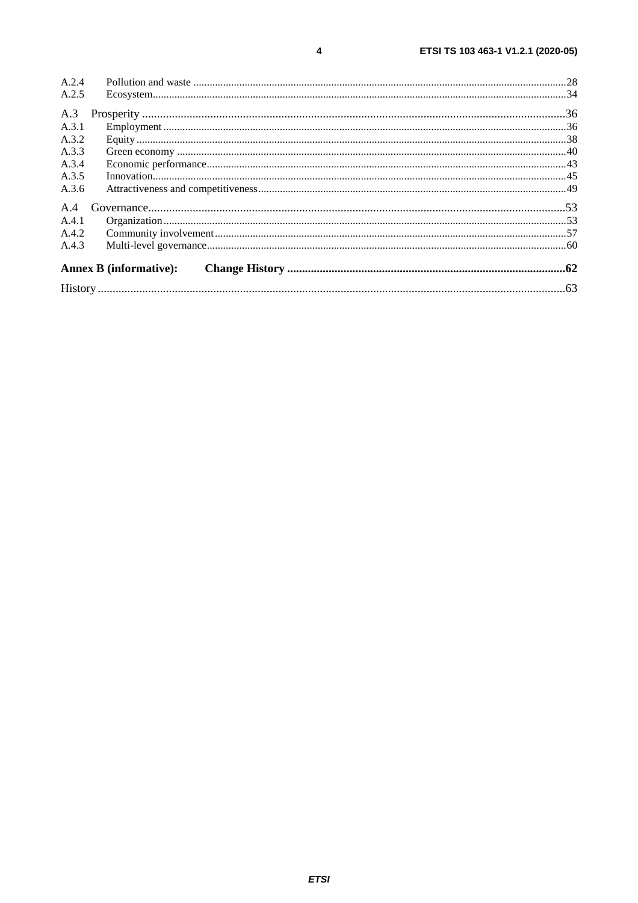A.2.4 Pollution and waste ......................................................................................................................................28
A.2.5 Ecosystem......................................................................................................................................................34

A.3 Prosperity ..........................................................................................................................................36
A.3.1 Employment ..................................................................................................................................................36
A.3.2 Equity ............................................................................................................................................................38
A.3.3 Green economy .............................................................................................................................................40
A.3.4 Economic performance..................................................................................................................................43
A.3.5 Innovation......................................................................................................................................................45
A.3.6 Attractiveness and competitiveness...............................................................................................................49

A.4 Governance.........................................................................................................................................53
A.4.1 Organization ..................................................................................................................................................53
A.4.2 Community involvement...............................................................................................................................57
A.4.3 Multi-level governance..................................................................................................................................60

**Annex B (informative): Change History ..........................................................................................62**

History ..........................................................................................................................................................63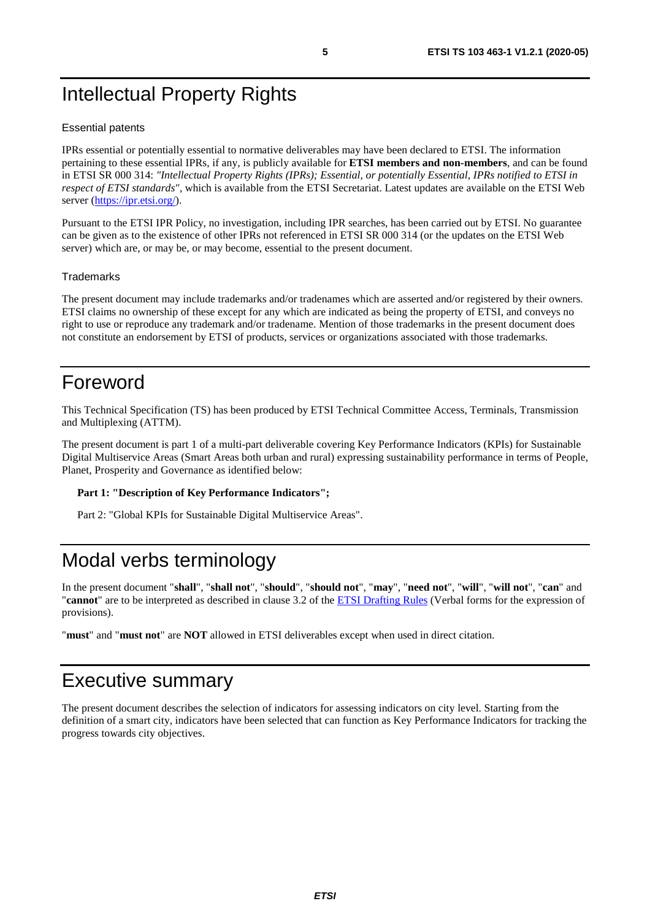# Intellectual Property Rights

#### Essential patents

IPRs essential or potentially essential to normative deliverables may have been declared to ETSI. The information pertaining to these essential IPRs, if any, is publicly available for **ETSI members and non-members**, and can be found in ETSI SR 000 314: *"Intellectual Property Rights (IPRs); Essential, or potentially Essential, IPRs notified to ETSI in respect of ETSI standards"*, which is available from the ETSI Secretariat. Latest updates are available on the ETSI Web server (https://ipr.etsi.org/).

Pursuant to the ETSI IPR Policy, no investigation, including IPR searches, has been carried out by ETSI. No guarantee can be given as to the existence of other IPRs not referenced in ETSI SR 000 314 (or the updates on the ETSI Web server) which are, or may be, or may become, essential to the present document.

#### Trademarks

The present document may include trademarks and/or tradenames which are asserted and/or registered by their owners. ETSI claims no ownership of these except for any which are indicated as being the property of ETSI, and conveys no right to use or reproduce any trademark and/or tradename. Mention of those trademarks in the present document does not constitute an endorsement by ETSI of products, services or organizations associated with those trademarks.

# Foreword

This Technical Specification (TS) has been produced by ETSI Technical Committee Access, Terminals, Transmission and Multiplexing (ATTM).

The present document is part 1 of a multi-part deliverable covering Key Performance Indicators (KPIs) for Sustainable Digital Multiservice Areas (Smart Areas both urban and rural) expressing sustainability performance in terms of People, Planet, Prosperity and Governance as identified below:

**Part 1: "Description of Key Performance Indicators";**

Part 2: "Global KPIs for Sustainable Digital Multiservice Areas".

# Modal verbs terminology

In the present document "**shall**", "**shall not**", "**should**", "**should not**", "**may**", "**need not**", "**will**", "**will not**", "**can**" and "**cannot**" are to be interpreted as described in clause 3.2 of the ETSI Drafting Rules (Verbal forms for the expression of provisions).

"**must**" and "**must not**" are **NOT** allowed in ETSI deliverables except when used in direct citation.

# Executive summary

The present document describes the selection of indicators for assessing indicators on city level. Starting from the definition of a smart city, indicators have been selected that can function as Key Performance Indicators for tracking the progress towards city objectives.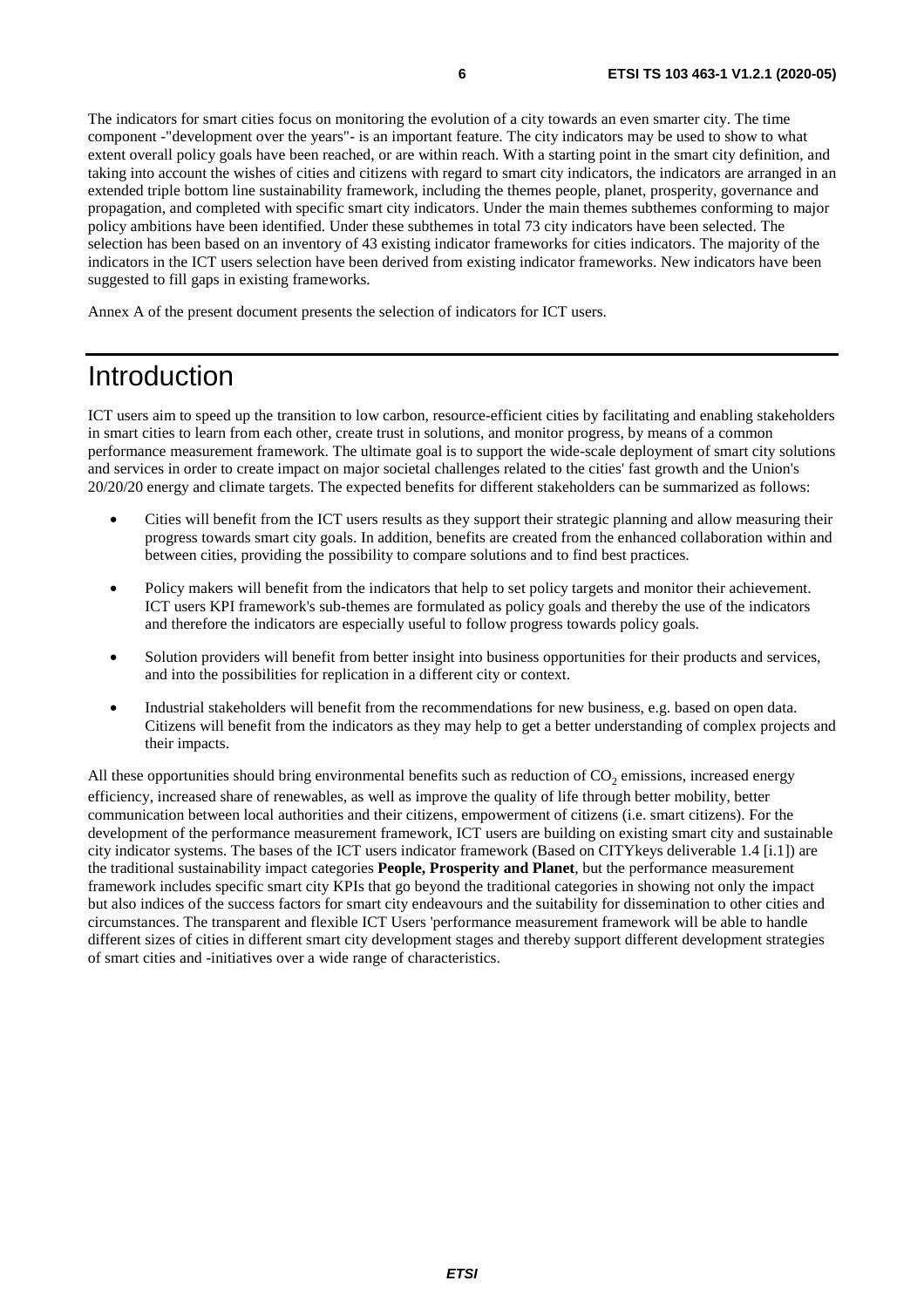The indicators for smart cities focus on monitoring the evolution of a city towards an even smarter city. The time component -"development over the years"- is an important feature. The city indicators may be used to show to what extent overall policy goals have been reached, or are within reach. With a starting point in the smart city definition, and taking into account the wishes of cities and citizens with regard to smart city indicators, the indicators are arranged in an extended triple bottom line sustainability framework, including the themes people, planet, prosperity, governance and propagation, and completed with specific smart city indicators. Under the main themes subthemes conforming to major policy ambitions have been identified. Under these subthemes in total 73 city indicators have been selected. The selection has been based on an inventory of 43 existing indicator frameworks for cities indicators. The majority of the indicators in the ICT users selection have been derived from existing indicator frameworks. New indicators have been suggested to fill gaps in existing frameworks.

Annex A of the present document presents the selection of indicators for ICT users.

# Introduction

ICT users aim to speed up the transition to low carbon, resource-efficient cities by facilitating and enabling stakeholders in smart cities to learn from each other, create trust in solutions, and monitor progress, by means of a common performance measurement framework. The ultimate goal is to support the wide-scale deployment of smart city solutions and services in order to create impact on major societal challenges related to the cities' fast growth and the Union's 20/20/20 energy and climate targets. The expected benefits for different stakeholders can be summarized as follows:

- Cities will benefit from the ICT users results as they support their strategic planning and allow measuring their progress towards smart city goals. In addition, benefits are created from the enhanced collaboration within and between cities, providing the possibility to compare solutions and to find best practices.
- Policy makers will benefit from the indicators that help to set policy targets and monitor their achievement. ICT users KPI framework's sub-themes are formulated as policy goals and thereby the use of the indicators and therefore the indicators are especially useful to follow progress towards policy goals.
- Solution providers will benefit from better insight into business opportunities for their products and services, and into the possibilities for replication in a different city or context.
- Industrial stakeholders will benefit from the recommendations for new business, e.g. based on open data. Citizens will benefit from the indicators as they may help to get a better understanding of complex projects and their impacts.

All these opportunities should bring environmental benefits such as reduction of $CO_2$ emissions, increased energy efficiency, increased share of renewables, as well as improve the quality of life through better mobility, better communication between local authorities and their citizens, empowerment of citizens (i.e. smart citizens). For the development of the performance measurement framework, ICT users are building on existing smart city and sustainable city indicator systems. The bases of the ICT users indicator framework (Based on CITYkeys deliverable 1.4 [i.1]) are the traditional sustainability impact categories **People, Prosperity and Planet**, but the performance measurement framework includes specific smart city KPIs that go beyond the traditional categories in showing not only the impact but also indices of the success factors for smart city endeavours and the suitability for dissemination to other cities and circumstances. The transparent and flexible ICT Users 'performance measurement framework will be able to handle different sizes of cities in different smart city development stages and thereby support different development strategies of smart cities and -initiatives over a wide range of characteristics.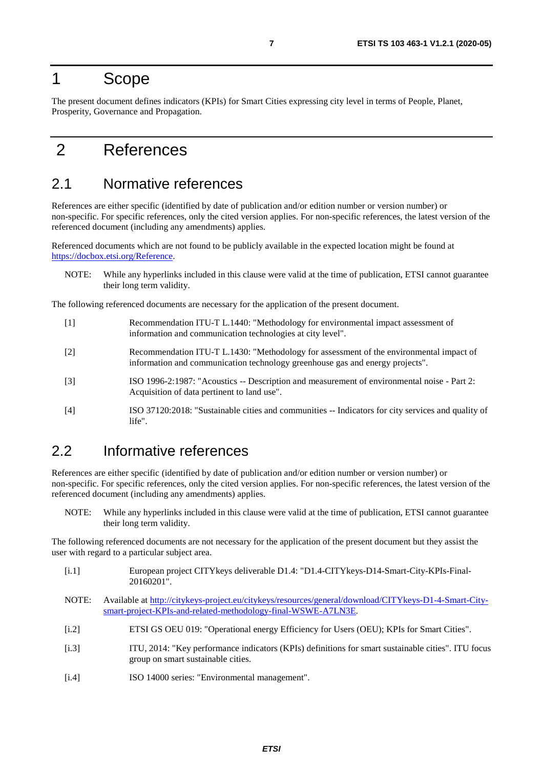# 1 Scope

The present document defines indicators (KPIs) for Smart Cities expressing city level in terms of People, Planet, Prosperity, Governance and Propagation.

# 2 References

## 2.1 Normative references

References are either specific (identified by date of publication and/or edition number or version number) or non-specific. For specific references, only the cited version applies. For non-specific references, the latest version of the referenced document (including any amendments) applies.

Referenced documents which are not found to be publicly available in the expected location might be found at [https://docbox.etsi.org/Reference](https://docbox.etsi.org/Reference).

NOTE: While any hyperlinks included in this clause were valid at the time of publication, ETSI cannot guarantee their long term validity.

The following referenced documents are necessary for the application of the present document.

[1] Recommendation ITU-T L.1440: "Methodology for environmental impact assessment of information and communication technologies at city level".

[2] Recommendation ITU-T L.1430: "Methodology for assessment of the environmental impact of information and communication technology greenhouse gas and energy projects".

[3] ISO 1996-2:1987: "Acoustics -- Description and measurement of environmental noise - Part 2: Acquisition of data pertinent to land use".

[4] ISO 37120:2018: "Sustainable cities and communities -- Indicators for city services and quality of life".

## 2.2 Informative references

References are either specific (identified by date of publication and/or edition number or version number) or non-specific. For specific references, only the cited version applies. For non-specific references, the latest version of the referenced document (including any amendments) applies.

NOTE: While any hyperlinks included in this clause were valid at the time of publication, ETSI cannot guarantee their long term validity.

The following referenced documents are not necessary for the application of the present document but they assist the user with regard to a particular subject area.

[i.1] European project CITYkeys deliverable D1.4: "D1.4-CITYkeys-D14-Smart-City-KPIs-Final-20160201".

NOTE: Available at [http://citykeys-project.eu/citykeys/resources/general/download/CITYkeys-D1-4-Smart-City-smart-project-KPIs-and-related-methodology-final-WSWE-A7LN3E](http://citykeys-project.eu/citykeys/resources/general/download/CITYkeys-D1-4-Smart-City-smart-project-KPIs-and-related-methodology-final-WSWE-A7LN3E).

[i.2] ETSI GS OEU 019: "Operational energy Efficiency for Users (OEU); KPIs for Smart Cities".

[i.3] ITU, 2014: "Key performance indicators (KPIs) definitions for smart sustainable cities". ITU focus group on smart sustainable cities.

[i.4] ISO 14000 series: "Environmental management".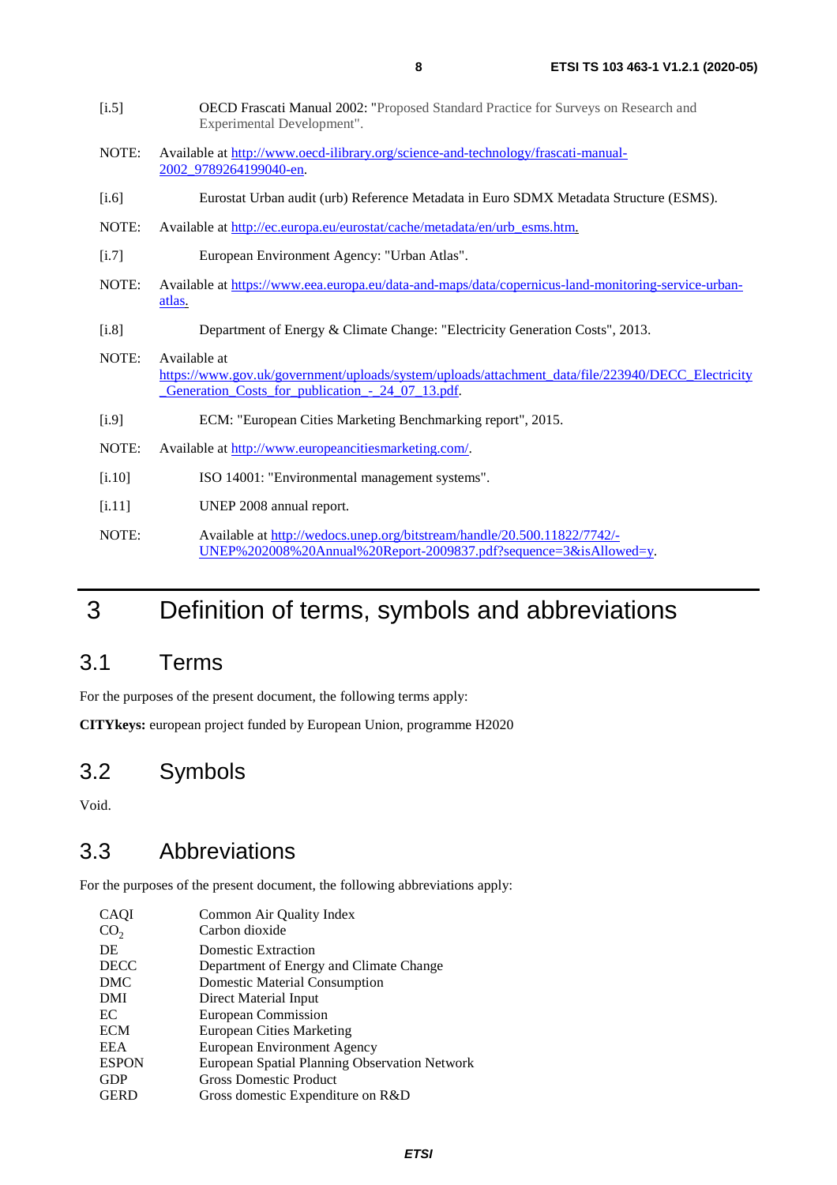[i.5] OECD Frascati Manual 2002: "Proposed Standard Practice for Surveys on Research and Experimental Development".

NOTE: Available at http://www.oecd-ilibrary.org/science-and-technology/frascati-manual-2002_9789264199040-en.

[i.6] Eurostat Urban audit (urb) Reference Metadata in Euro SDMX Metadata Structure (ESMS).

NOTE: Available at http://ec.europa.eu/eurostat/cache/metadata/en/urb_esms.htm.

[i.7] European Environment Agency: "Urban Atlas".

NOTE: Available at https://www.eea.europa.eu/data-and-maps/data/copernicus-land-monitoring-service-urban-atlas.

[i.8] Department of Energy & Climate Change: "Electricity Generation Costs", 2013.

NOTE: Available at https://www.gov.uk/government/uploads/system/uploads/attachment_data/file/223940/DECC_Electricity_Generation_Costs_for_publication_-_24_07_13.pdf.

[i.9] ECM: "European Cities Marketing Benchmarking report", 2015.

NOTE: Available at http://www.europeancitiesmarketing.com/.

[i.10] ISO 14001: "Environmental management systems".

[i.11] UNEP 2008 annual report.

NOTE: Available at http://wedocs.unep.org/bitstream/handle/20.500.11822/7742/-UNEP%202008%20Annual%20Report-2009837.pdf?sequence=3&isAllowed=y.

# 3 Definition of terms, symbols and abbreviations

## 3.1 Terms

For the purposes of the present document, the following terms apply:

**CITYkeys:** european project funded by European Union, programme H2020

## 3.2 Symbols

Void.

## 3.3 Abbreviations

For the purposes of the present document, the following abbreviations apply:

CAQI Common Air Quality Index
$CO_2$ Carbon dioxide
DE Domestic Extraction
DECC Department of Energy and Climate Change
DMC Domestic Material Consumption
DMI Direct Material Input
EC European Commission
ECM European Cities Marketing
EEA European Environment Agency
ESPON European Spatial Planning Observation Network
GDP Gross Domestic Product
GERD Gross domestic Expenditure on R&D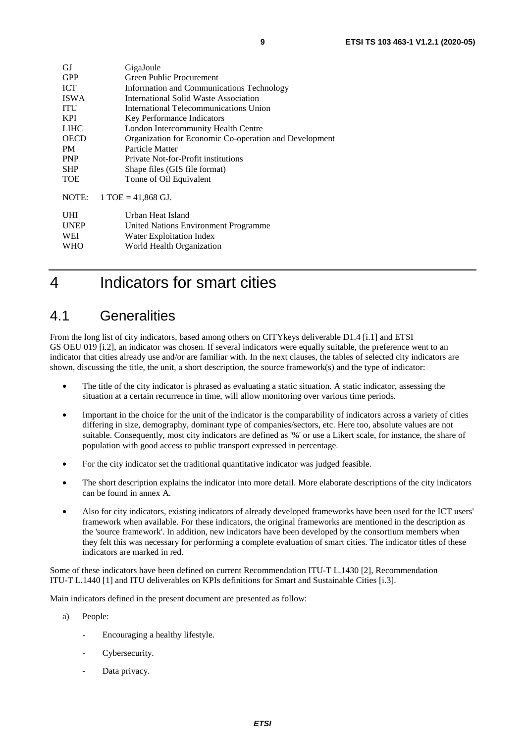| | |
|---|---|
| GJ | GigaJoule |
| GPP | Green Public Procurement |
| ICT | Information and Communications Technology |
| ISWA | International Solid Waste Association |
| ITU | International Telecommunications Union |
| KPI | Key Performance Indicators |
| LIHC | London Intercommunity Health Centre |
| OECD | Organization for Economic Co-operation and Development |
| PM | Particle Matter |
| PNP | Private Not-for-Profit institutions |
| SHP | Shape files (GIS file format) |
| TOE | Tonne of Oil Equivalent |

NOTE: 1 TOE = 41,868 GJ.

| | |
|---|---|
| UHI | Urban Heat Island |
| UNEP | United Nations Environment Programme |
| WEI | Water Exploitation Index |
| WHO | World Health Organization |

# 4 Indicators for smart cities

## 4.1 Generalities

From the long list of city indicators, based among others on CITYkeys deliverable D1.4 [i.1] and ETSI GS OEU 019 [i.2], an indicator was chosen. If several indicators were equally suitable, the preference went to an indicator that cities already use and/or are familiar with. In the next clauses, the tables of selected city indicators are shown, discussing the title, the unit, a short description, the source framework(s) and the type of indicator:

- The title of the city indicator is phrased as evaluating a static situation. A static indicator, assessing the situation at a certain recurrence in time, will allow monitoring over various time periods.
- Important in the choice for the unit of the indicator is the comparability of indicators across a variety of cities differing in size, demography, dominant type of companies/sectors, etc. Here too, absolute values are not suitable. Consequently, most city indicators are defined as '%' or use a Likert scale, for instance, the share of population with good access to public transport expressed in percentage.
- For the city indicator set the traditional quantitative indicator was judged feasible.
- The short description explains the indicator into more detail. More elaborate descriptions of the city indicators can be found in annex A.
- Also for city indicators, existing indicators of already developed frameworks have been used for the ICT users' framework when available. For these indicators, the original frameworks are mentioned in the description as the 'source framework'. In addition, new indicators have been developed by the consortium members when they felt this was necessary for performing a complete evaluation of smart cities. The indicator titles of these indicators are marked in red.

Some of these indicators have been defined on current Recommendation ITU-T L.1430 [2], Recommendation ITU-T L.1440 [1] and ITU deliverables on KPIs definitions for Smart and Sustainable Cities [i.3].

Main indicators defined in the present document are presented as follow:

a) People:
   - Encouraging a healthy lifestyle.
   - Cybersecurity.
   - Data privacy.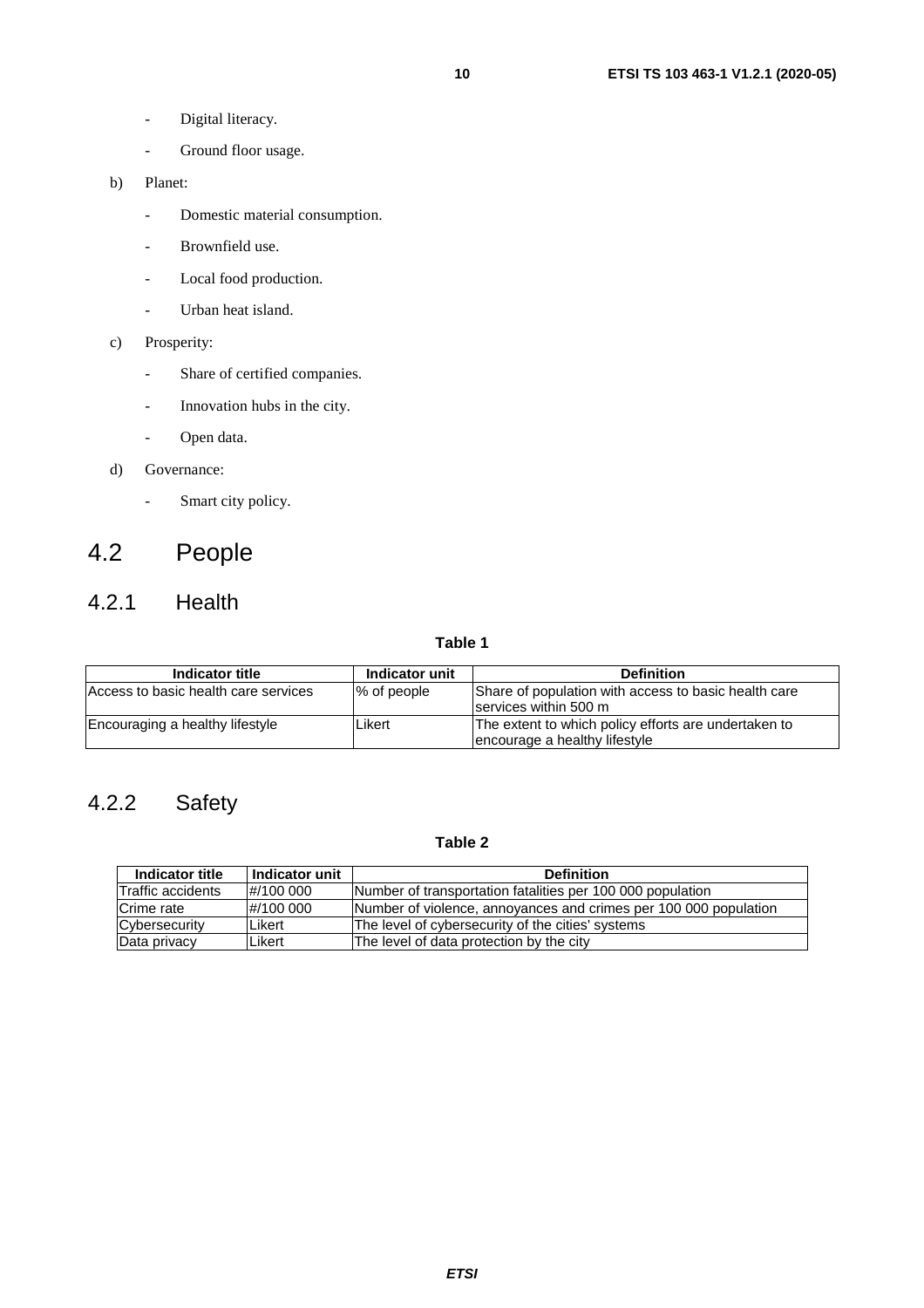- Digital literacy.
- Ground floor usage.

b) Planet:

- Domestic material consumption.
- Brownfield use.
- Local food production.
- Urban heat island.

c) Prosperity:

- Share of certified companies.
- Innovation hubs in the city.
- Open data.

d) Governance:

- Smart city policy.

## 4.2 People

### 4.2.1 Health

**Table 1**

| Indicator title | Indicator unit | Definition |
|---|---|---|
| Access to basic health care services | % of people | Share of population with access to basic health care services within 500 m |
| Encouraging a healthy lifestyle | Likert | The extent to which policy efforts are undertaken to encourage a healthy lifestyle |

### 4.2.2 Safety

**Table 2**

| Indicator title | Indicator unit | Definition |
|---|---|---|
| Traffic accidents | #/100 000 | Number of transportation fatalities per 100 000 population |
| Crime rate | #/100 000 | Number of violence, annoyances and crimes per 100 000 population |
| Cybersecurity | Likert | The level of cybersecurity of the cities' systems |
| Data privacy | Likert | The level of data protection by the city |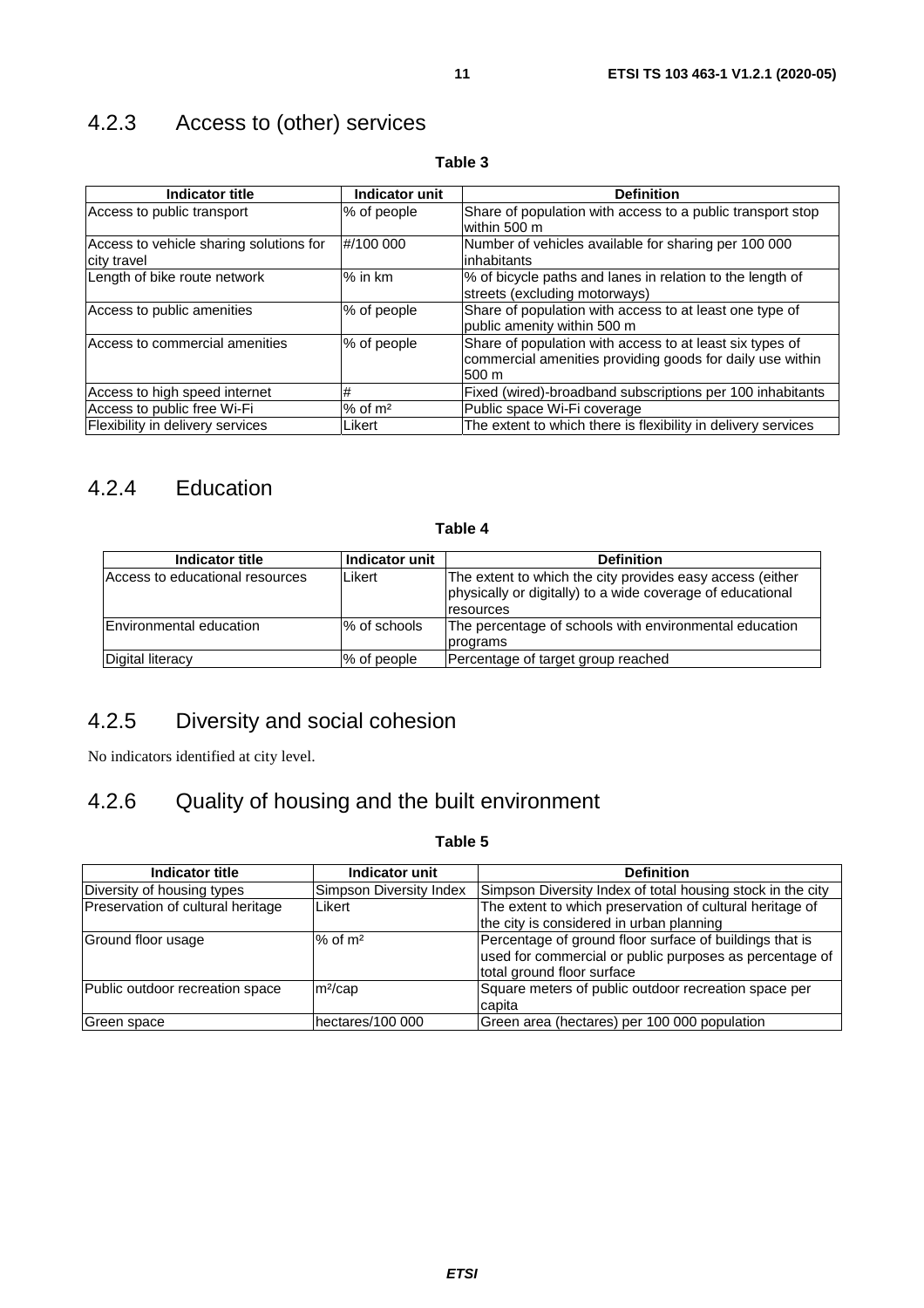### 4.2.3 Access to (other) services

**Table 3**

| Indicator title | Indicator unit | Definition |
|---|---|---|
| Access to public transport | % of people | Share of population with access to a public transport stop within 500 m |
| Access to vehicle sharing solutions for city travel | #/100 000 | Number of vehicles available for sharing per 100 000 inhabitants |
| Length of bike route network | % in km | % of bicycle paths and lanes in relation to the length of streets (excluding motorways) |
| Access to public amenities | % of people | Share of population with access to at least one type of public amenity within 500 m |
| Access to commercial amenities | % of people | Share of population with access to at least six types of commercial amenities providing goods for daily use within 500 m |
| Access to high speed internet | # | Fixed (wired)-broadband subscriptions per 100 inhabitants |
| Access to public free Wi-Fi | % of m² | Public space Wi-Fi coverage |
| Flexibility in delivery services | Likert | The extent to which there is flexibility in delivery services |

### 4.2.4 Education

**Table 4**

| Indicator title | Indicator unit | Definition |
|---|---|---|
| Access to educational resources | Likert | The extent to which the city provides easy access (either physically or digitally) to a wide coverage of educational resources |
| Environmental education | % of schools | The percentage of schools with environmental education programs |
| Digital literacy | % of people | Percentage of target group reached |

### 4.2.5 Diversity and social cohesion

No indicators identified at city level.

### 4.2.6 Quality of housing and the built environment

**Table 5**

| Indicator title | Indicator unit | Definition |
|---|---|---|
| Diversity of housing types | Simpson Diversity Index | Simpson Diversity Index of total housing stock in the city |
| Preservation of cultural heritage | Likert | The extent to which preservation of cultural heritage of the city is considered in urban planning |
| Ground floor usage | % of m² | Percentage of ground floor surface of buildings that is used for commercial or public purposes as percentage of total ground floor surface |
| Public outdoor recreation space | m²/cap | Square meters of public outdoor recreation space per capita |
| Green space | hectares/100 000 | Green area (hectares) per 100 000 population |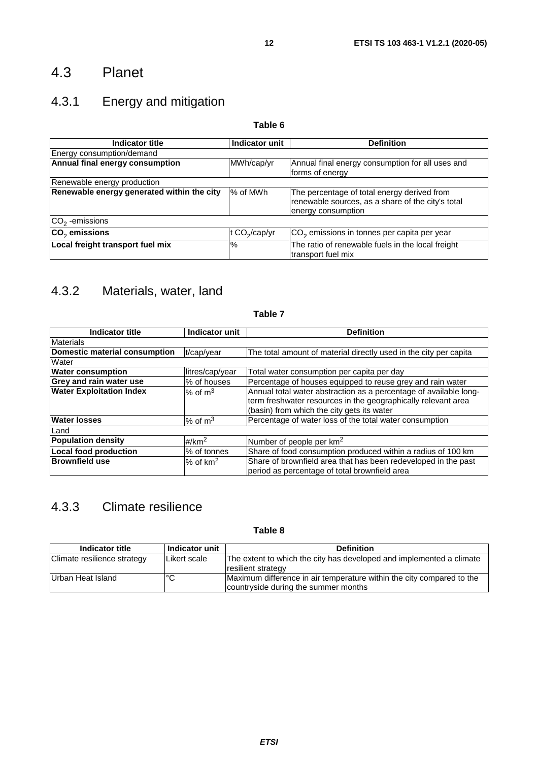## 4.3 Planet

### 4.3.1 Energy and mitigation

**Table 6**

| Indicator title | Indicator unit | Definition |
|---|---|---|
| Energy consumption/demand | | |
| **Annual final energy consumption** | MWh/cap/yr | Annual final energy consumption for all uses and forms of energy |
| Renewable energy production | | |
| **Renewable energy generated within the city** | % of MWh | The percentage of total energy derived from renewable sources, as a share of the city's total energy consumption |
| $CO_2$ -emissions | | |
| **$CO_2$ emissions** | t $CO_2$/cap/yr | $CO_2$ emissions in tonnes per capita per year |
| **Local freight transport fuel mix** | % | The ratio of renewable fuels in the local freight transport fuel mix |

### 4.3.2 Materials, water, land

**Table 7**

| Indicator title | Indicator unit | Definition |
|---|---|---|
| Materials | | |
| **Domestic material consumption** | t/cap/year | The total amount of material directly used in the city per capita |
| Water | | |
| **Water consumption** | litres/cap/year | Total water consumption per capita per day |
| **Grey and rain water use** | % of houses | Percentage of houses equipped to reuse grey and rain water |
| **Water Exploitation Index** | % of $m^3$ | Annual total water abstraction as a percentage of available long-term freshwater resources in the geographically relevant area (basin) from which the city gets its water |
| **Water losses** | % of $m^3$ | Percentage of water loss of the total water consumption |
| Land | | |
| **Population density** | #/$km^2$ | Number of people per $km^2$ |
| **Local food production** | % of tonnes | Share of food consumption produced within a radius of 100 km |
| **Brownfield use** | % of $km^2$ | Share of brownfield area that has been redeveloped in the past period as percentage of total brownfield area |

### 4.3.3 Climate resilience

**Table 8**

| Indicator title | Indicator unit | Definition |
|---|---|---|
| Climate resilience strategy | Likert scale | The extent to which the city has developed and implemented a climate resilient strategy |
| Urban Heat Island | °C | Maximum difference in air temperature within the city compared to the countryside during the summer months |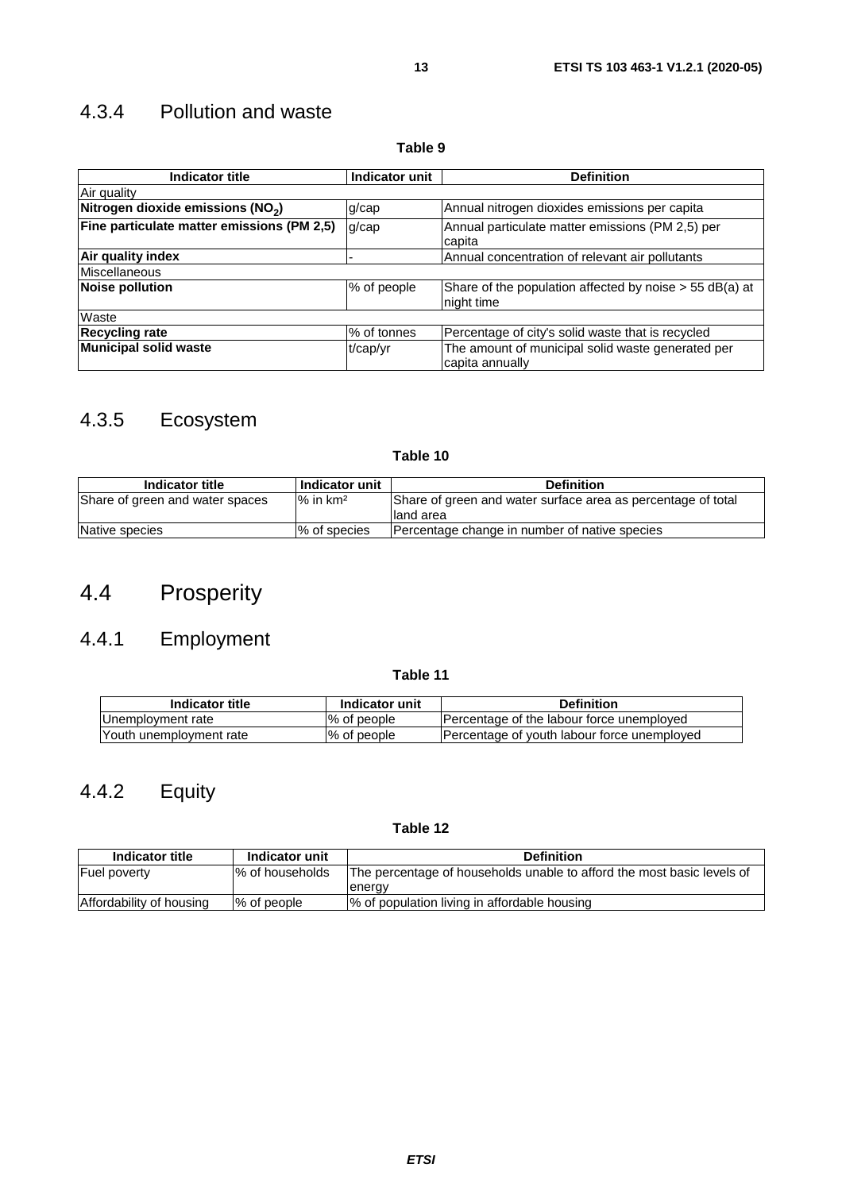### 4.3.4 Pollution and waste

**Table 9**

| Indicator title | Indicator unit | Definition |
|---|---|---|
| Air quality | | |
| **Nitrogen dioxide emissions ($NO_2$)** | g/cap | Annual nitrogen dioxides emissions per capita |
| **Fine particulate matter emissions (PM 2,5)** | g/cap | Annual particulate matter emissions (PM 2,5) per capita |
| **Air quality index** | - | Annual concentration of relevant air pollutants |
| Miscellaneous | | |
| **Noise pollution** | % of people | Share of the population affected by noise > 55 dB(a) at night time |
| Waste | | |
| **Recycling rate** | % of tonnes | Percentage of city's solid waste that is recycled |
| **Municipal solid waste** | t/cap/yr | The amount of municipal solid waste generated per capita annually |

### 4.3.5 Ecosystem

**Table 10**

| Indicator title | Indicator unit | Definition |
|---|---|---|
| Share of green and water spaces | % in km² | Share of green and water surface area as percentage of total land area |
| Native species | % of species | Percentage change in number of native species |

## 4.4 Prosperity

### 4.4.1 Employment

**Table 11**

| Indicator title | Indicator unit | Definition |
|---|---|---|
| Unemployment rate | % of people | Percentage of the labour force unemployed |
| Youth unemployment rate | % of people | Percentage of youth labour force unemployed |

### 4.4.2 Equity

**Table 12**

| Indicator title | Indicator unit | Definition |
|---|---|---|
| Fuel poverty | % of households | The percentage of households unable to afford the most basic levels of energy |
| Affordability of housing | % of people | % of population living in affordable housing |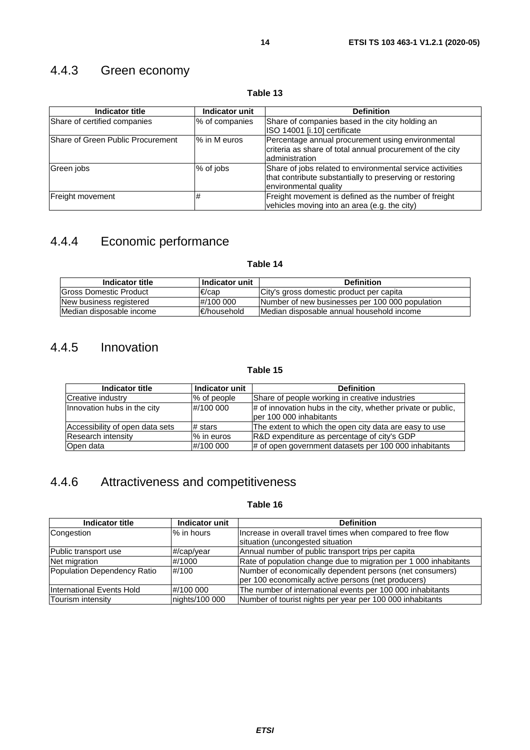### 4.4.3 Green economy

**Table 13**

| Indicator title | Indicator unit | Definition |
| --- | --- | --- |
| Share of certified companies | % of companies | Share of companies based in the city holding an ISO 14001 [i.10] certificate |
| Share of Green Public Procurement | % in M euros | Percentage annual procurement using environmental criteria as share of total annual procurement of the city administration |
| Green jobs | % of jobs | Share of jobs related to environmental service activities that contribute substantially to preserving or restoring environmental quality |
| Freight movement | # | Freight movement is defined as the number of freight vehicles moving into an area (e.g. the city) |

### 4.4.4 Economic performance

**Table 14**

| Indicator title | Indicator unit | Definition |
| --- | --- | --- |
| Gross Domestic Product | €/cap | City's gross domestic product per capita |
| New business registered | #/100 000 | Number of new businesses per 100 000 population |
| Median disposable income | €/household | Median disposable annual household income |

### 4.4.5 Innovation

**Table 15**

| Indicator title | Indicator unit | Definition |
| --- | --- | --- |
| Creative industry | % of people | Share of people working in creative industries |
| Innovation hubs in the city | #/100 000 | # of innovation hubs in the city, whether private or public, per 100 000 inhabitants |
| Accessibility of open data sets | # stars | The extent to which the open city data are easy to use |
| Research intensity | % in euros | R&D expenditure as percentage of city's GDP |
| Open data | #/100 000 | # of open government datasets per 100 000 inhabitants |

### 4.4.6 Attractiveness and competitiveness

**Table 16**

| Indicator title | Indicator unit | Definition |
| --- | --- | --- |
| Congestion | % in hours | Increase in overall travel times when compared to free flow situation (uncongested situation |
| Public transport use | #/cap/year | Annual number of public transport trips per capita |
| Net migration | #/1000 | Rate of population change due to migration per 1 000 inhabitants |
| Population Dependency Ratio | #/100 | Number of economically dependent persons (net consumers) per 100 economically active persons (net producers) |
| International Events Hold | #/100 000 | The number of international events per 100 000 inhabitants |
| Tourism intensity | nights/100 000 | Number of tourist nights per year per 100 000 inhabitants |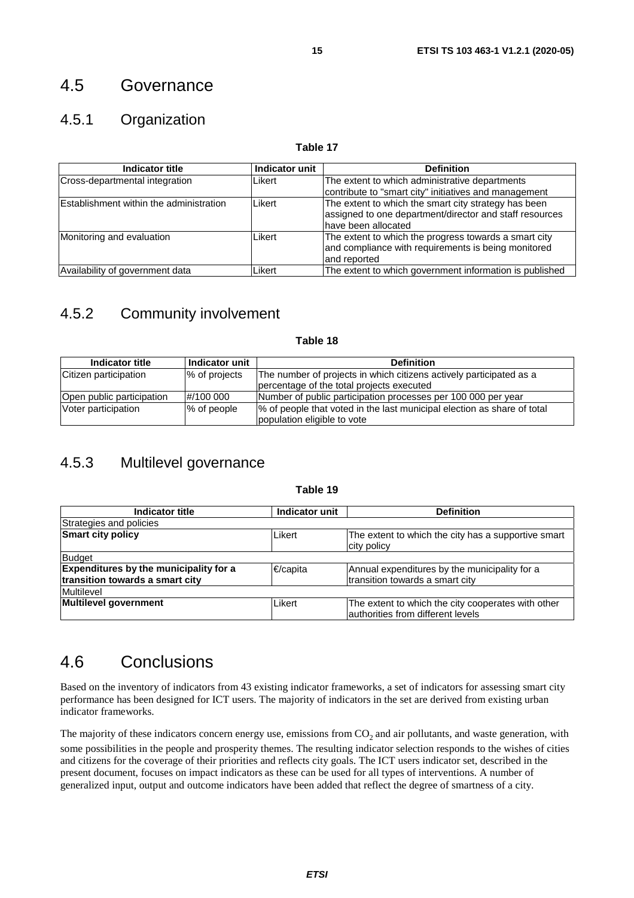## 4.5 Governance

### 4.5.1 Organization

**Table 17**

| Indicator title | Indicator unit | Definition |
|---|---|---|
| Cross-departmental integration | Likert | The extent to which administrative departments contribute to "smart city" initiatives and management |
| Establishment within the administration | Likert | The extent to which the smart city strategy has been assigned to one department/director and staff resources have been allocated |
| Monitoring and evaluation | Likert | The extent to which the progress towards a smart city and compliance with requirements is being monitored and reported |
| Availability of government data | Likert | The extent to which government information is published |

### 4.5.2 Community involvement

**Table 18**

| Indicator title | Indicator unit | Definition |
|---|---|---|
| Citizen participation | % of projects | The number of projects in which citizens actively participated as a percentage of the total projects executed |
| Open public participation | #/100 000 | Number of public participation processes per 100 000 per year |
| Voter participation | % of people | % of people that voted in the last municipal election as share of total population eligible to vote |

### 4.5.3 Multilevel governance

**Table 19**

| Indicator title | Indicator unit | Definition |
|---|---|---|
| Strategies and policies | | |
| **Smart city policy** | Likert | The extent to which the city has a supportive smart city policy |
| Budget | | |
| **Expenditures by the municipality for a transition towards a smart city** | €/capita | Annual expenditures by the municipality for a transition towards a smart city |
| Multilevel | | |
| **Multilevel government** | Likert | The extent to which the city cooperates with other authorities from different levels |

## 4.6 Conclusions

Based on the inventory of indicators from 43 existing indicator frameworks, a set of indicators for assessing smart city performance has been designed for ICT users. The majority of indicators in the set are derived from existing urban indicator frameworks.

The majority of these indicators concern energy use, emissions from $CO_2$ and air pollutants, and waste generation, with some possibilities in the people and prosperity themes. The resulting indicator selection responds to the wishes of cities and citizens for the coverage of their priorities and reflects city goals. The ICT users indicator set, described in the present document, focuses on impact indicators as these can be used for all types of interventions. A number of generalized input, output and outcome indicators have been added that reflect the degree of smartness of a city.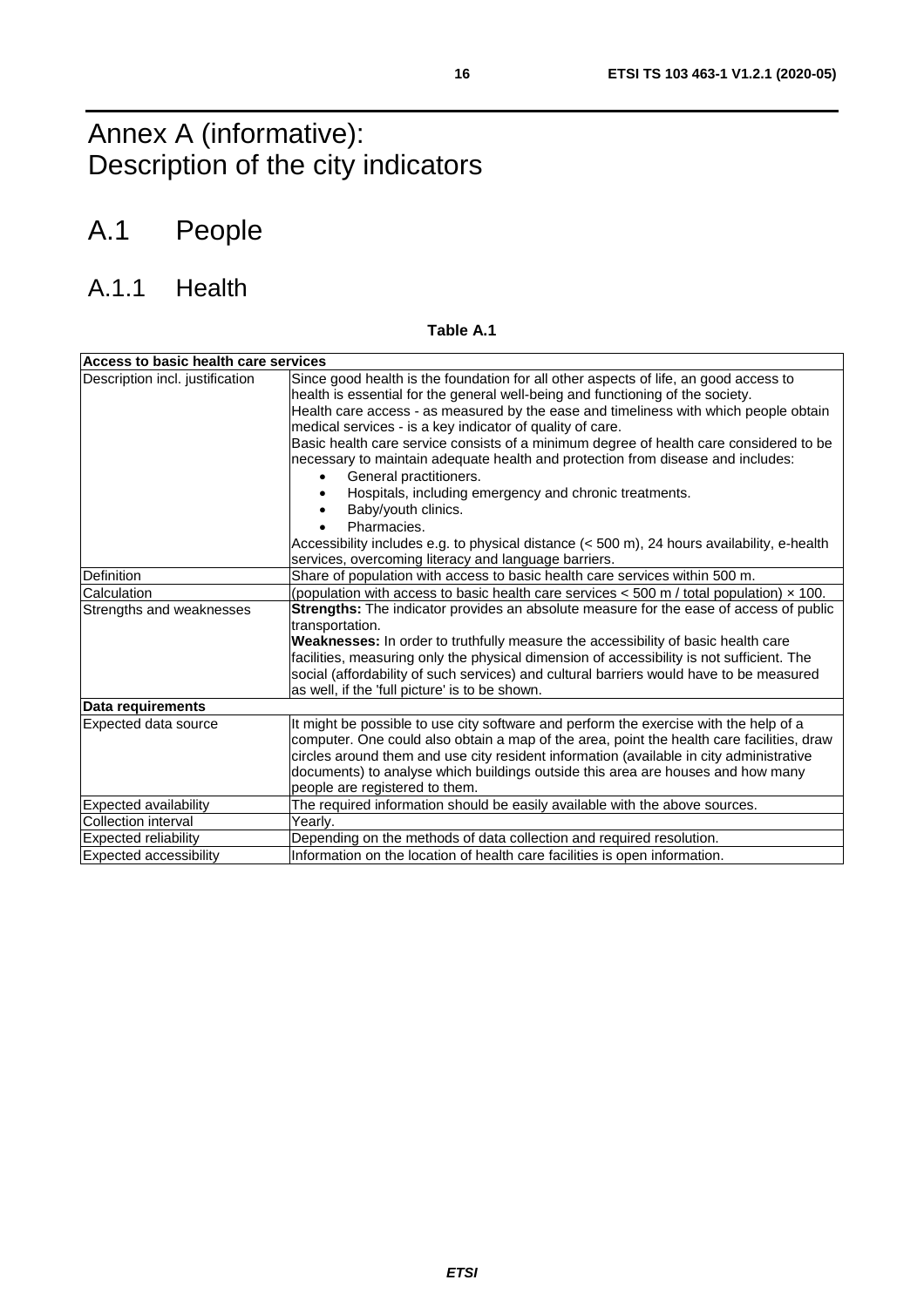# Annex A (informative): Description of the city indicators

# A.1 People

## A.1.1 Health

**Table A.1**

| **Access to basic health care services** | |
|---|---|
| Description incl. justification | Since good health is the foundation for all other aspects of life, an good access to health is essential for the general well-being and functioning of the society.<br>Health care access - as measured by the ease and timeliness with which people obtain medical services - is a key indicator of quality of care.<br>Basic health care service consists of a minimum degree of health care considered to be necessary to maintain adequate health and protection from disease and includes:<br>• General practitioners.<br>• Hospitals, including emergency and chronic treatments.<br>• Baby/youth clinics.<br>• Pharmacies.<br>Accessibility includes e.g. to physical distance (< 500 m), 24 hours availability, e-health services, overcoming literacy and language barriers. |
| Definition | Share of population with access to basic health care services within 500 m. |
| Calculation | (population with access to basic health care services < 500 m / total population) × 100. |
| Strengths and weaknesses | **Strengths:** The indicator provides an absolute measure for the ease of access of public transportation.<br>**Weaknesses:** In order to truthfully measure the accessibility of basic health care facilities, measuring only the physical dimension of accessibility is not sufficient. The social (affordability of such services) and cultural barriers would have to be measured as well, if the 'full picture' is to be shown. |
| **Data requirements** | |
| Expected data source | It might be possible to use city software and perform the exercise with the help of a computer. One could also obtain a map of the area, point the health care facilities, draw circles around them and use city resident information (available in city administrative documents) to analyse which buildings outside this area are houses and how many people are registered to them. |
| Expected availability | The required information should be easily available with the above sources. |
| Collection interval | Yearly. |
| Expected reliability | Depending on the methods of data collection and required resolution. |
| Expected accessibility | Information on the location of health care facilities is open information. |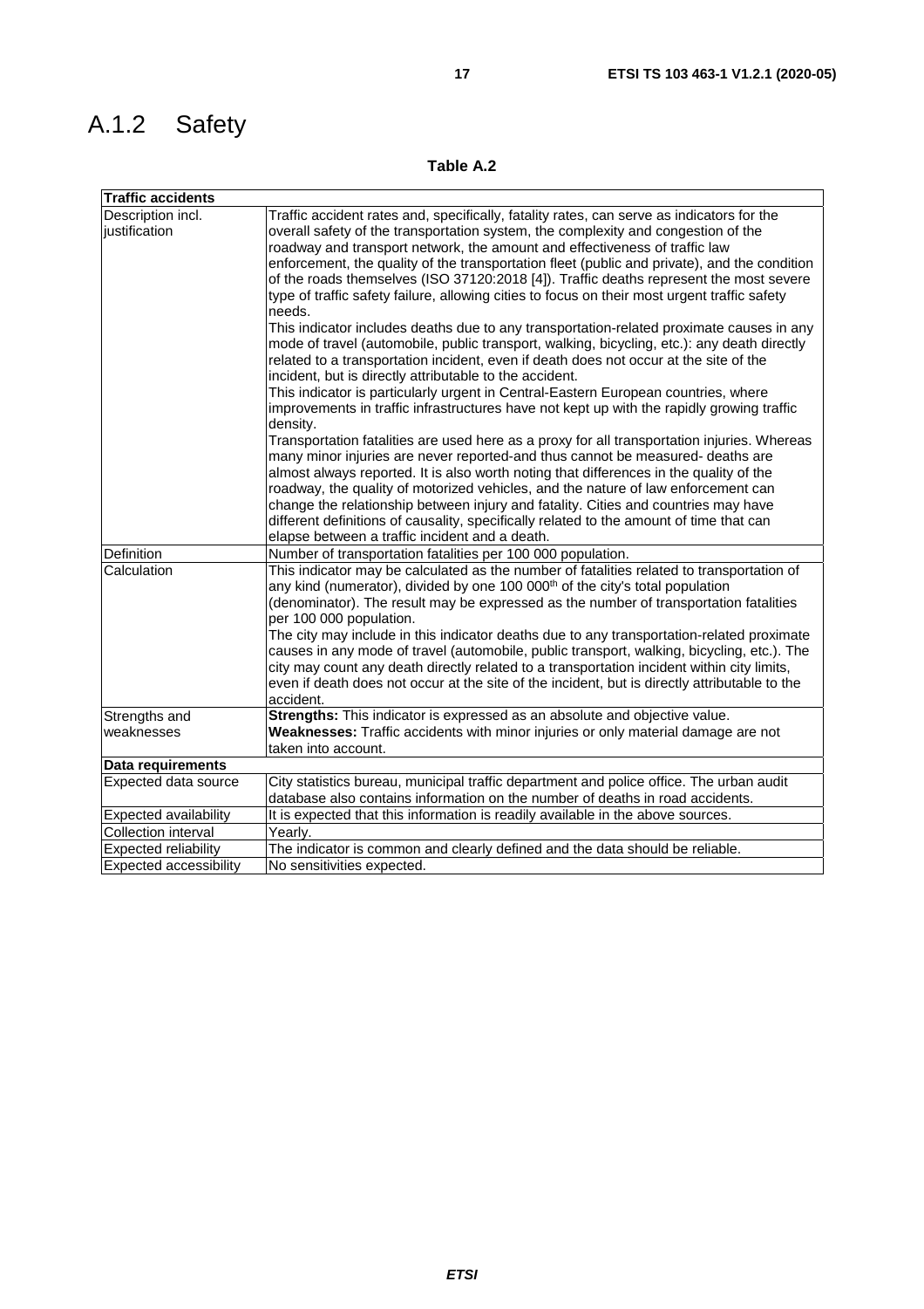## A.1.2 Safety

**Table A.2**

| **Traffic accidents** | |
|---|---|
| Description incl. justification | Traffic accident rates and, specifically, fatality rates, can serve as indicators for the overall safety of the transportation system, the complexity and congestion of the roadway and transport network, the amount and effectiveness of traffic law enforcement, the quality of the transportation fleet (public and private), and the condition of the roads themselves (ISO 37120:2018 [4]). Traffic deaths represent the most severe type of traffic safety failure, allowing cities to focus on their most urgent traffic safety needs.<br>This indicator includes deaths due to any transportation-related proximate causes in any mode of travel (automobile, public transport, walking, bicycling, etc.): any death directly related to a transportation incident, even if death does not occur at the site of the incident, but is directly attributable to the accident.<br>This indicator is particularly urgent in Central-Eastern European countries, where improvements in traffic infrastructures have not kept up with the rapidly growing traffic density.<br>Transportation fatalities are used here as a proxy for all transportation injuries. Whereas many minor injuries are never reported-and thus cannot be measured- deaths are almost always reported. It is also worth noting that differences in the quality of the roadway, the quality of motorized vehicles, and the nature of law enforcement can change the relationship between injury and fatality. Cities and countries may have different definitions of causality, specifically related to the amount of time that can elapse between a traffic incident and a death. |
| Definition | Number of transportation fatalities per 100 000 population. |
| Calculation | This indicator may be calculated as the number of fatalities related to transportation of any kind (numerator), divided by one 100 000th of the city's total population (denominator). The result may be expressed as the number of transportation fatalities per 100 000 population.<br>The city may include in this indicator deaths due to any transportation-related proximate causes in any mode of travel (automobile, public transport, walking, bicycling, etc.). The city may count any death directly related to a transportation incident within city limits, even if death does not occur at the site of the incident, but is directly attributable to the accident. |
| Strengths and weaknesses | **Strengths:** This indicator is expressed as an absolute and objective value.<br>**Weaknesses:** Traffic accidents with minor injuries or only material damage are not taken into account. |
| **Data requirements** | |
| Expected data source | City statistics bureau, municipal traffic department and police office. The urban audit database also contains information on the number of deaths in road accidents. |
| Expected availability | It is expected that this information is readily available in the above sources. |
| Collection interval | Yearly. |
| Expected reliability | The indicator is common and clearly defined and the data should be reliable. |
| Expected accessibility | No sensitivities expected. |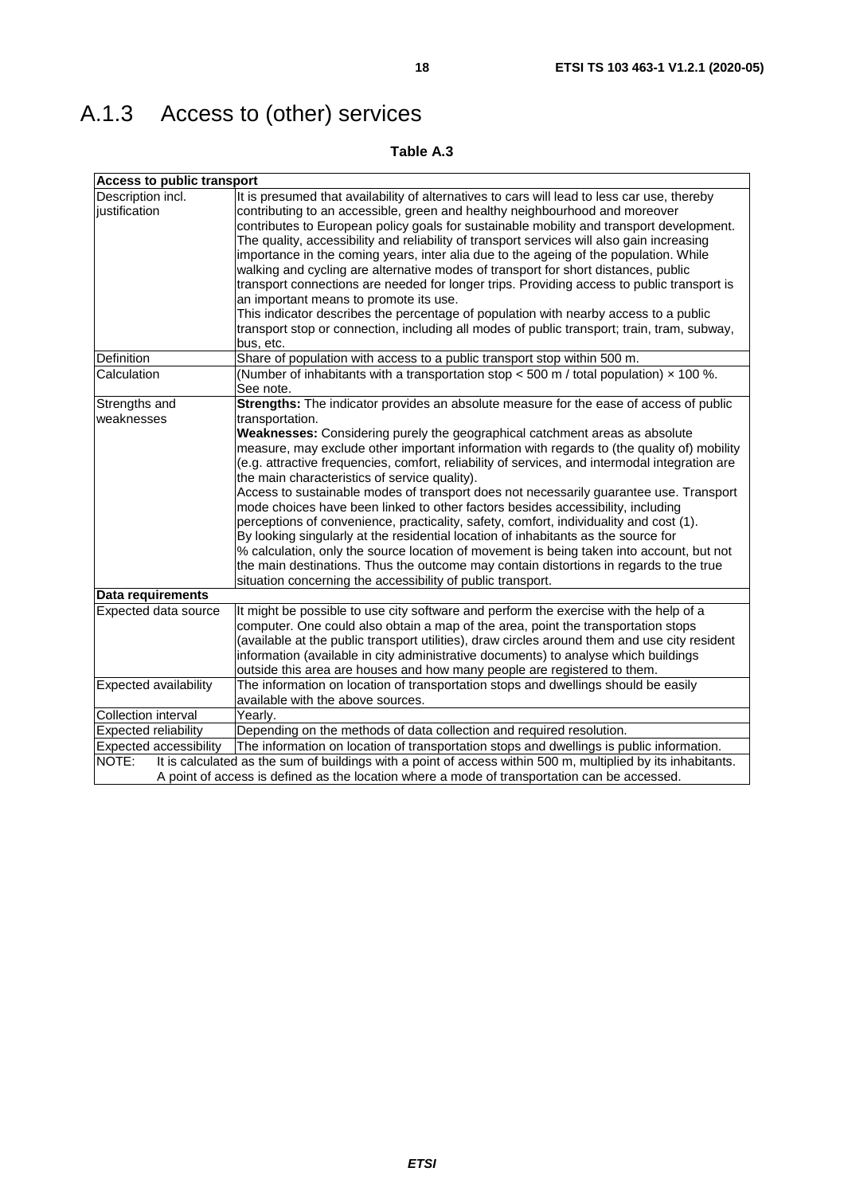## A.1.3 Access to (other) services

**Table A.3**

| **Access to public transport** | |
|---|---|
| Description incl. justification | It is presumed that availability of alternatives to cars will lead to less car use, thereby contributing to an accessible, green and healthy neighbourhood and moreover contributes to European policy goals for sustainable mobility and transport development. The quality, accessibility and reliability of transport services will also gain increasing importance in the coming years, inter alia due to the ageing of the population. While walking and cycling are alternative modes of transport for short distances, public transport connections are needed for longer trips. Providing access to public transport is an important means to promote its use.<br>This indicator describes the percentage of population with nearby access to a public transport stop or connection, including all modes of public transport; train, tram, subway, bus, etc. |
| Definition | Share of population with access to a public transport stop within 500 m. |
| Calculation | (Number of inhabitants with a transportation stop < 500 m / total population) × 100 %.<br>See note. |
| Strengths and weaknesses | **Strengths:** The indicator provides an absolute measure for the ease of access of public transportation.<br>**Weaknesses:** Considering purely the geographical catchment areas as absolute measure, may exclude other important information with regards to (the quality of) mobility (e.g. attractive frequencies, comfort, reliability of services, and intermodal integration are the main characteristics of service quality).<br>Access to sustainable modes of transport does not necessarily guarantee use. Transport mode choices have been linked to other factors besides accessibility, including perceptions of convenience, practicality, safety, comfort, individuality and cost (1).<br>By looking singularly at the residential location of inhabitants as the source for % calculation, only the source location of movement is being taken into account, but not the main destinations. Thus the outcome may contain distortions in regards to the true situation concerning the accessibility of public transport. |
| **Data requirements** | |
| Expected data source | It might be possible to use city software and perform the exercise with the help of a computer. One could also obtain a map of the area, point the transportation stops (available at the public transport utilities), draw circles around them and use city resident information (available in city administrative documents) to analyse which buildings outside this area are houses and how many people are registered to them. |
| Expected availability | The information on location of transportation stops and dwellings should be easily available with the above sources. |
| Collection interval | Yearly. |
| Expected reliability | Depending on the methods of data collection and required resolution. |
| Expected accessibility | The information on location of transportation stops and dwellings is public information. |
| NOTE: It is calculated as the sum of buildings with a point of access within 500 m, multiplied by its inhabitants. A point of access is defined as the location where a mode of transportation can be accessed. | |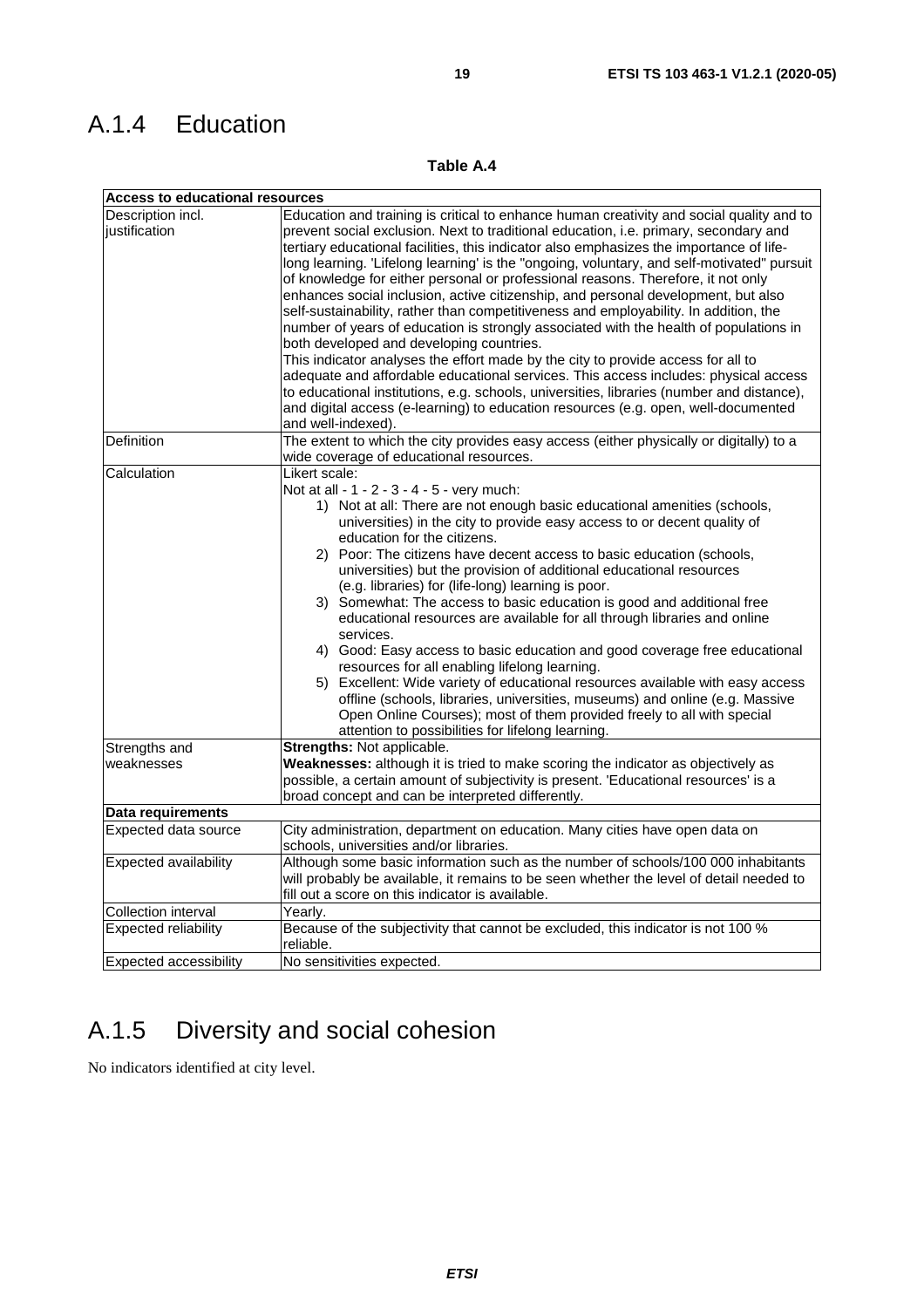## A.1.4 Education

**Table A.4**

| **Access to educational resources** | |
|---|---|
| Description incl. justification | Education and training is critical to enhance human creativity and social quality and to prevent social exclusion. Next to traditional education, i.e. primary, secondary and tertiary educational facilities, this indicator also emphasizes the importance of life-long learning. 'Lifelong learning' is the "ongoing, voluntary, and self-motivated" pursuit of knowledge for either personal or professional reasons. Therefore, it not only enhances social inclusion, active citizenship, and personal development, but also self-sustainability, rather than competitiveness and employability. In addition, the number of years of education is strongly associated with the health of populations in both developed and developing countries.<br>This indicator analyses the effort made by the city to provide access for all to adequate and affordable educational services. This access includes: physical access to educational institutions, e.g. schools, universities, libraries (number and distance), and digital access (e-learning) to education resources (e.g. open, well-documented and well-indexed). |
| Definition | The extent to which the city provides easy access (either physically or digitally) to a wide coverage of educational resources. |
| Calculation | Likert scale:<br>Not at all - 1 - 2 - 3 - 4 - 5 - very much:<br>1) Not at all: There are not enough basic educational amenities (schools, universities) in the city to provide easy access to or decent quality of education for the citizens.<br>2) Poor: The citizens have decent access to basic education (schools, universities) but the provision of additional educational resources (e.g. libraries) for (life-long) learning is poor.<br>3) Somewhat: The access to basic education is good and additional free educational resources are available for all through libraries and online services.<br>4) Good: Easy access to basic education and good coverage free educational resources for all enabling lifelong learning.<br>5) Excellent: Wide variety of educational resources available with easy access offline (schools, libraries, universities, museums) and online (e.g. Massive Open Online Courses); most of them provided freely to all with special attention to possibilities for lifelong learning. |
| Strengths and weaknesses | **Strengths:** Not applicable.<br>**Weaknesses:** although it is tried to make scoring the indicator as objectively as possible, a certain amount of subjectivity is present. 'Educational resources' is a broad concept and can be interpreted differently. |
| **Data requirements** | |
| Expected data source | City administration, department on education. Many cities have open data on schools, universities and/or libraries. |
| Expected availability | Although some basic information such as the number of schools/100 000 inhabitants will probably be available, it remains to be seen whether the level of detail needed to fill out a score on this indicator is available. |
| Collection interval | Yearly. |
| Expected reliability | Because of the subjectivity that cannot be excluded, this indicator is not 100 % reliable. |
| Expected accessibility | No sensitivities expected. |

## A.1.5 Diversity and social cohesion

No indicators identified at city level.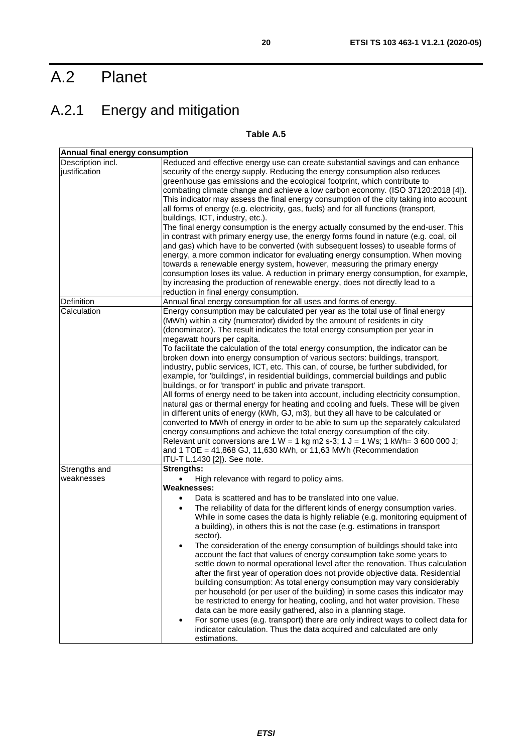# A.2 Planet

## A.2.1 Energy and mitigation

**Table A.5**

| **Annual final energy consumption** | |
|---|---|
| Description incl. justification | Reduced and effective energy use can create substantial savings and can enhance security of the energy supply. Reducing the energy consumption also reduces greenhouse gas emissions and the ecological footprint, which contribute to combating climate change and achieve a low carbon economy. (ISO 37120:2018 [4]). This indicator may assess the final energy consumption of the city taking into account all forms of energy (e.g. electricity, gas, fuels) and for all functions (transport, buildings, ICT, industry, etc.).<br>The final energy consumption is the energy actually consumed by the end-user. This in contrast with primary energy use, the energy forms found in nature (e.g. coal, oil and gas) which have to be converted (with subsequent losses) to useable forms of energy, a more common indicator for evaluating energy consumption. When moving towards a renewable energy system, however, measuring the primary energy consumption loses its value. A reduction in primary energy consumption, for example, by increasing the production of renewable energy, does not directly lead to a reduction in final energy consumption. |
| Definition | Annual final energy consumption for all uses and forms of energy. |
| Calculation | Energy consumption may be calculated per year as the total use of final energy (MWh) within a city (numerator) divided by the amount of residents in city (denominator). The result indicates the total energy consumption per year in megawatt hours per capita.<br>To facilitate the calculation of the total energy consumption, the indicator can be broken down into energy consumption of various sectors: buildings, transport, industry, public services, ICT, etc. This can, of course, be further subdivided, for example, for 'buildings', in residential buildings, commercial buildings and public buildings, or for 'transport' in public and private transport.<br>All forms of energy need to be taken into account, including electricity consumption, natural gas or thermal energy for heating and cooling and fuels. These will be given in different units of energy (kWh, GJ, m3), but they all have to be calculated or converted to MWh of energy in order to be able to sum up the separately calculated energy consumptions and achieve the total energy consumption of the city.<br>Relevant unit conversions are 1 W = 1 kg m2 s-3; 1 J = 1 Ws; 1 kWh= 3 600 000 J; and 1 TOE = 41,868 GJ, 11,630 kWh, or 11,63 MWh (Recommendation ITU-T L.1430 [2]). See note. |
| Strengths and weaknesses | **Strengths:**<br>• High relevance with regard to policy aims.<br>**Weaknesses:**<br>• Data is scattered and has to be translated into one value.<br>• The reliability of data for the different kinds of energy consumption varies. While in some cases the data is highly reliable (e.g. monitoring equipment of a building), in others this is not the case (e.g. estimations in transport sector).<br>• The consideration of the energy consumption of buildings should take into account the fact that values of energy consumption take some years to settle down to normal operational level after the renovation. Thus calculation after the first year of operation does not provide objective data. Residential building consumption: As total energy consumption may vary considerably per household (or per user of the building) in some cases this indicator may be restricted to energy for heating, cooling, and hot water provision. These data can be more easily gathered, also in a planning stage.<br>• For some uses (e.g. transport) there are only indirect ways to collect data for indicator calculation. Thus the data acquired and calculated are only estimations. |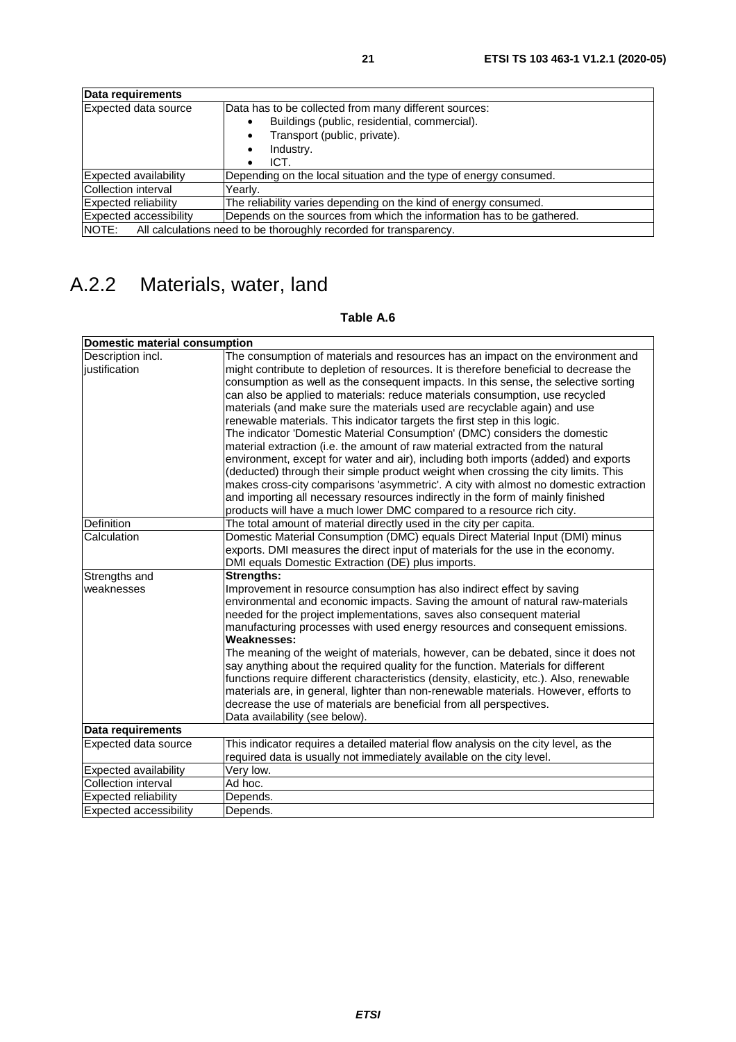| Data requirements | |
|---|---|
| Expected data source | Data has to be collected from many different sources:<br>• Buildings (public, residential, commercial).<br>• Transport (public, private).<br>• Industry.<br>• ICT. |
| Expected availability | Depending on the local situation and the type of energy consumed. |
| Collection interval | Yearly. |
| Expected reliability | The reliability varies depending on the kind of energy consumed. |
| Expected accessibility | Depends on the sources from which the information has to be gathered. |
| NOTE: All calculations need to be thoroughly recorded for transparency. | |

## A.2.2 Materials, water, land

**Table A.6**

| Domestic material consumption | |
|---|---|
| Description incl. justification | The consumption of materials and resources has an impact on the environment and might contribute to depletion of resources. It is therefore beneficial to decrease the consumption as well as the consequent impacts. In this sense, the selective sorting can also be applied to materials: reduce materials consumption, use recycled materials (and make sure the materials used are recyclable again) and use renewable materials. This indicator targets the first step in this logic.<br>The indicator 'Domestic Material Consumption' (DMC) considers the domestic material extraction (i.e. the amount of raw material extracted from the natural environment, except for water and air), including both imports (added) and exports (deducted) through their simple product weight when crossing the city limits. This makes cross-city comparisons 'asymmetric'. A city with almost no domestic extraction and importing all necessary resources indirectly in the form of mainly finished products will have a much lower DMC compared to a resource rich city. |
| Definition | The total amount of material directly used in the city per capita. |
| Calculation | Domestic Material Consumption (DMC) equals Direct Material Input (DMI) minus exports. DMI measures the direct input of materials for the use in the economy. DMI equals Domestic Extraction (DE) plus imports. |
| Strengths and weaknesses | **Strengths:**<br>Improvement in resource consumption has also indirect effect by saving environmental and economic impacts. Saving the amount of natural raw-materials needed for the project implementations, saves also consequent material manufacturing processes with used energy resources and consequent emissions.<br>**Weaknesses:**<br>The meaning of the weight of materials, however, can be debated, since it does not say anything about the required quality for the function. Materials for different functions require different characteristics (density, elasticity, etc.). Also, renewable materials are, in general, lighter than non-renewable materials. However, efforts to decrease the use of materials are beneficial from all perspectives.<br>Data availability (see below). |
| **Data requirements** | |
| Expected data source | This indicator requires a detailed material flow analysis on the city level, as the required data is usually not immediately available on the city level. |
| Expected availability | Very low. |
| Collection interval | Ad hoc. |
| Expected reliability | Depends. |
| Expected accessibility | Depends. |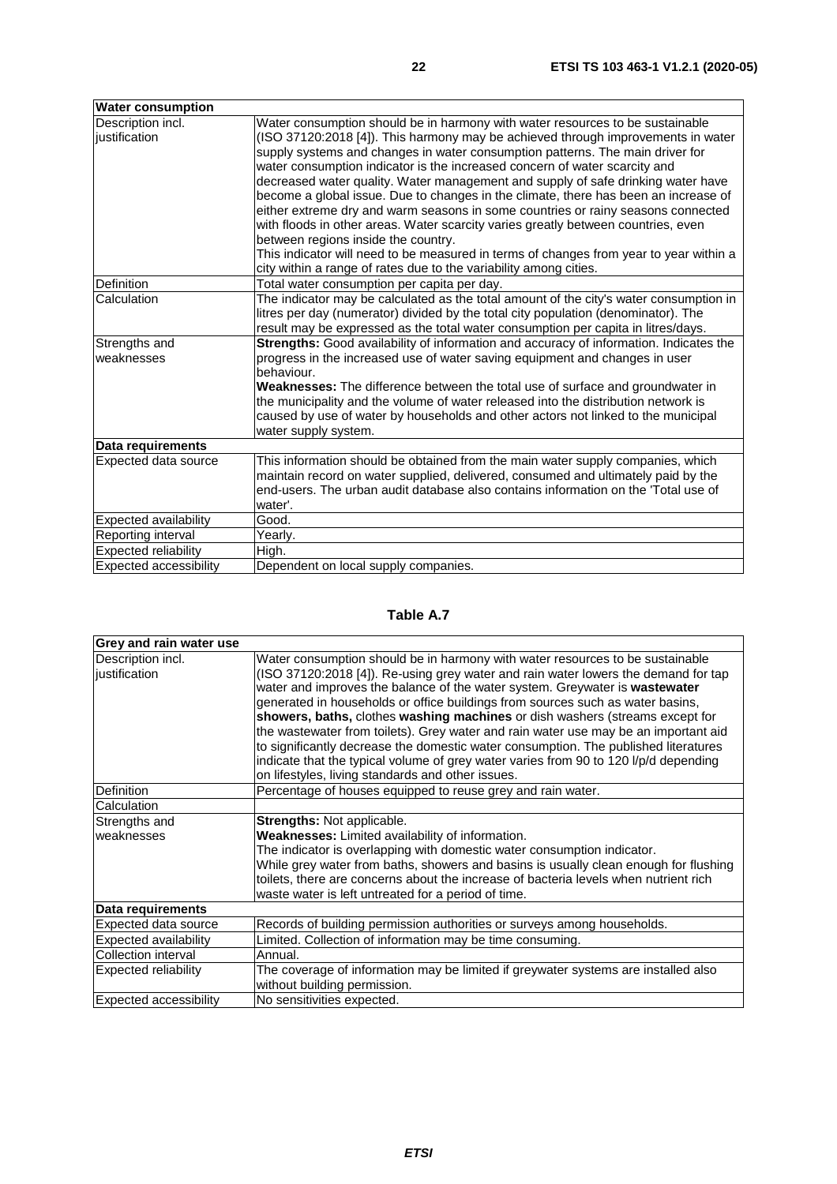| **Water consumption** | |
|---|---|
| Description incl. justification | Water consumption should be in harmony with water resources to be sustainable (ISO 37120:2018 [4]). This harmony may be achieved through improvements in water supply systems and changes in water consumption patterns. The main driver for water consumption indicator is the increased concern of water scarcity and decreased water quality. Water management and supply of safe drinking water have become a global issue. Due to changes in the climate, there has been an increase of either extreme dry and warm seasons in some countries or rainy seasons connected with floods in other areas. Water scarcity varies greatly between countries, even between regions inside the country.<br>This indicator will need to be measured in terms of changes from year to year within a city within a range of rates due to the variability among cities. |
| Definition | Total water consumption per capita per day. |
| Calculation | The indicator may be calculated as the total amount of the city's water consumption in litres per day (numerator) divided by the total city population (denominator). The result may be expressed as the total water consumption per capita in litres/days. |
| Strengths and weaknesses | **Strengths:** Good availability of information and accuracy of information. Indicates the progress in the increased use of water saving equipment and changes in user behaviour.<br>**Weaknesses:** The difference between the total use of surface and groundwater in the municipality and the volume of water released into the distribution network is caused by use of water by households and other actors not linked to the municipal water supply system. |
| **Data requirements** | |
| Expected data source | This information should be obtained from the main water supply companies, which maintain record on water supplied, delivered, consumed and ultimately paid by the end-users. The urban audit database also contains information on the 'Total use of water'. |
| Expected availability | Good. |
| Reporting interval | Yearly. |
| Expected reliability | High. |
| Expected accessibility | Dependent on local supply companies. |

**Table A.7**

| **Grey and rain water use** | |
|---|---|
| Description incl. justification | Water consumption should be in harmony with water resources to be sustainable (ISO 37120:2018 [4]). Re-using grey water and rain water lowers the demand for tap water and improves the balance of the water system. Greywater is **wastewater** generated in households or office buildings from sources such as water basins, **showers, baths,** clothes **washing machines** or dish washers (streams except for the wastewater from toilets). Grey water and rain water use may be an important aid to significantly decrease the domestic water consumption. The published literatures indicate that the typical volume of grey water varies from 90 to 120 l/p/d depending on lifestyles, living standards and other issues. |
| Definition | Percentage of houses equipped to reuse grey and rain water. |
| Calculation | |
| Strengths and weaknesses | **Strengths:** Not applicable.<br>**Weaknesses:** Limited availability of information.<br>The indicator is overlapping with domestic water consumption indicator.<br>While grey water from baths, showers and basins is usually clean enough for flushing toilets, there are concerns about the increase of bacteria levels when nutrient rich waste water is left untreated for a period of time. |
| **Data requirements** | |
| Expected data source | Records of building permission authorities or surveys among households. |
| Expected availability | Limited. Collection of information may be time consuming. |
| Collection interval | Annual. |
| Expected reliability | The coverage of information may be limited if greywater systems are installed also without building permission. |
| Expected accessibility | No sensitivities expected. |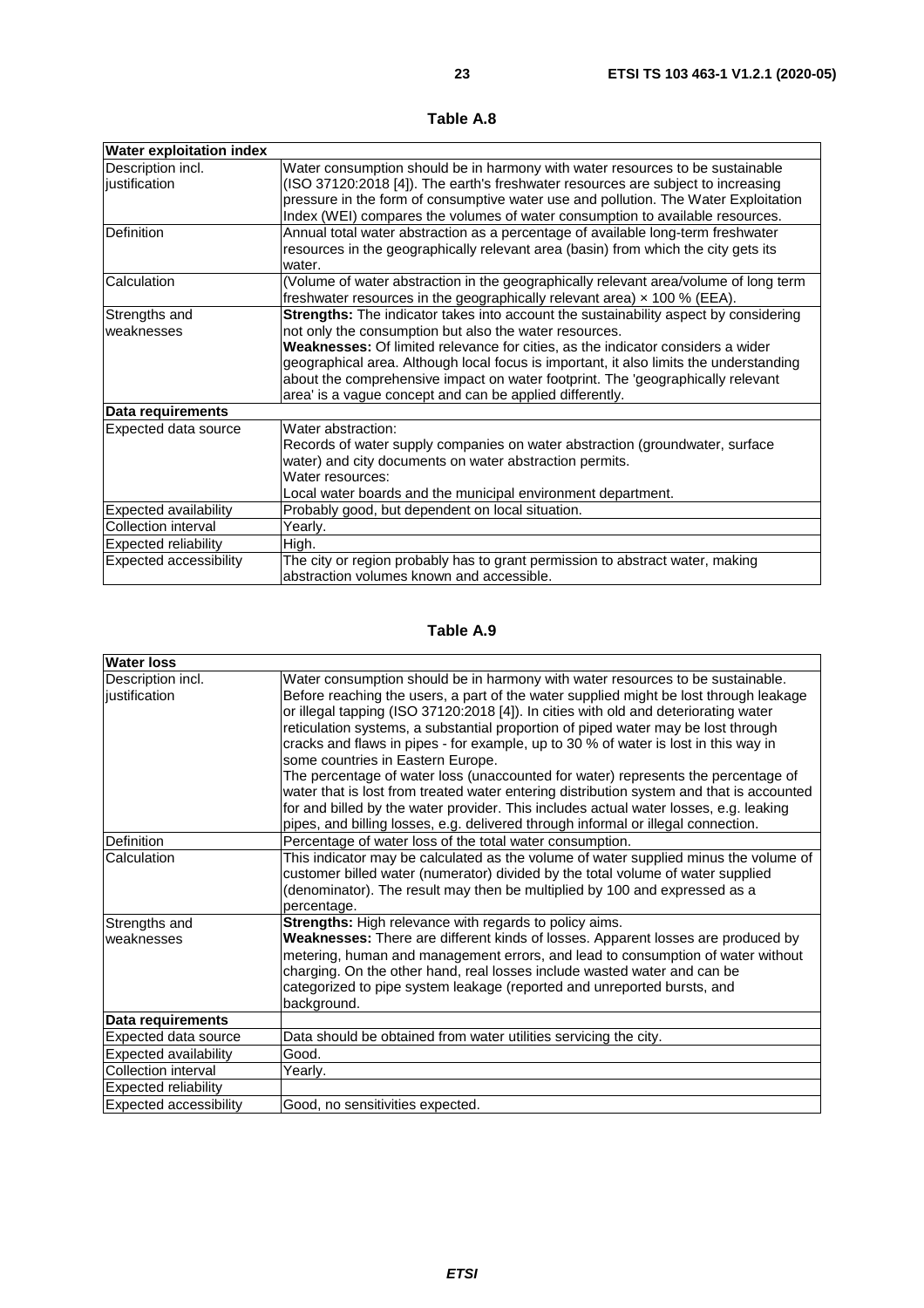### Table A.8

| Water exploitation index | |
|---|---|
| Description incl. justification | Water consumption should be in harmony with water resources to be sustainable (ISO 37120:2018 [4]). The earth's freshwater resources are subject to increasing pressure in the form of consumptive water use and pollution. The Water Exploitation Index (WEI) compares the volumes of water consumption to available resources. |
| Definition | Annual total water abstraction as a percentage of available long-term freshwater resources in the geographically relevant area (basin) from which the city gets its water. |
| Calculation | (Volume of water abstraction in the geographically relevant area/volume of long term freshwater resources in the geographically relevant area) × 100 % (EEA). |
| Strengths and weaknesses | **Strengths:** The indicator takes into account the sustainability aspect by considering not only the consumption but also the water resources.<br>**Weaknesses:** Of limited relevance for cities, as the indicator considers a wider geographical area. Although local focus is important, it also limits the understanding about the comprehensive impact on water footprint. The 'geographically relevant area' is a vague concept and can be applied differently. |
| **Data requirements** | |
| Expected data source | Water abstraction:<br>Records of water supply companies on water abstraction (groundwater, surface water) and city documents on water abstraction permits.<br>Water resources:<br>Local water boards and the municipal environment department. |
| Expected availability | Probably good, but dependent on local situation. |
| Collection interval | Yearly. |
| Expected reliability | High. |
| Expected accessibility | The city or region probably has to grant permission to abstract water, making abstraction volumes known and accessible. |

### Table A.9

| Water loss | |
|---|---|
| Description incl. justification | Water consumption should be in harmony with water resources to be sustainable. Before reaching the users, a part of the water supplied might be lost through leakage or illegal tapping (ISO 37120:2018 [4]). In cities with old and deteriorating water reticulation systems, a substantial proportion of piped water may be lost through cracks and flaws in pipes - for example, up to 30 % of water is lost in this way in some countries in Eastern Europe.<br>The percentage of water loss (unaccounted for water) represents the percentage of water that is lost from treated water entering distribution system and that is accounted for and billed by the water provider. This includes actual water losses, e.g. leaking pipes, and billing losses, e.g. delivered through informal or illegal connection. |
| Definition | Percentage of water loss of the total water consumption. |
| Calculation | This indicator may be calculated as the volume of water supplied minus the volume of customer billed water (numerator) divided by the total volume of water supplied (denominator). The result may then be multiplied by 100 and expressed as a percentage. |
| Strengths and weaknesses | **Strengths:** High relevance with regards to policy aims.<br>**Weaknesses:** There are different kinds of losses. Apparent losses are produced by metering, human and management errors, and lead to consumption of water without charging. On the other hand, real losses include wasted water and can be categorized to pipe system leakage (reported and unreported bursts, and background. |
| **Data requirements** | |
| Expected data source | Data should be obtained from water utilities servicing the city. |
| Expected availability | Good. |
| Collection interval | Yearly. |
| Expected reliability | |
| Expected accessibility | Good, no sensitivities expected. |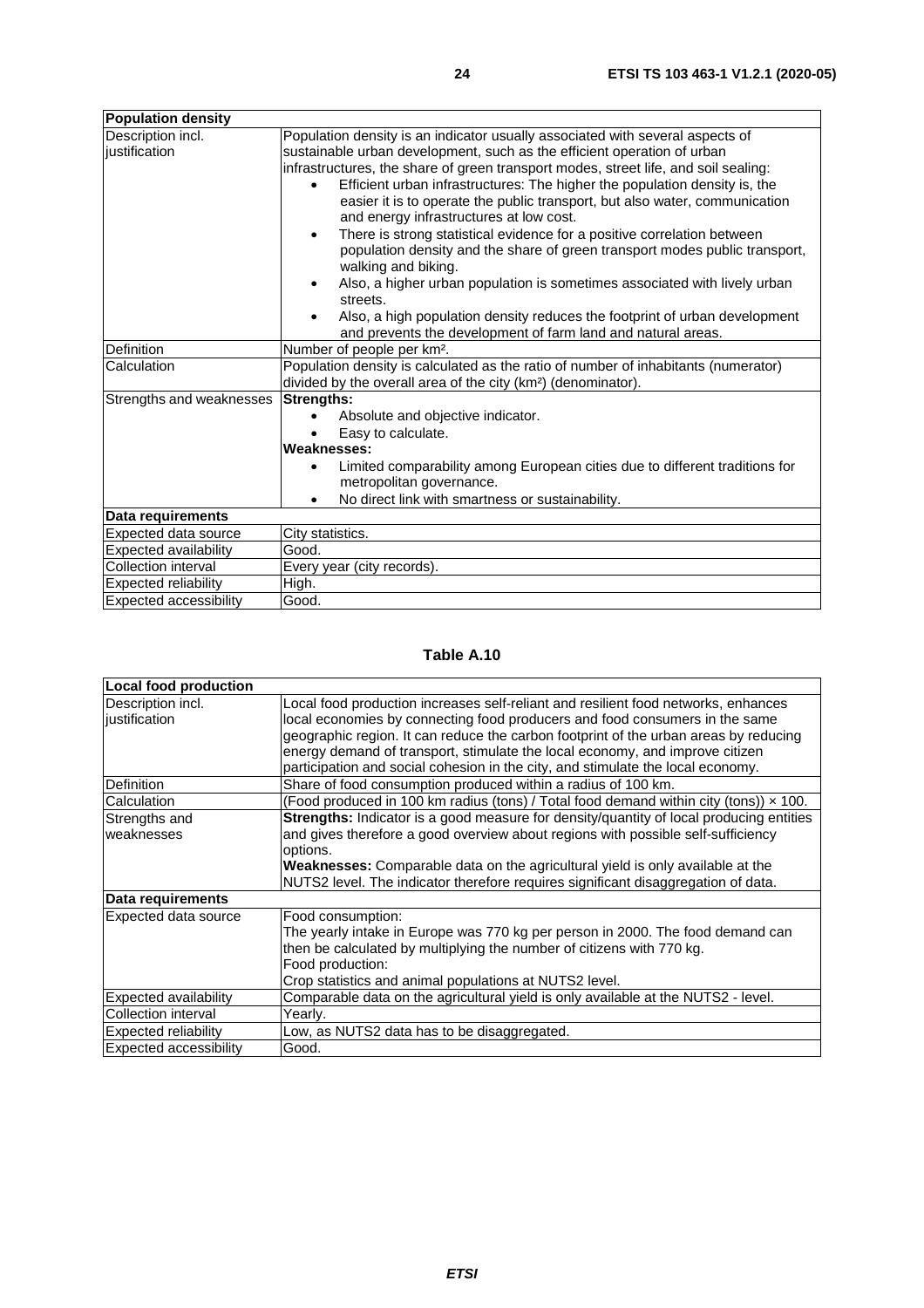| Population density | |
|---|---|
| Description incl. justification | Population density is an indicator usually associated with several aspects of sustainable urban development, such as the efficient operation of urban infrastructures, the share of green transport modes, street life, and soil sealing:<br>• Efficient urban infrastructures: The higher the population density is, the easier it is to operate the public transport, but also water, communication and energy infrastructures at low cost.<br>• There is strong statistical evidence for a positive correlation between population density and the share of green transport modes public transport, walking and biking.<br>• Also, a higher urban population is sometimes associated with lively urban streets.<br>• Also, a high population density reduces the footprint of urban development and prevents the development of farm land and natural areas. |
| Definition | Number of people per km². |
| Calculation | Population density is calculated as the ratio of number of inhabitants (numerator) divided by the overall area of the city (km²) (denominator). |
| Strengths and weaknesses | **Strengths:**<br>• Absolute and objective indicator.<br>• Easy to calculate.<br>**Weaknesses:**<br>• Limited comparability among European cities due to different traditions for metropolitan governance.<br>• No direct link with smartness or sustainability. |
| **Data requirements** | |
| Expected data source | City statistics. |
| Expected availability | Good. |
| Collection interval | Every year (city records). |
| Expected reliability | High. |
| Expected accessibility | Good. |

**Table A.10**

| Local food production | |
|---|---|
| Description incl. justification | Local food production increases self-reliant and resilient food networks, enhances local economies by connecting food producers and food consumers in the same geographic region. It can reduce the carbon footprint of the urban areas by reducing energy demand of transport, stimulate the local economy, and improve citizen participation and social cohesion in the city, and stimulate the local economy. |
| Definition | Share of food consumption produced within a radius of 100 km. |
| Calculation | (Food produced in 100 km radius (tons) / Total food demand within city (tons)) × 100. |
| Strengths and weaknesses | **Strengths:** Indicator is a good measure for density/quantity of local producing entities and gives therefore a good overview about regions with possible self-sufficiency options.<br>**Weaknesses:** Comparable data on the agricultural yield is only available at the NUTS2 level. The indicator therefore requires significant disaggregation of data. |
| **Data requirements** | |
| Expected data source | Food consumption:<br>The yearly intake in Europe was 770 kg per person in 2000. The food demand can then be calculated by multiplying the number of citizens with 770 kg.<br>Food production:<br>Crop statistics and animal populations at NUTS2 level. |
| Expected availability | Comparable data on the agricultural yield is only available at the NUTS2 - level. |
| Collection interval | Yearly. |
| Expected reliability | Low, as NUTS2 data has to be disaggregated. |
| Expected accessibility | Good. |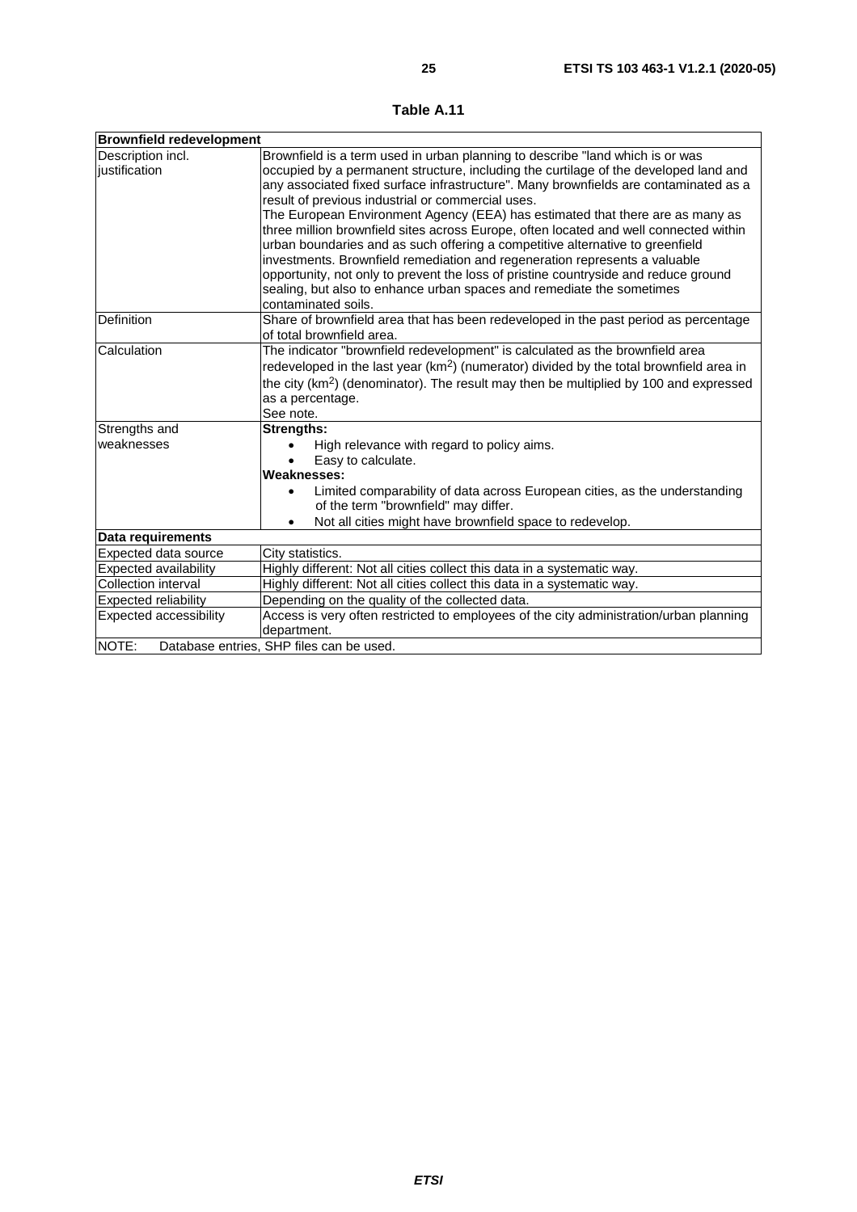**Table A.11**

| Brownfield redevelopment | |
|---|---|
| Description incl. justification | Brownfield is a term used in urban planning to describe "land which is or was occupied by a permanent structure, including the curtilage of the developed land and any associated fixed surface infrastructure". Many brownfields are contaminated as a result of previous industrial or commercial uses.<br>The European Environment Agency (EEA) has estimated that there are as many as three million brownfield sites across Europe, often located and well connected within urban boundaries and as such offering a competitive alternative to greenfield investments. Brownfield remediation and regeneration represents a valuable opportunity, not only to prevent the loss of pristine countryside and reduce ground sealing, but also to enhance urban spaces and remediate the sometimes contaminated soils. |
| Definition | Share of brownfield area that has been redeveloped in the past period as percentage of total brownfield area. |
| Calculation | The indicator "brownfield redevelopment" is calculated as the brownfield area redeveloped in the last year ($km^2$) (numerator) divided by the total brownfield area in the city ($km^2$) (denominator). The result may then be multiplied by 100 and expressed as a percentage.<br>See note. |
| Strengths and weaknesses | **Strengths:**<br>• High relevance with regard to policy aims.<br>• Easy to calculate.<br>**Weaknesses:**<br>• Limited comparability of data across European cities, as the understanding of the term "brownfield" may differ.<br>• Not all cities might have brownfield space to redevelop. |
| **Data requirements** | |
| Expected data source | City statistics. |
| Expected availability | Highly different: Not all cities collect this data in a systematic way. |
| Collection interval | Highly different: Not all cities collect this data in a systematic way. |
| Expected reliability | Depending on the quality of the collected data. |
| Expected accessibility | Access is very often restricted to employees of the city administration/urban planning department. |
| NOTE: Database entries, SHP files can be used. | |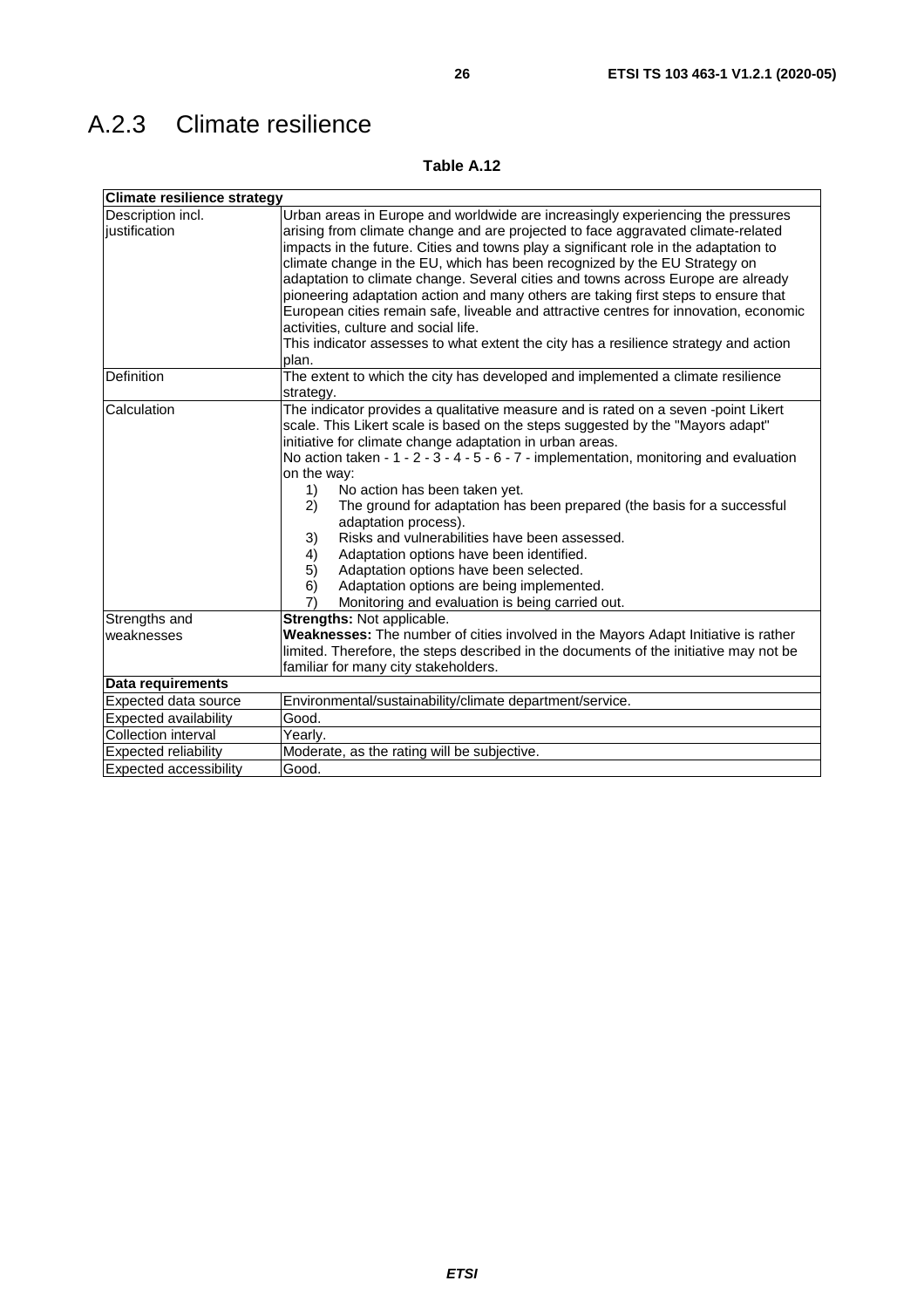## A.2.3 Climate resilience

**Table A.12**

| **Climate resilience strategy** | |
|---|---|
| Description incl. justification | Urban areas in Europe and worldwide are increasingly experiencing the pressures arising from climate change and are projected to face aggravated climate-related impacts in the future. Cities and towns play a significant role in the adaptation to climate change in the EU, which has been recognized by the EU Strategy on adaptation to climate change. Several cities and towns across Europe are already pioneering adaptation action and many others are taking first steps to ensure that European cities remain safe, liveable and attractive centres for innovation, economic activities, culture and social life.<br>This indicator assesses to what extent the city has a resilience strategy and action plan. |
| Definition | The extent to which the city has developed and implemented a climate resilience strategy. |
| Calculation | The indicator provides a qualitative measure and is rated on a seven -point Likert scale. This Likert scale is based on the steps suggested by the "Mayors adapt" initiative for climate change adaptation in urban areas.<br>No action taken - 1 - 2 - 3 - 4 - 5 - 6 - 7 - implementation, monitoring and evaluation on the way:<br>1) No action has been taken yet.<br>2) The ground for adaptation has been prepared (the basis for a successful adaptation process).<br>3) Risks and vulnerabilities have been assessed.<br>4) Adaptation options have been identified.<br>5) Adaptation options have been selected.<br>6) Adaptation options are being implemented.<br>7) Monitoring and evaluation is being carried out. |
| Strengths and weaknesses | **Strengths:** Not applicable.<br>**Weaknesses:** The number of cities involved in the Mayors Adapt Initiative is rather limited. Therefore, the steps described in the documents of the initiative may not be familiar for many city stakeholders. |
| **Data requirements** | |
| Expected data source | Environmental/sustainability/climate department/service. |
| Expected availability | Good. |
| Collection interval | Yearly. |
| Expected reliability | Moderate, as the rating will be subjective. |
| Expected accessibility | Good. |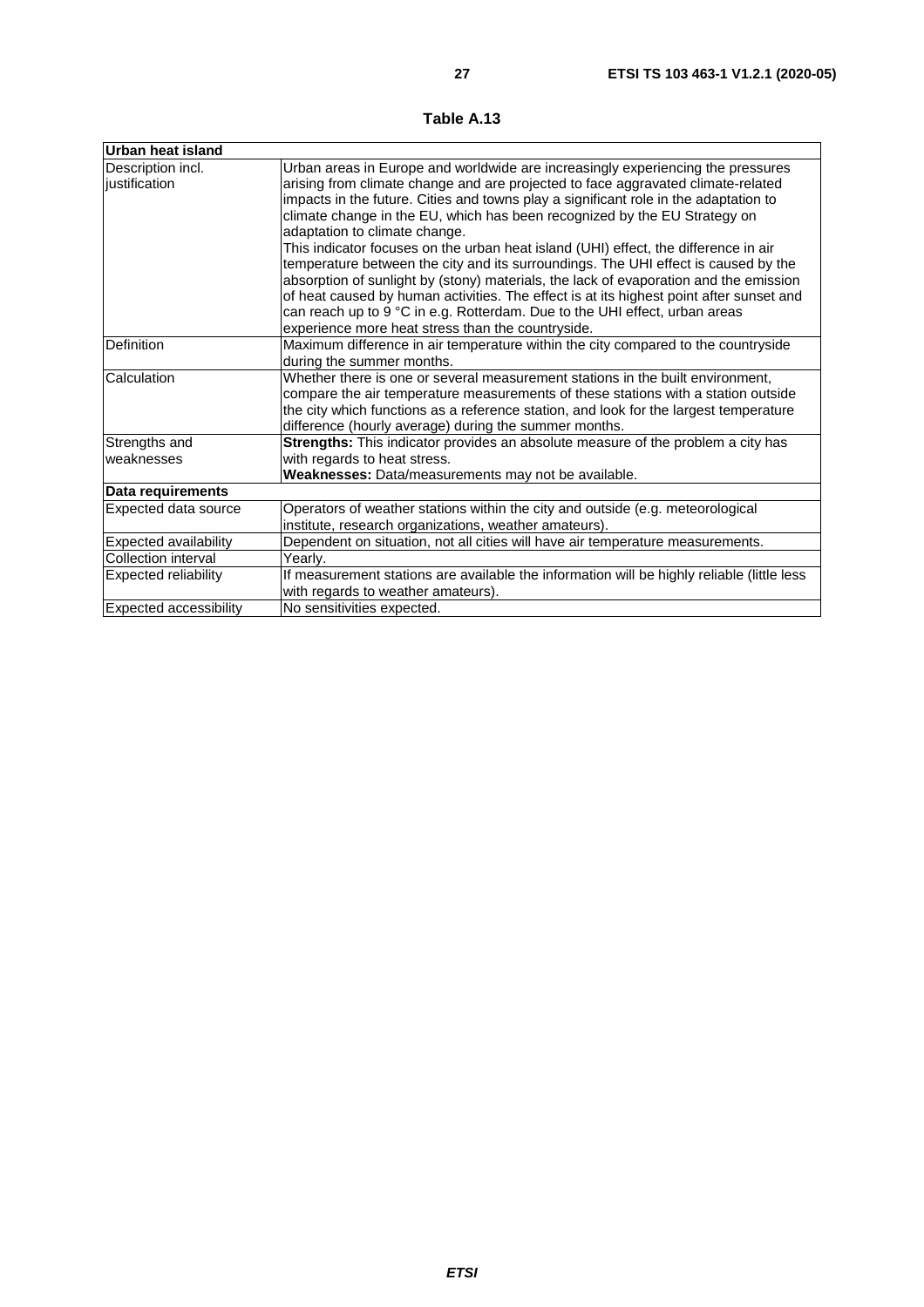**Table A.13**

| **Urban heat island** | |
|---|---|
| Description incl. justification | Urban areas in Europe and worldwide are increasingly experiencing the pressures arising from climate change and are projected to face aggravated climate-related impacts in the future. Cities and towns play a significant role in the adaptation to climate change in the EU, which has been recognized by the EU Strategy on adaptation to climate change. This indicator focuses on the urban heat island (UHI) effect, the difference in air temperature between the city and its surroundings. The UHI effect is caused by the absorption of sunlight by (stony) materials, the lack of evaporation and the emission of heat caused by human activities. The effect is at its highest point after sunset and can reach up to 9 °C in e.g. Rotterdam. Due to the UHI effect, urban areas experience more heat stress than the countryside. |
| Definition | Maximum difference in air temperature within the city compared to the countryside during the summer months. |
| Calculation | Whether there is one or several measurement stations in the built environment, compare the air temperature measurements of these stations with a station outside the city which functions as a reference station, and look for the largest temperature difference (hourly average) during the summer months. |
| Strengths and weaknesses | **Strengths:** This indicator provides an absolute measure of the problem a city has with regards to heat stress.<br>**Weaknesses:** Data/measurements may not be available. |
| **Data requirements** | |
| Expected data source | Operators of weather stations within the city and outside (e.g. meteorological institute, research organizations, weather amateurs). |
| Expected availability | Dependent on situation, not all cities will have air temperature measurements. |
| Collection interval | Yearly. |
| Expected reliability | If measurement stations are available the information will be highly reliable (little less with regards to weather amateurs). |
| Expected accessibility | No sensitivities expected. |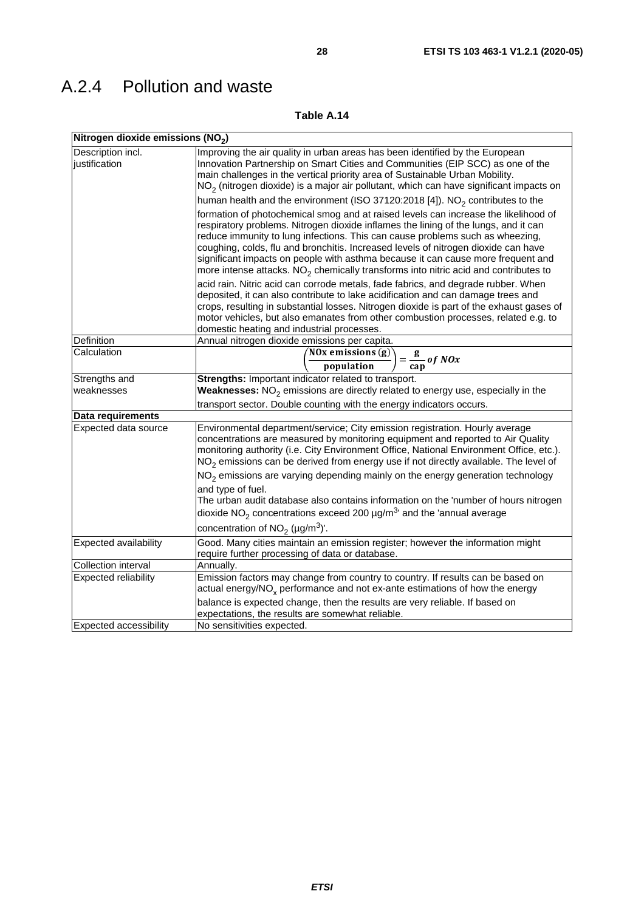# A.2.4 Pollution and waste

**Table A.14**

| Nitrogen dioxide emissions ($NO_2$) | |
|---|---|
| Description incl. justification | Improving the air quality in urban areas has been identified by the European Innovation Partnership on Smart Cities and Communities (EIP SCC) as one of the main challenges in the vertical priority area of Sustainable Urban Mobility. $NO_2$ (nitrogen dioxide) is a major air pollutant, which can have significant impacts on human health and the environment (ISO 37120:2018 [4]). $NO_2$ contributes to the formation of photochemical smog and at raised levels can increase the likelihood of respiratory problems. Nitrogen dioxide inflames the lining of the lungs, and it can reduce immunity to lung infections. This can cause problems such as wheezing, coughing, colds, flu and bronchitis. Increased levels of nitrogen dioxide can have significant impacts on people with asthma because it can cause more frequent and more intense attacks. $NO_2$ chemically transforms into nitric acid and contributes to acid rain. Nitric acid can corrode metals, fade fabrics, and degrade rubber. When deposited, it can also contribute to lake acidification and can damage trees and crops, resulting in substantial losses. Nitrogen dioxide is part of the exhaust gases of motor vehicles, but also emanates from other combustion processes, related e.g. to domestic heating and industrial processes. |
| Definition | Annual nitrogen dioxide emissions per capita. |
| Calculation | $\left(\frac{\textbf{NOx emissions (g)}}{\textbf{population}}\right) = \frac{\textbf{g}}{\textbf{cap}} \, of \, NOx$ |
| Strengths and weaknesses | **Strengths:** Important indicator related to transport.<br>**Weaknesses:** $NO_2$ emissions are directly related to energy use, especially in the transport sector. Double counting with the energy indicators occurs. |
| **Data requirements** | |
| Expected data source | Environmental department/service; City emission registration. Hourly average concentrations are measured by monitoring equipment and reported to Air Quality monitoring authority (i.e. City Environment Office, National Environment Office, etc.). $NO_2$ emissions can be derived from energy use if not directly available. The level of $NO_2$ emissions are varying depending mainly on the energy generation technology and type of fuel.<br>The urban audit database also contains information on the 'number of hours nitrogen dioxide $NO_2$ concentrations exceed 200 µg/m$^3$' and the 'annual average concentration of $NO_2$ (µg/m$^3$)'. |
| Expected availability | Good. Many cities maintain an emission register; however the information might require further processing of data or database. |
| Collection interval | Annually. |
| Expected reliability | Emission factors may change from country to country. If results can be based on actual energy/$NO_x$ performance and not ex-ante estimations of how the energy balance is expected change, then the results are very reliable. If based on expectations, the results are somewhat reliable. |
| Expected accessibility | No sensitivities expected. |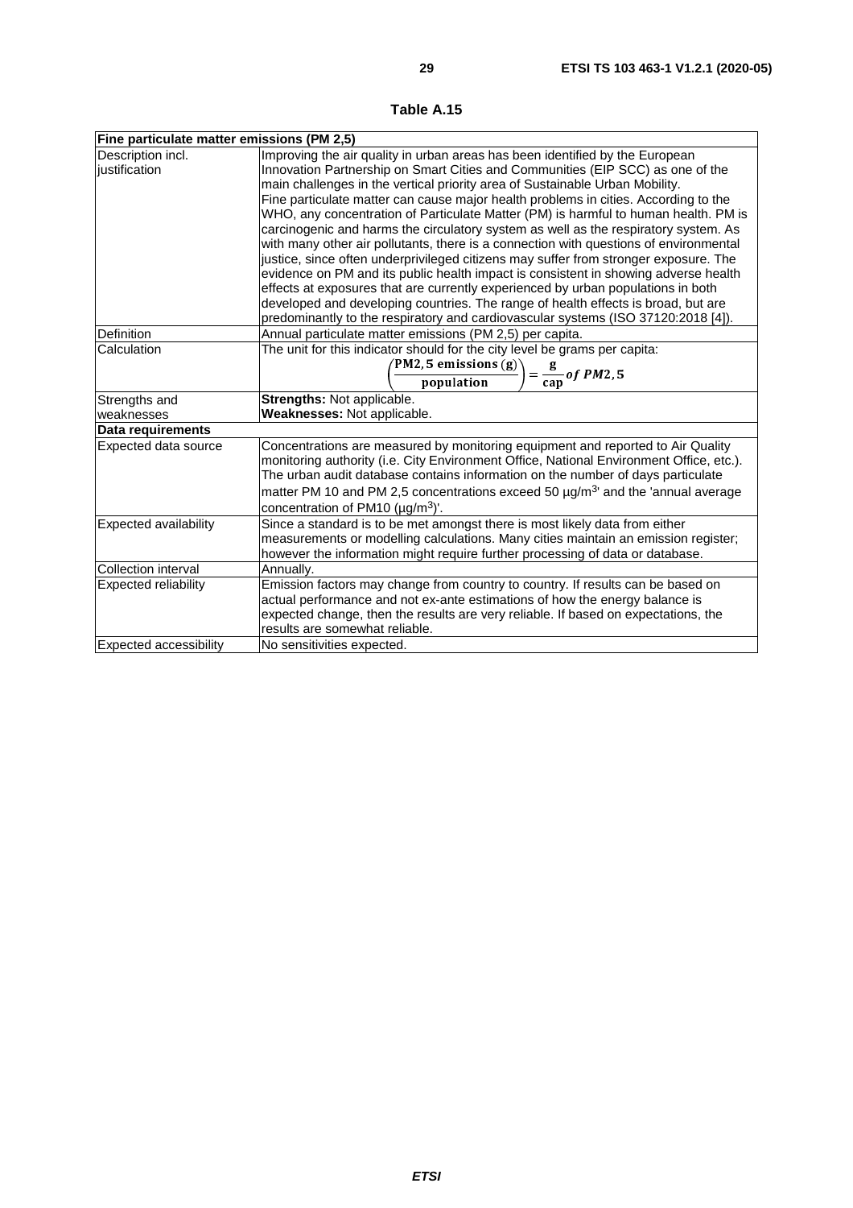**Table A.15**

| Fine particulate matter emissions (PM 2,5) | |
|---|---|
| Description incl. justification | Improving the air quality in urban areas has been identified by the European Innovation Partnership on Smart Cities and Communities (EIP SCC) as one of the main challenges in the vertical priority area of Sustainable Urban Mobility. Fine particulate matter can cause major health problems in cities. According to the WHO, any concentration of Particulate Matter (PM) is harmful to human health. PM is carcinogenic and harms the circulatory system as well as the respiratory system. As with many other air pollutants, there is a connection with questions of environmental justice, since often underprivileged citizens may suffer from stronger exposure. The evidence on PM and its public health impact is consistent in showing adverse health effects at exposures that are currently experienced by urban populations in both developed and developing countries. The range of health effects is broad, but are predominantly to the respiratory and cardiovascular systems (ISO 37120:2018 [4]). |
| Definition | Annual particulate matter emissions (PM 2,5) per capita. |
| Calculation | The unit for this indicator should for the city level be grams per capita: $$\left(\frac{\textbf{PM2,5 emissions (g)}}{\textbf{population}}\right) = \frac{\textbf{g}}{\textbf{cap}}\, of\ PM2,5$$ |
| Strengths and weaknesses | **Strengths:** Not applicable. **Weaknesses:** Not applicable. |
| **Data requirements** | |
| Expected data source | Concentrations are measured by monitoring equipment and reported to Air Quality monitoring authority (i.e. City Environment Office, National Environment Office, etc.). The urban audit database contains information on the number of days particulate matter PM 10 and PM 2,5 concentrations exceed 50 µg/m$^3$' and the 'annual average concentration of PM10 (µg/m$^3$)'. |
| Expected availability | Since a standard is to be met amongst there is most likely data from either measurements or modelling calculations. Many cities maintain an emission register; however the information might require further processing of data or database. |
| Collection interval | Annually. |
| Expected reliability | Emission factors may change from country to country. If results can be based on actual performance and not ex-ante estimations of how the energy balance is expected change, then the results are very reliable. If based on expectations, the results are somewhat reliable. |
| Expected accessibility | No sensitivities expected. |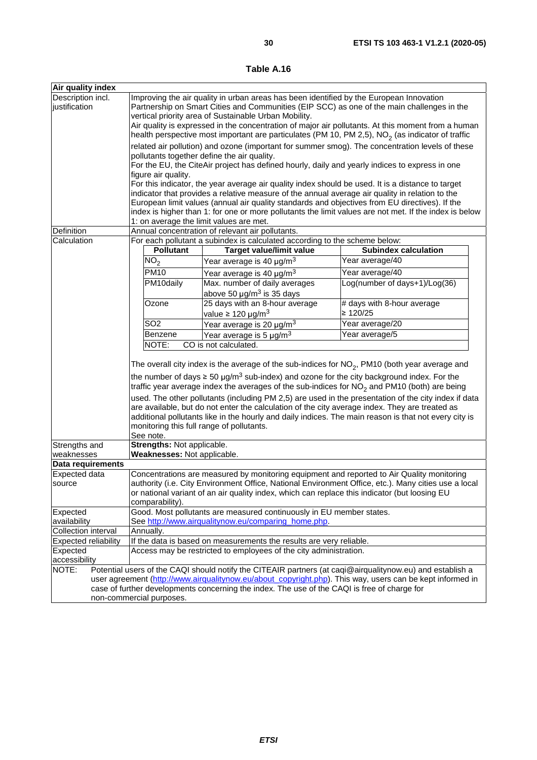**Table A.16**

| **Air quality index** | |
|---|---|
| Description incl. justification | Improving the air quality in urban areas has been identified by the European Innovation Partnership on Smart Cities and Communities (EIP SCC) as one of the main challenges in the vertical priority area of Sustainable Urban Mobility.<br>Air quality is expressed in the concentration of major air pollutants. At this moment from a human health perspective most important are particulates (PM 10, PM 2,5), $NO_2$ (as indicator of traffic related air pollution) and ozone (important for summer smog). The concentration levels of these pollutants together define the air quality.<br>For the EU, the CiteAir project has defined hourly, daily and yearly indices to express in one figure air quality.<br>For this indicator, the year average air quality index should be used. It is a distance to target indicator that provides a relative measure of the annual average air quality in relation to the European limit values (annual air quality standards and objectives from EU directives). If the index is higher than 1: for one or more pollutants the limit values are not met. If the index is below 1: on average the limit values are met. |
| Definition | Annual concentration of relevant air pollutants. |
| Calculation | For each pollutant a subindex is calculated according to the scheme below: (see calculation table below)<br><br>The overall city index is the average of the sub-indices for $NO_2$, PM10 (both year average and the number of days ≥ 50 µg/m³ sub-index) and ozone for the city background index. For the traffic year average index the averages of the sub-indices for $NO_2$ and PM10 (both) are being used. The other pollutants (including PM 2,5) are used in the presentation of the city index if data are available, but do not enter the calculation of the city average index. They are treated as additional pollutants like in the hourly and daily indices. The main reason is that not every city is monitoring this full range of pollutants.<br>See note. |
| Strengths and weaknesses | **Strengths:** Not applicable.<br>**Weaknesses:** Not applicable. |
| **Data requirements** | |
| Expected data source | Concentrations are measured by monitoring equipment and reported to Air Quality monitoring authority (i.e. City Environment Office, National Environment Office, etc.). Many cities use a local or national variant of an air quality index, which can replace this indicator (but loosing EU comparability). |
| Expected availability | Good. Most pollutants are measured continuously in EU member states.<br>See http://www.airqualitynow.eu/comparing_home.php. |
| Collection interval | Annually. |
| Expected reliability | If the data is based on measurements the results are very reliable. |
| Expected accessibility | Access may be restricted to employees of the city administration. |
| NOTE: | Potential users of the CAQI should notify the CITEAIR partners (at caqi@airqualitynow.eu) and establish a user agreement (http://www.airqualitynow.eu/about_copyright.php). This way, users can be kept informed in case of further developments concerning the index. The use of the CAQI is free of charge for non-commercial purposes. |

Calculation table:

| Pollutant | Target value/limit value | Subindex calculation |
|---|---|---|
| $NO_2$ | Year average is 40 µg/m³ | Year average/40 |
| PM10 | Year average is 40 µg/m³ | Year average/40 |
| PM10daily | Max. number of daily averages above 50 µg/m³ is 35 days | Log(number of days+1)/Log(36) |
| Ozone | 25 days with an 8-hour average value ≥ 120 µg/m³ | # days with 8-hour average ≥ 120/25 |
| SO2 | Year average is 20 µg/m³ | Year average/20 |
| Benzene | Year average is 5 µg/m³ | Year average/5 |
| NOTE: CO is not calculated. | | |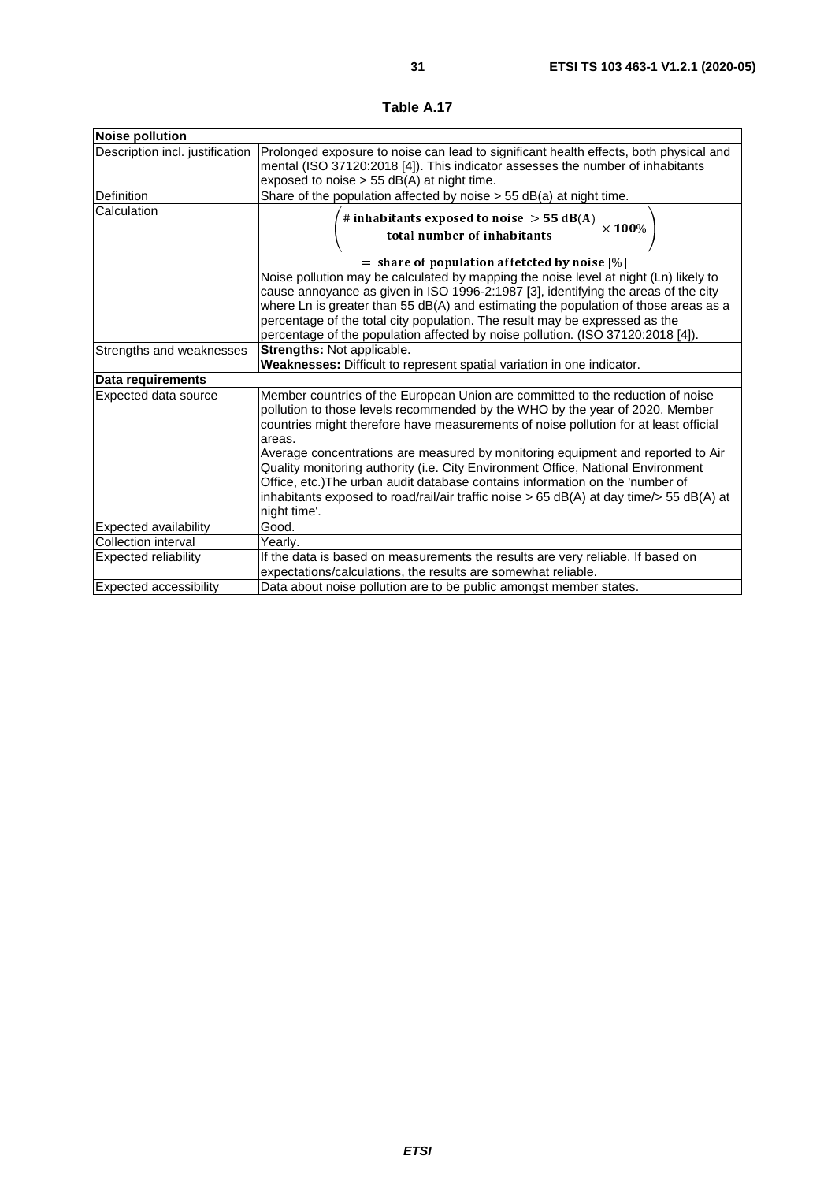**Table A.17**

| Noise pollution | |
|---|---|
| Description incl. justification | Prolonged exposure to noise can lead to significant health effects, both physical and mental (ISO 37120:2018 [4]). This indicator assesses the number of inhabitants exposed to noise > 55 dB(A) at night time. |
| Definition | Share of the population affected by noise > 55 dB(a) at night time. |
| Calculation | $\left(\frac{\text{\# inhabitants exposed to noise } > 55\text{ dB(A)}}{\text{total number of inhabitants}} \times 100\%\right)$ $= \text{share of population affetcted by noise } [\%]$ Noise pollution may be calculated by mapping the noise level at night (Ln) likely to cause annoyance as given in ISO 1996-2:1987 [3], identifying the areas of the city where Ln is greater than 55 dB(A) and estimating the population of those areas as a percentage of the total city population. The result may be expressed as the percentage of the population affected by noise pollution. (ISO 37120:2018 [4]). |
| Strengths and weaknesses | **Strengths:** Not applicable. **Weaknesses:** Difficult to represent spatial variation in one indicator. |
| **Data requirements** | |
| Expected data source | Member countries of the European Union are committed to the reduction of noise pollution to those levels recommended by the WHO by the year of 2020. Member countries might therefore have measurements of noise pollution for at least official areas. Average concentrations are measured by monitoring equipment and reported to Air Quality monitoring authority (i.e. City Environment Office, National Environment Office, etc.)The urban audit database contains information on the 'number of inhabitants exposed to road/rail/air traffic noise > 65 dB(A) at day time/> 55 dB(A) at night time'. |
| Expected availability | Good. |
| Collection interval | Yearly. |
| Expected reliability | If the data is based on measurements the results are very reliable. If based on expectations/calculations, the results are somewhat reliable. |
| Expected accessibility | Data about noise pollution are to be public amongst member states. |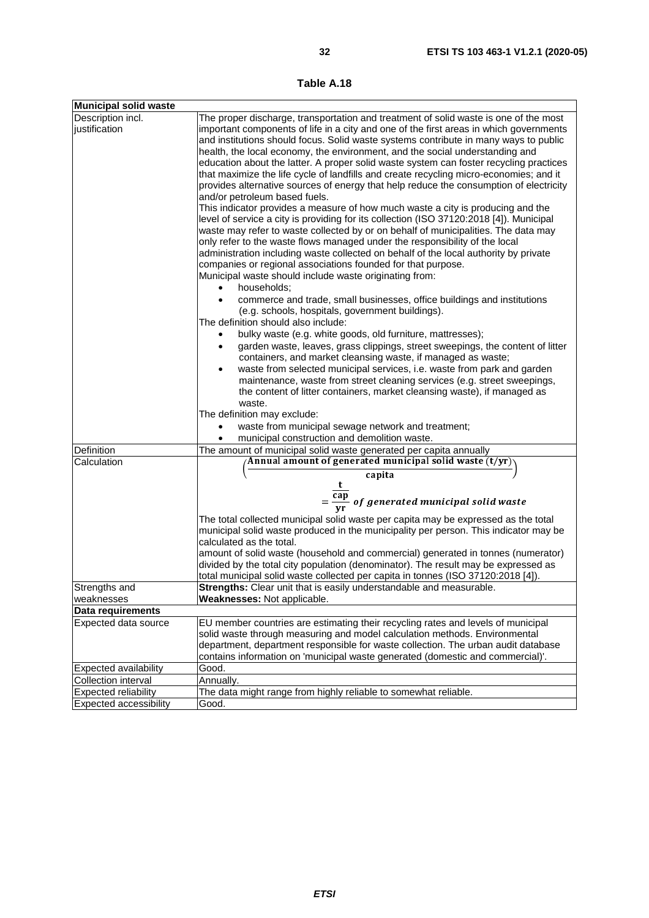**Table A.18**

| Municipal solid waste | |
|---|---|
| Description incl. justification | The proper discharge, transportation and treatment of solid waste is one of the most important components of life in a city and one of the first areas in which governments and institutions should focus. Solid waste systems contribute in many ways to public health, the local economy, the environment, and the social understanding and education about the latter. A proper solid waste system can foster recycling practices that maximize the life cycle of landfills and create recycling micro-economies; and it provides alternative sources of energy that help reduce the consumption of electricity and/or petroleum based fuels.<br>This indicator provides a measure of how much waste a city is producing and the level of service a city is providing for its collection (ISO 37120:2018 [4]). Municipal waste may refer to waste collected by or on behalf of municipalities. The data may only refer to the waste flows managed under the responsibility of the local administration including waste collected on behalf of the local authority by private companies or regional associations founded for that purpose.<br>Municipal waste should include waste originating from:<br>• households;<br>• commerce and trade, small businesses, office buildings and institutions (e.g. schools, hospitals, government buildings).<br>The definition should also include:<br>• bulky waste (e.g. white goods, old furniture, mattresses);<br>• garden waste, leaves, grass clippings, street sweepings, the content of litter containers, and market cleansing waste, if managed as waste;<br>• waste from selected municipal services, i.e. waste from park and garden maintenance, waste from street cleaning services (e.g. street sweepings, the content of litter containers, market cleansing waste), if managed as waste.<br>The definition may exclude:<br>• waste from municipal sewage network and treatment;<br>• municipal construction and demolition waste. |
| Definition | The amount of municipal solid waste generated per capita annually |
| Calculation | $\left(\frac{\textbf{Annual amount of generated municipal solid waste (t/yr)}}{\textbf{capita}}\right) = \frac{\frac{t}{cap}}{yr} \textit{ of generated municipal solid waste}$<br>The total collected municipal solid waste per capita may be expressed as the total municipal solid waste produced in the municipality per person. This indicator may be calculated as the total.<br>amount of solid waste (household and commercial) generated in tonnes (numerator) divided by the total city population (denominator). The result may be expressed as total municipal solid waste collected per capita in tonnes (ISO 37120:2018 [4]). |
| Strengths and weaknesses | **Strengths:** Clear unit that is easily understandable and measurable.<br>**Weaknesses:** Not applicable. |
| **Data requirements** | |
| Expected data source | EU member countries are estimating their recycling rates and levels of municipal solid waste through measuring and model calculation methods. Environmental department, department responsible for waste collection. The urban audit database contains information on 'municipal waste generated (domestic and commercial)'. |
| Expected availability | Good. |
| Collection interval | Annually. |
| Expected reliability | The data might range from highly reliable to somewhat reliable. |
| Expected accessibility | Good. |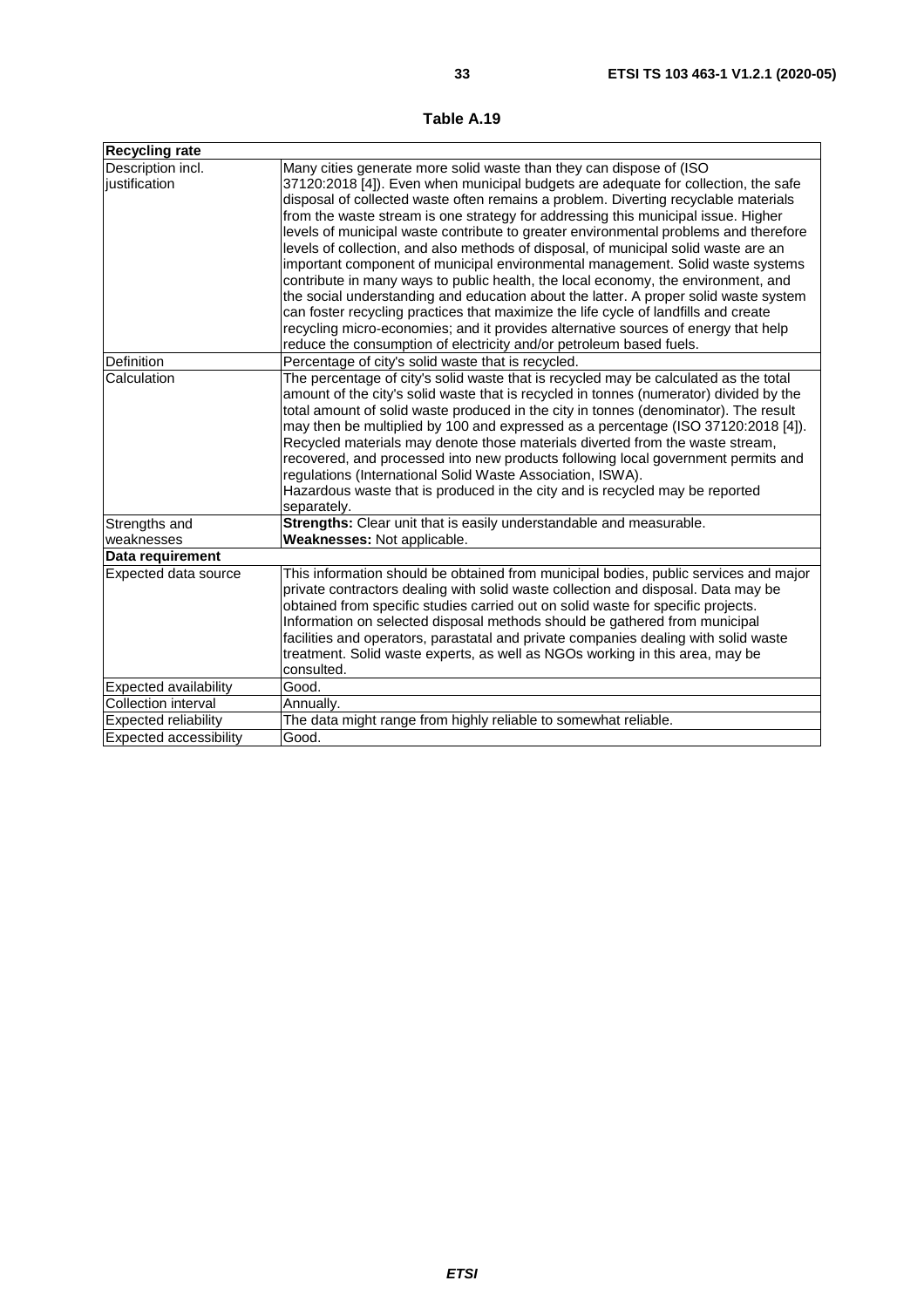**Table A.19**

| **Recycling rate** | |
|---|---|
| Description incl. justification | Many cities generate more solid waste than they can dispose of (ISO 37120:2018 [4]). Even when municipal budgets are adequate for collection, the safe disposal of collected waste often remains a problem. Diverting recyclable materials from the waste stream is one strategy for addressing this municipal issue. Higher levels of municipal waste contribute to greater environmental problems and therefore levels of collection, and also methods of disposal, of municipal solid waste are an important component of municipal environmental management. Solid waste systems contribute in many ways to public health, the local economy, the environment, and the social understanding and education about the latter. A proper solid waste system can foster recycling practices that maximize the life cycle of landfills and create recycling micro-economies; and it provides alternative sources of energy that help reduce the consumption of electricity and/or petroleum based fuels. |
| Definition | Percentage of city's solid waste that is recycled. |
| Calculation | The percentage of city's solid waste that is recycled may be calculated as the total amount of the city's solid waste that is recycled in tonnes (numerator) divided by the total amount of solid waste produced in the city in tonnes (denominator). The result may then be multiplied by 100 and expressed as a percentage (ISO 37120:2018 [4]). Recycled materials may denote those materials diverted from the waste stream, recovered, and processed into new products following local government permits and regulations (International Solid Waste Association, ISWA).<br>Hazardous waste that is produced in the city and is recycled may be reported separately. |
| Strengths and weaknesses | **Strengths:** Clear unit that is easily understandable and measurable.<br>**Weaknesses:** Not applicable. |
| **Data requirement** | |
| Expected data source | This information should be obtained from municipal bodies, public services and major private contractors dealing with solid waste collection and disposal. Data may be obtained from specific studies carried out on solid waste for specific projects. Information on selected disposal methods should be gathered from municipal facilities and operators, parastatal and private companies dealing with solid waste treatment. Solid waste experts, as well as NGOs working in this area, may be consulted. |
| Expected availability | Good. |
| Collection interval | Annually. |
| Expected reliability | The data might range from highly reliable to somewhat reliable. |
| Expected accessibility | Good. |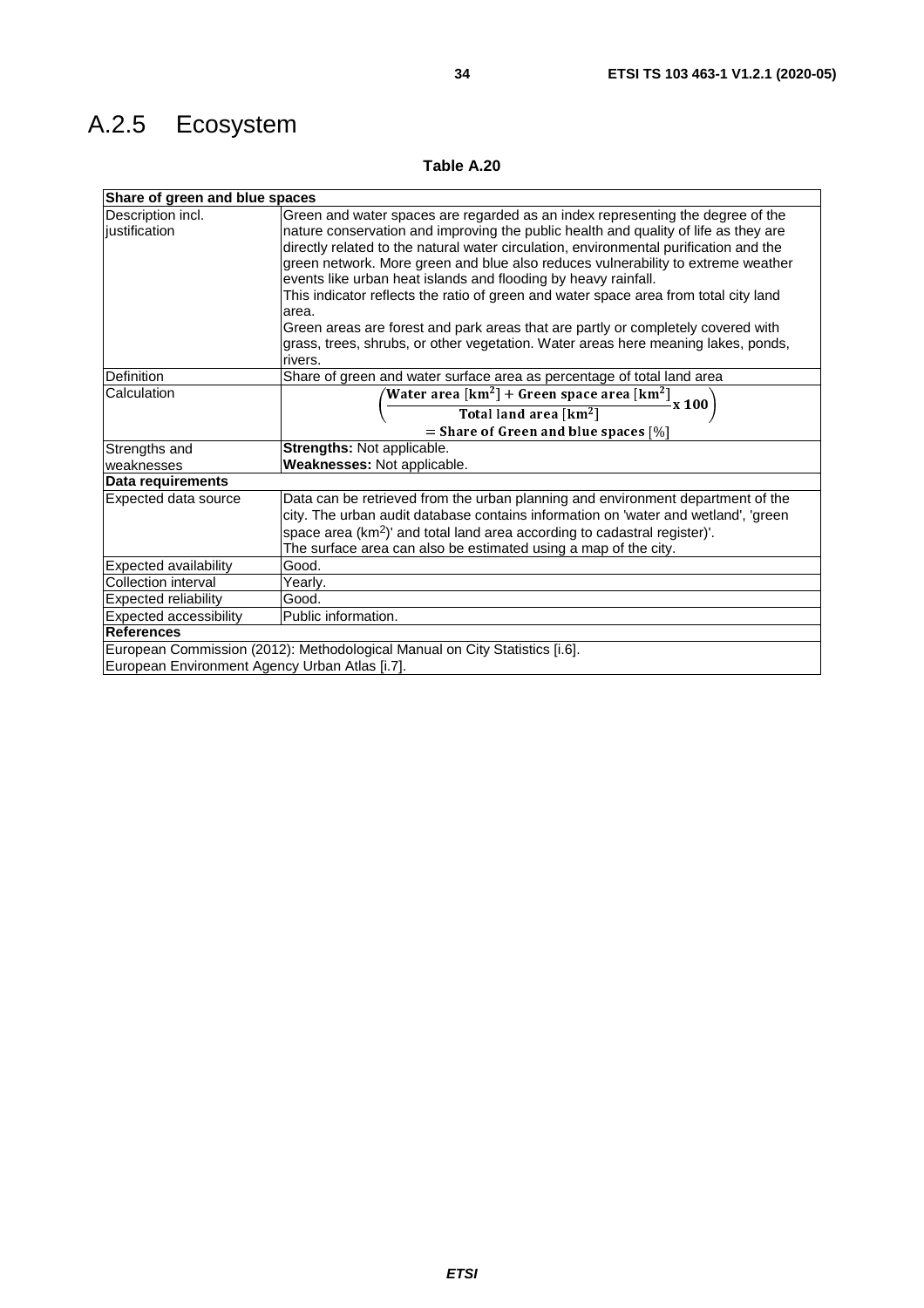# A.2.5 Ecosystem

**Table A.20**

| **Share of green and blue spaces** | |
|---|---|
| Description incl. justification | Green and water spaces are regarded as an index representing the degree of the nature conservation and improving the public health and quality of life as they are directly related to the natural water circulation, environmental purification and the green network. More green and blue also reduces vulnerability to extreme weather events like urban heat islands and flooding by heavy rainfall.<br>This indicator reflects the ratio of green and water space area from total city land area.<br>Green areas are forest and park areas that are partly or completely covered with grass, trees, shrubs, or other vegetation. Water areas here meaning lakes, ponds, rivers. |
| Definition | Share of green and water surface area as percentage of total land area |
| Calculation | $\left(\frac{\textbf{Water area }[\textbf{km}^2] + \textbf{Green space area }[\textbf{km}^2]}{\textbf{Total land area }[\textbf{km}^2]} \textbf{ x 100}\right)$<br>$= \textbf{Share of Green and blue spaces }[\%]$ |
| Strengths and weaknesses | **Strengths:** Not applicable.<br>**Weaknesses:** Not applicable. |
| **Data requirements** | |
| Expected data source | Data can be retrieved from the urban planning and environment department of the city. The urban audit database contains information on 'water and wetland', 'green space area ($km^2$)' and total land area according to cadastral register)'.<br>The surface area can also be estimated using a map of the city. |
| Expected availability | Good. |
| Collection interval | Yearly. |
| Expected reliability | Good. |
| Expected accessibility | Public information. |
| **References** | |
| European Commission (2012): Methodological Manual on City Statistics [i.6].<br>European Environment Agency Urban Atlas [i.7]. | |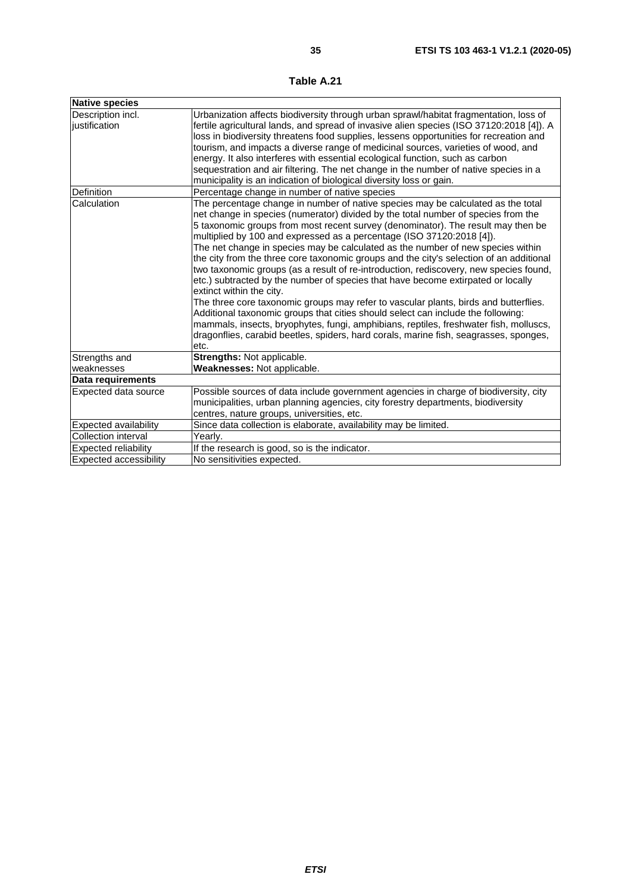**Table A.21**

| **Native species** | |
|---|---|
| Description incl. justification | Urbanization affects biodiversity through urban sprawl/habitat fragmentation, loss of fertile agricultural lands, and spread of invasive alien species (ISO 37120:2018 [4]). A loss in biodiversity threatens food supplies, lessens opportunities for recreation and tourism, and impacts a diverse range of medicinal sources, varieties of wood, and energy. It also interferes with essential ecological function, such as carbon sequestration and air filtering. The net change in the number of native species in a municipality is an indication of biological diversity loss or gain. |
| Definition | Percentage change in number of native species |
| Calculation | The percentage change in number of native species may be calculated as the total net change in species (numerator) divided by the total number of species from the 5 taxonomic groups from most recent survey (denominator). The result may then be multiplied by 100 and expressed as a percentage (ISO 37120:2018 [4]).<br>The net change in species may be calculated as the number of new species within the city from the three core taxonomic groups and the city's selection of an additional two taxonomic groups (as a result of re-introduction, rediscovery, new species found, etc.) subtracted by the number of species that have become extirpated or locally extinct within the city.<br>The three core taxonomic groups may refer to vascular plants, birds and butterflies. Additional taxonomic groups that cities should select can include the following: mammals, insects, bryophytes, fungi, amphibians, reptiles, freshwater fish, molluscs, dragonflies, carabid beetles, spiders, hard corals, marine fish, seagrasses, sponges, etc. |
| Strengths and weaknesses | **Strengths:** Not applicable.<br>**Weaknesses:** Not applicable. |
| **Data requirements** | |
| Expected data source | Possible sources of data include government agencies in charge of biodiversity, city municipalities, urban planning agencies, city forestry departments, biodiversity centres, nature groups, universities, etc. |
| Expected availability | Since data collection is elaborate, availability may be limited. |
| Collection interval | Yearly. |
| Expected reliability | If the research is good, so is the indicator. |
| Expected accessibility | No sensitivities expected. |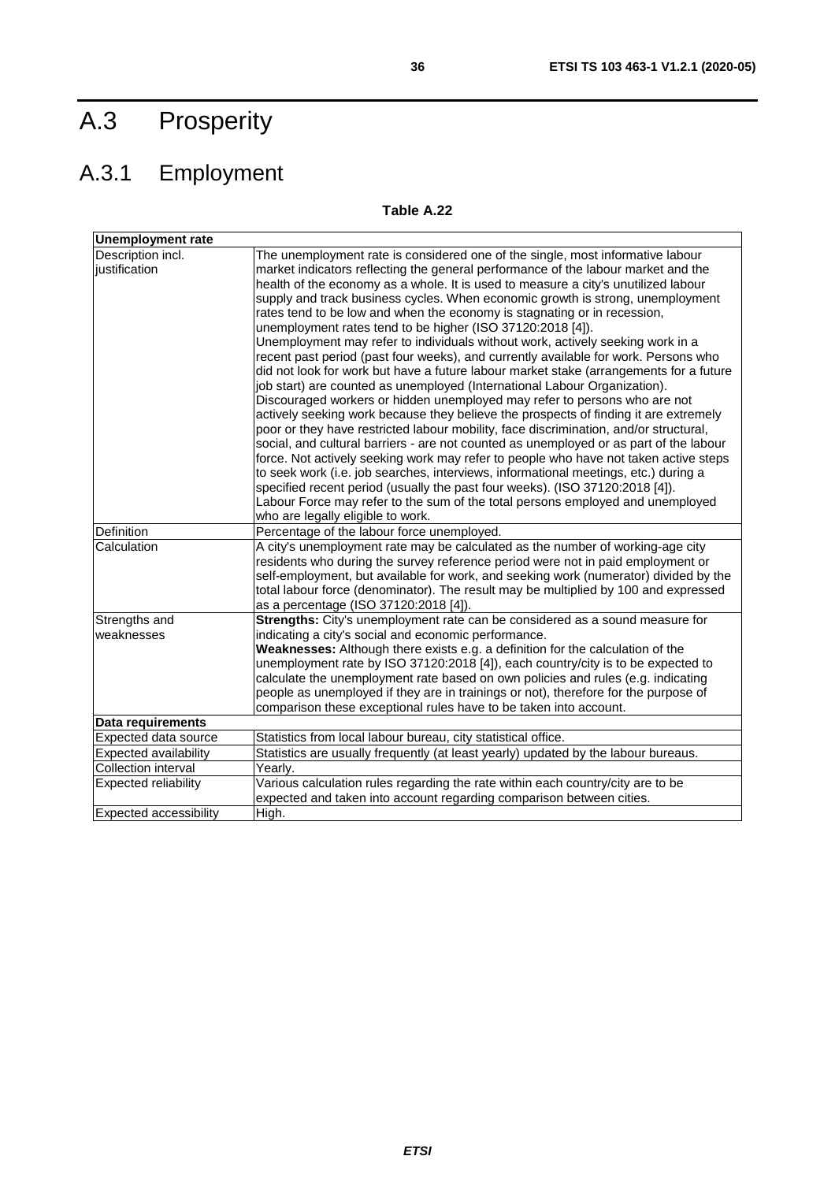# A.3 Prosperity

## A.3.1 Employment

**Table A.22**

| **Unemployment rate** | |
|---|---|
| Description incl. justification | The unemployment rate is considered one of the single, most informative labour market indicators reflecting the general performance of the labour market and the health of the economy as a whole. It is used to measure a city's unutilized labour supply and track business cycles. When economic growth is strong, unemployment rates tend to be low and when the economy is stagnating or in recession, unemployment rates tend to be higher (ISO 37120:2018 [4]).<br>Unemployment may refer to individuals without work, actively seeking work in a recent past period (past four weeks), and currently available for work. Persons who did not look for work but have a future labour market stake (arrangements for a future job start) are counted as unemployed (International Labour Organization).<br>Discouraged workers or hidden unemployed may refer to persons who are not actively seeking work because they believe the prospects of finding it are extremely poor or they have restricted labour mobility, face discrimination, and/or structural, social, and cultural barriers - are not counted as unemployed or as part of the labour force. Not actively seeking work may refer to people who have not taken active steps to seek work (i.e. job searches, interviews, informational meetings, etc.) during a specified recent period (usually the past four weeks). (ISO 37120:2018 [4]).<br>Labour Force may refer to the sum of the total persons employed and unemployed who are legally eligible to work. |
| Definition | Percentage of the labour force unemployed. |
| Calculation | A city's unemployment rate may be calculated as the number of working-age city residents who during the survey reference period were not in paid employment or self-employment, but available for work, and seeking work (numerator) divided by the total labour force (denominator). The result may be multiplied by 100 and expressed as a percentage (ISO 37120:2018 [4]). |
| Strengths and weaknesses | **Strengths:** City's unemployment rate can be considered as a sound measure for indicating a city's social and economic performance.<br>**Weaknesses:** Although there exists e.g. a definition for the calculation of the unemployment rate by ISO 37120:2018 [4]), each country/city is to be expected to calculate the unemployment rate based on own policies and rules (e.g. indicating people as unemployed if they are in trainings or not), therefore for the purpose of comparison these exceptional rules have to be taken into account. |
| **Data requirements** | |
| Expected data source | Statistics from local labour bureau, city statistical office. |
| Expected availability | Statistics are usually frequently (at least yearly) updated by the labour bureaus. |
| Collection interval | Yearly. |
| Expected reliability | Various calculation rules regarding the rate within each country/city are to be expected and taken into account regarding comparison between cities. |
| Expected accessibility | High. |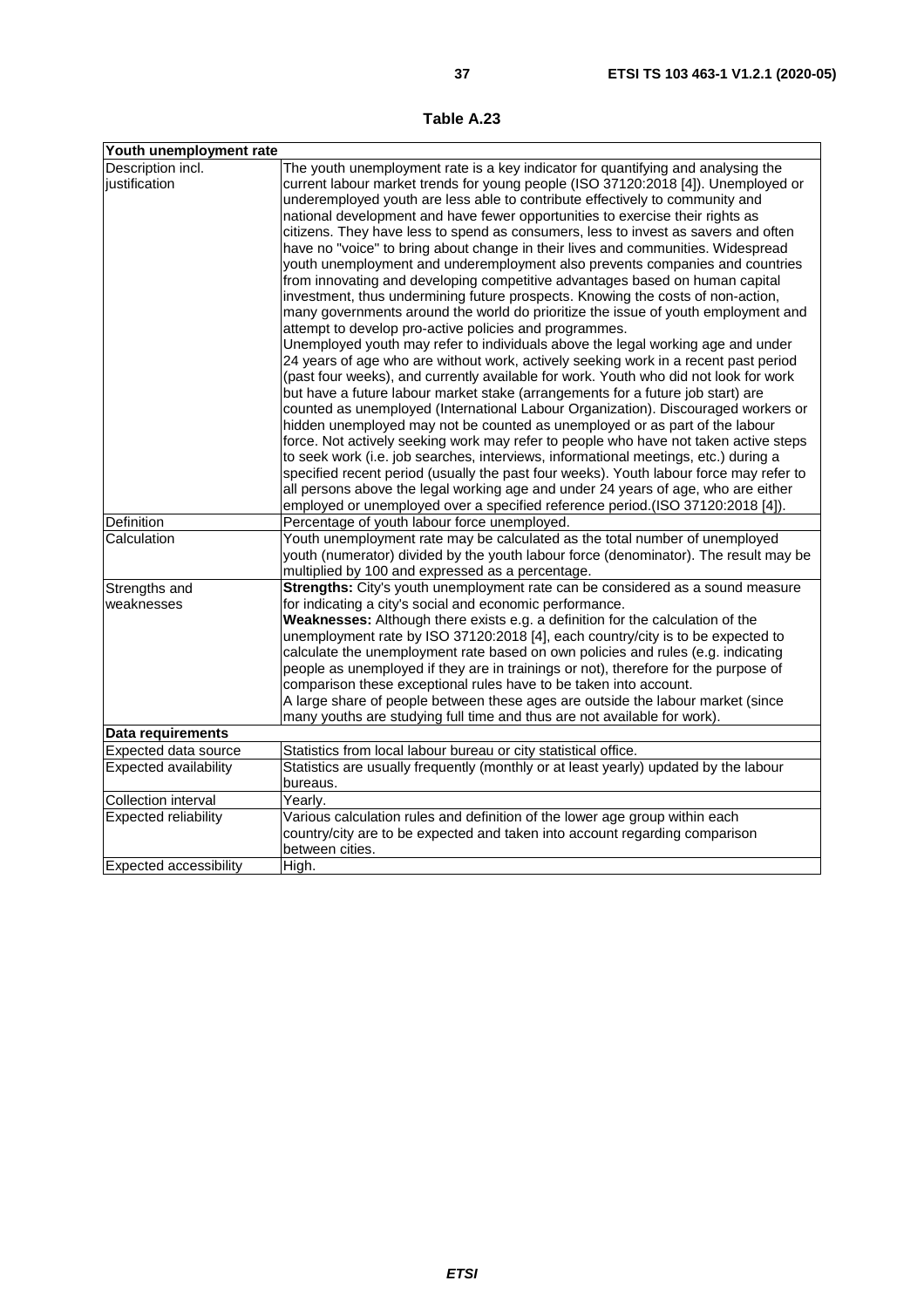**Table A.23**

| Youth unemployment rate | |
|---|---|
| Description incl. justification | The youth unemployment rate is a key indicator for quantifying and analysing the current labour market trends for young people (ISO 37120:2018 [4]). Unemployed or underemployed youth are less able to contribute effectively to community and national development and have fewer opportunities to exercise their rights as citizens. They have less to spend as consumers, less to invest as savers and often have no "voice" to bring about change in their lives and communities. Widespread youth unemployment and underemployment also prevents companies and countries from innovating and developing competitive advantages based on human capital investment, thus undermining future prospects. Knowing the costs of non-action, many governments around the world do prioritize the issue of youth employment and attempt to develop pro-active policies and programmes.<br>Unemployed youth may refer to individuals above the legal working age and under 24 years of age who are without work, actively seeking work in a recent past period (past four weeks), and currently available for work. Youth who did not look for work but have a future labour market stake (arrangements for a future job start) are counted as unemployed (International Labour Organization). Discouraged workers or hidden unemployed may not be counted as unemployed or as part of the labour force. Not actively seeking work may refer to people who have not taken active steps to seek work (i.e. job searches, interviews, informational meetings, etc.) during a specified recent period (usually the past four weeks). Youth labour force may refer to all persons above the legal working age and under 24 years of age, who are either employed or unemployed over a specified reference period.(ISO 37120:2018 [4]). |
| Definition | Percentage of youth labour force unemployed. |
| Calculation | Youth unemployment rate may be calculated as the total number of unemployed youth (numerator) divided by the youth labour force (denominator). The result may be multiplied by 100 and expressed as a percentage. |
| Strengths and weaknesses | **Strengths:** City's youth unemployment rate can be considered as a sound measure for indicating a city's social and economic performance.<br>**Weaknesses:** Although there exists e.g. a definition for the calculation of the unemployment rate by ISO 37120:2018 [4], each country/city is to be expected to calculate the unemployment rate based on own policies and rules (e.g. indicating people as unemployed if they are in trainings or not), therefore for the purpose of comparison these exceptional rules have to be taken into account.<br>A large share of people between these ages are outside the labour market (since many youths are studying full time and thus are not available for work). |
| **Data requirements** | |
| Expected data source | Statistics from local labour bureau or city statistical office. |
| Expected availability | Statistics are usually frequently (monthly or at least yearly) updated by the labour bureaus. |
| Collection interval | Yearly. |
| Expected reliability | Various calculation rules and definition of the lower age group within each country/city are to be expected and taken into account regarding comparison between cities. |
| Expected accessibility | High. |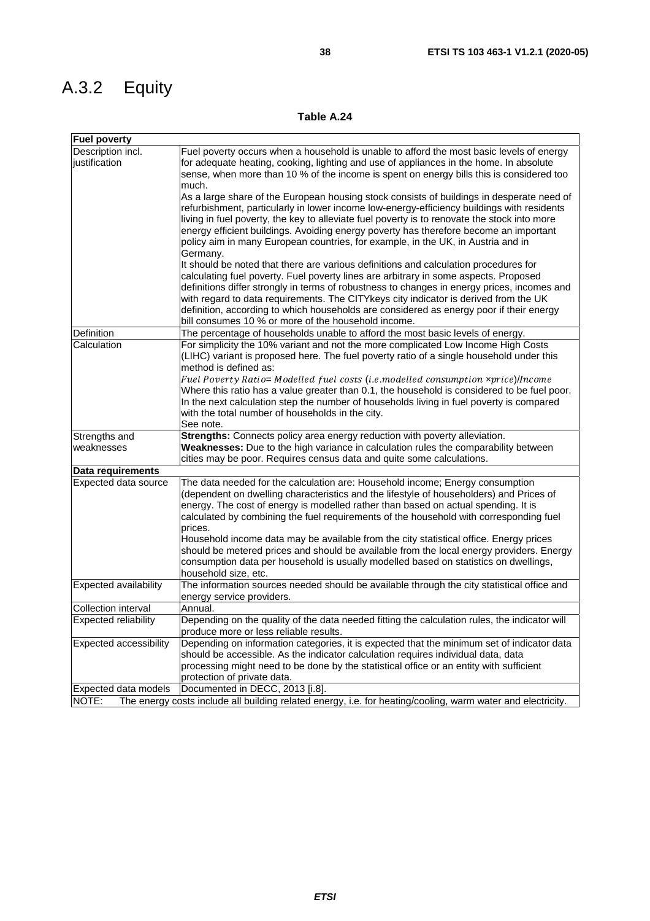## A.3.2 Equity

**Table A.24**

| **Fuel poverty** | |
|---|---|
| Description incl. justification | Fuel poverty occurs when a household is unable to afford the most basic levels of energy for adequate heating, cooking, lighting and use of appliances in the home. In absolute sense, when more than 10 % of the income is spent on energy bills this is considered too much.<br>As a large share of the European housing stock consists of buildings in desperate need of refurbishment, particularly in lower income low-energy-efficiency buildings with residents living in fuel poverty, the key to alleviate fuel poverty is to renovate the stock into more energy efficient buildings. Avoiding energy poverty has therefore become an important policy aim in many European countries, for example, in the UK, in Austria and in Germany.<br>It should be noted that there are various definitions and calculation procedures for calculating fuel poverty. Fuel poverty lines are arbitrary in some aspects. Proposed definitions differ strongly in terms of robustness to changes in energy prices, incomes and with regard to data requirements. The CITYkeys city indicator is derived from the UK definition, according to which households are considered as energy poor if their energy bill consumes 10 % or more of the household income. |
| Definition | The percentage of households unable to afford the most basic levels of energy. |
| Calculation | For simplicity the 10% variant and not the more complicated Low Income High Costs (LIHC) variant is proposed here. The fuel poverty ratio of a single household under this method is defined as:<br>$Fuel\ Poverty\ Ratio = Modelled\ fuel\ costs\ (i.e. modelled\ consumption \times price)/Income$<br>Where this ratio has a value greater than 0.1, the household is considered to be fuel poor. In the next calculation step the number of households living in fuel poverty is compared with the total number of households in the city.<br>See note. |
| Strengths and weaknesses | **Strengths:** Connects policy area energy reduction with poverty alleviation.<br>**Weaknesses:** Due to the high variance in calculation rules the comparability between cities may be poor. Requires census data and quite some calculations. |
| **Data requirements** | |
| Expected data source | The data needed for the calculation are: Household income; Energy consumption (dependent on dwelling characteristics and the lifestyle of householders) and Prices of energy. The cost of energy is modelled rather than based on actual spending. It is calculated by combining the fuel requirements of the household with corresponding fuel prices.<br>Household income data may be available from the city statistical office. Energy prices should be metered prices and should be available from the local energy providers. Energy consumption data per household is usually modelled based on statistics on dwellings, household size, etc. |
| Expected availability | The information sources needed should be available through the city statistical office and energy service providers. |
| Collection interval | Annual. |
| Expected reliability | Depending on the quality of the data needed fitting the calculation rules, the indicator will produce more or less reliable results. |
| Expected accessibility | Depending on information categories, it is expected that the minimum set of indicator data should be accessible. As the indicator calculation requires individual data, data processing might need to be done by the statistical office or an entity with sufficient protection of private data. |
| Expected data models | Documented in DECC, 2013 [i.8]. |
| NOTE: The energy costs include all building related energy, i.e. for heating/cooling, warm water and electricity. | |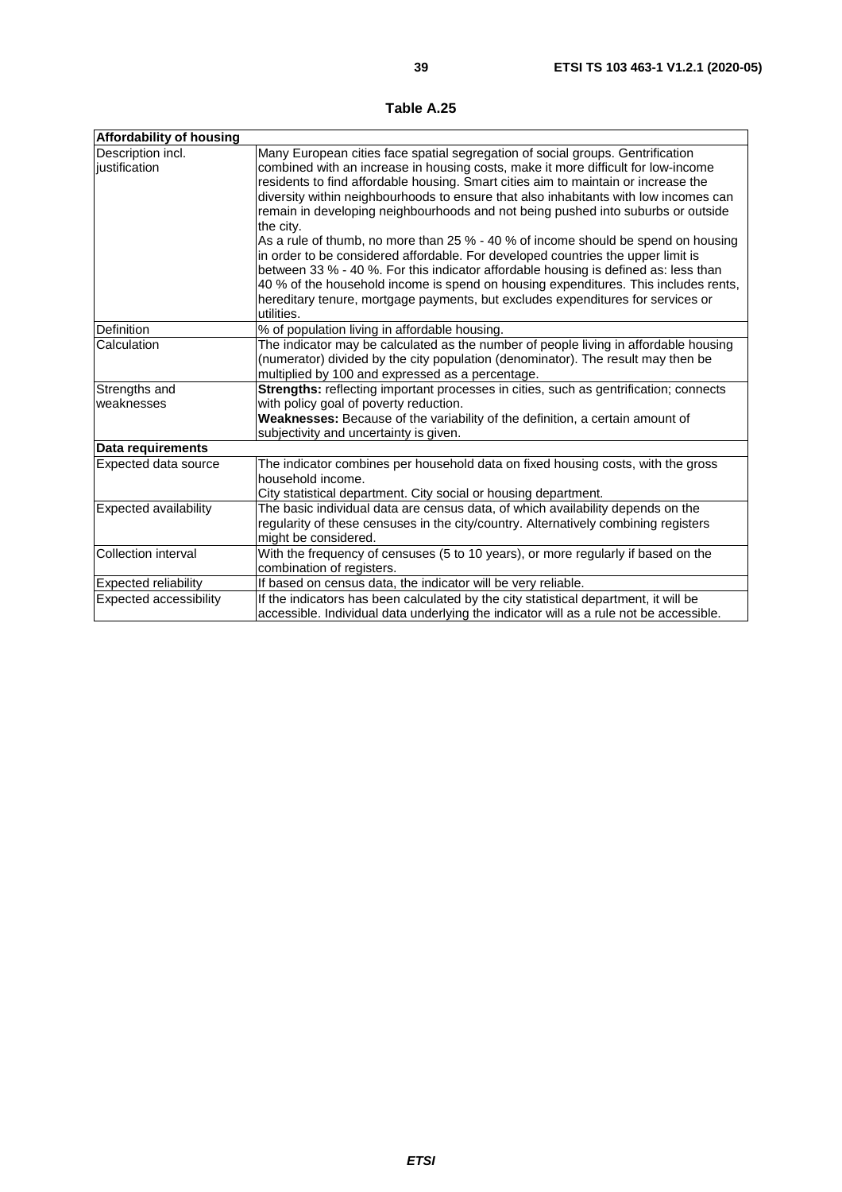**Table A.25**

| **Affordability of housing** | |
|---|---|
| Description incl. justification | Many European cities face spatial segregation of social groups. Gentrification combined with an increase in housing costs, make it more difficult for low-income residents to find affordable housing. Smart cities aim to maintain or increase the diversity within neighbourhoods to ensure that also inhabitants with low incomes can remain in developing neighbourhoods and not being pushed into suburbs or outside the city.<br>As a rule of thumb, no more than 25 % - 40 % of income should be spend on housing in order to be considered affordable. For developed countries the upper limit is between 33 % - 40 %. For this indicator affordable housing is defined as: less than 40 % of the household income is spend on housing expenditures. This includes rents, hereditary tenure, mortgage payments, but excludes expenditures for services or utilities. |
| Definition | % of population living in affordable housing. |
| Calculation | The indicator may be calculated as the number of people living in affordable housing (numerator) divided by the city population (denominator). The result may then be multiplied by 100 and expressed as a percentage. |
| Strengths and weaknesses | **Strengths:** reflecting important processes in cities, such as gentrification; connects with policy goal of poverty reduction.<br>**Weaknesses:** Because of the variability of the definition, a certain amount of subjectivity and uncertainty is given. |
| **Data requirements** | |
| Expected data source | The indicator combines per household data on fixed housing costs, with the gross household income.<br>City statistical department. City social or housing department. |
| Expected availability | The basic individual data are census data, of which availability depends on the regularity of these censuses in the city/country. Alternatively combining registers might be considered. |
| Collection interval | With the frequency of censuses (5 to 10 years), or more regularly if based on the combination of registers. |
| Expected reliability | If based on census data, the indicator will be very reliable. |
| Expected accessibility | If the indicators has been calculated by the city statistical department, it will be accessible. Individual data underlying the indicator will as a rule not be accessible. |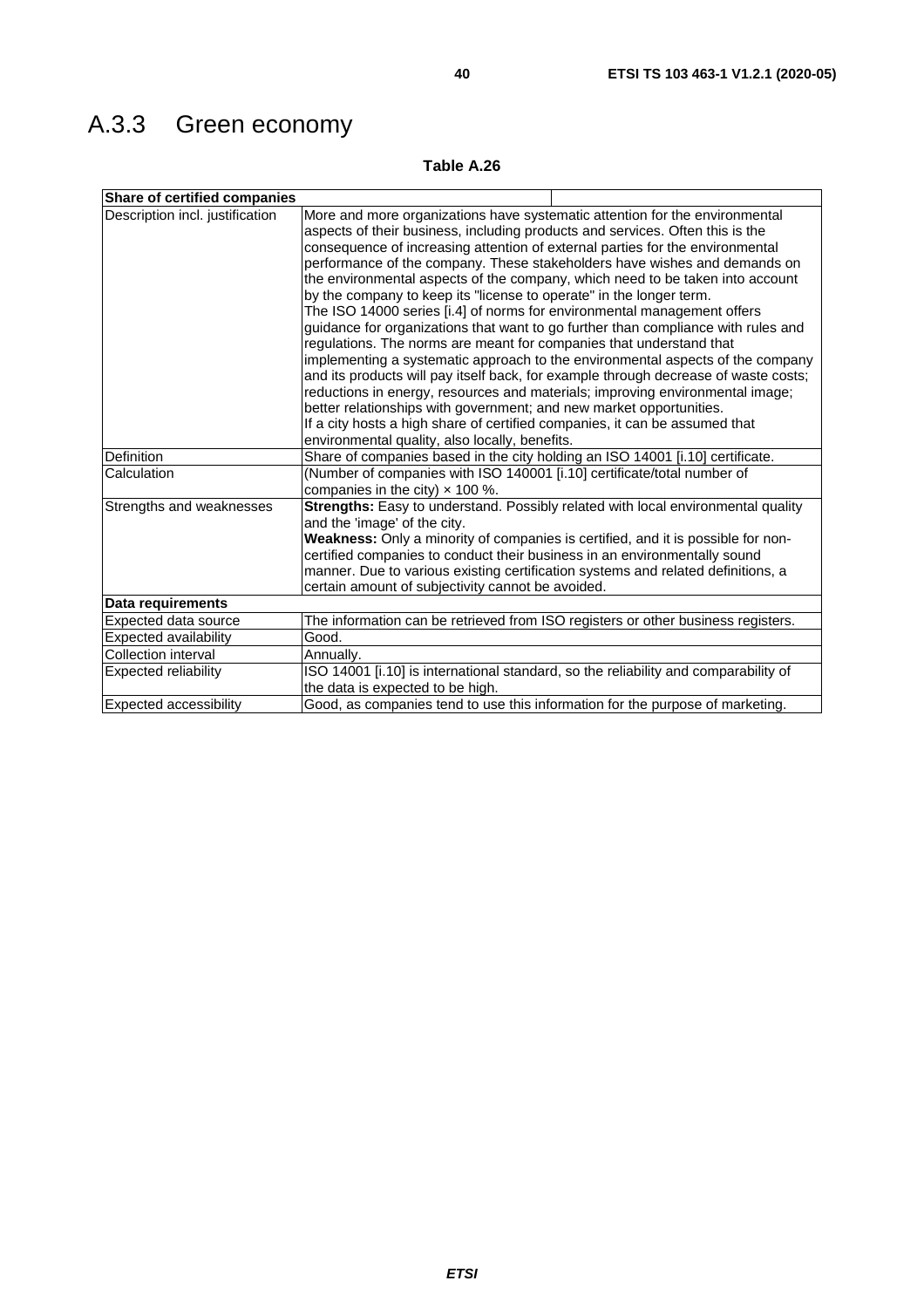## A.3.3 Green economy

**Table A.26**

| **Share of certified companies** | |
|---|---|
| Description incl. justification | More and more organizations have systematic attention for the environmental aspects of their business, including products and services. Often this is the consequence of increasing attention of external parties for the environmental performance of the company. These stakeholders have wishes and demands on the environmental aspects of the company, which need to be taken into account by the company to keep its "license to operate" in the longer term.<br>The ISO 14000 series [i.4] of norms for environmental management offers guidance for organizations that want to go further than compliance with rules and regulations. The norms are meant for companies that understand that implementing a systematic approach to the environmental aspects of the company and its products will pay itself back, for example through decrease of waste costs; reductions in energy, resources and materials; improving environmental image; better relationships with government; and new market opportunities.<br>If a city hosts a high share of certified companies, it can be assumed that environmental quality, also locally, benefits. |
| Definition | Share of companies based in the city holding an ISO 14001 [i.10] certificate. |
| Calculation | (Number of companies with ISO 140001 [i.10] certificate/total number of companies in the city) × 100 %. |
| Strengths and weaknesses | **Strengths:** Easy to understand. Possibly related with local environmental quality and the 'image' of the city.<br>**Weakness:** Only a minority of companies is certified, and it is possible for non-certified companies to conduct their business in an environmentally sound manner. Due to various existing certification systems and related definitions, a certain amount of subjectivity cannot be avoided. |
| **Data requirements** | |
| Expected data source | The information can be retrieved from ISO registers or other business registers. |
| Expected availability | Good. |
| Collection interval | Annually. |
| Expected reliability | ISO 14001 [i.10] is international standard, so the reliability and comparability of the data is expected to be high. |
| Expected accessibility | Good, as companies tend to use this information for the purpose of marketing. |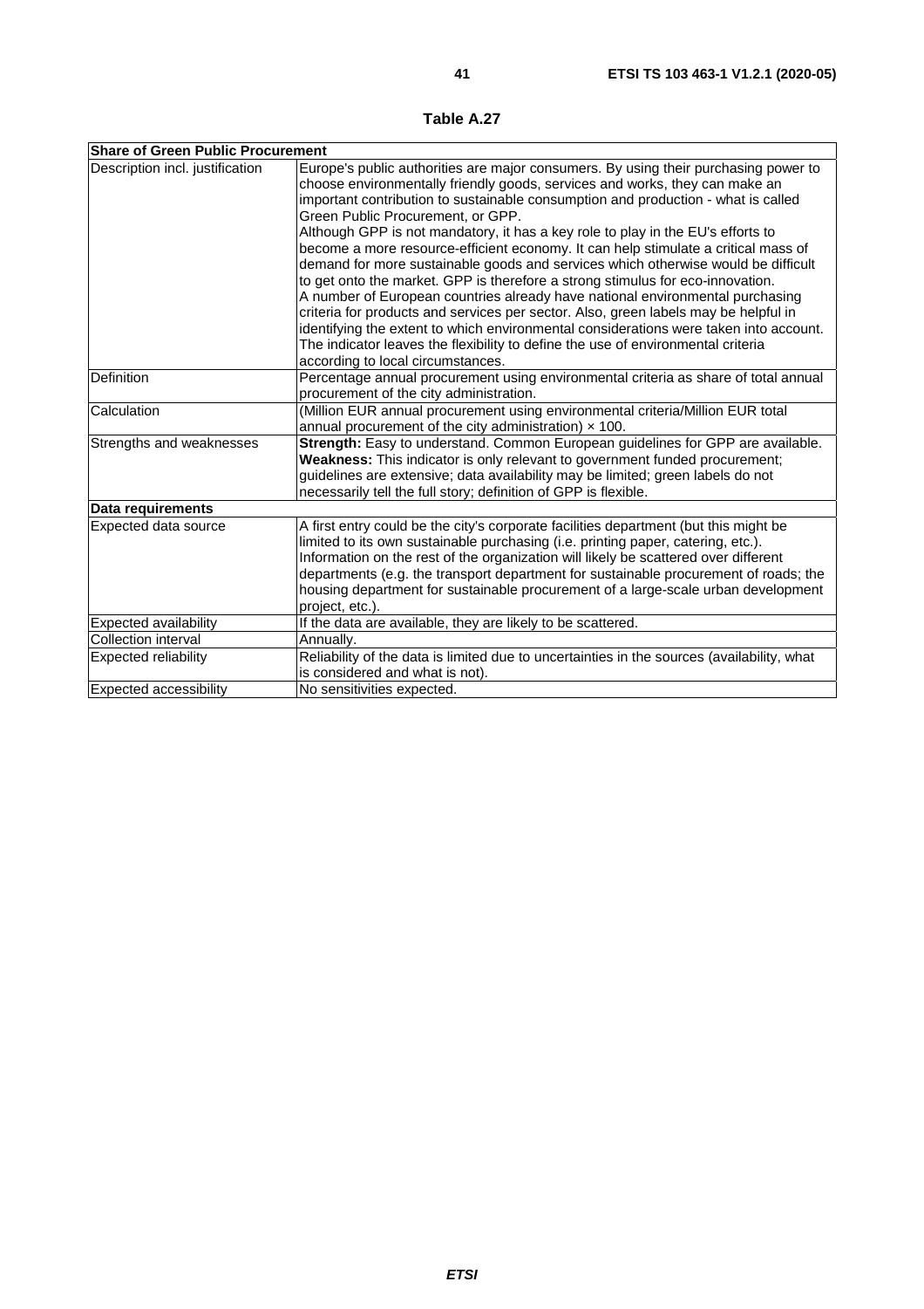**Table A.27**

| **Share of Green Public Procurement** | |
|---|---|
| Description incl. justification | Europe's public authorities are major consumers. By using their purchasing power to choose environmentally friendly goods, services and works, they can make an important contribution to sustainable consumption and production - what is called Green Public Procurement, or GPP.<br>Although GPP is not mandatory, it has a key role to play in the EU's efforts to become a more resource-efficient economy. It can help stimulate a critical mass of demand for more sustainable goods and services which otherwise would be difficult to get onto the market. GPP is therefore a strong stimulus for eco-innovation.<br>A number of European countries already have national environmental purchasing criteria for products and services per sector. Also, green labels may be helpful in identifying the extent to which environmental considerations were taken into account. The indicator leaves the flexibility to define the use of environmental criteria according to local circumstances. |
| Definition | Percentage annual procurement using environmental criteria as share of total annual procurement of the city administration. |
| Calculation | (Million EUR annual procurement using environmental criteria/Million EUR total annual procurement of the city administration) × 100. |
| Strengths and weaknesses | **Strength:** Easy to understand. Common European guidelines for GPP are available.<br>**Weakness:** This indicator is only relevant to government funded procurement; guidelines are extensive; data availability may be limited; green labels do not necessarily tell the full story; definition of GPP is flexible. |
| **Data requirements** | |
| Expected data source | A first entry could be the city's corporate facilities department (but this might be limited to its own sustainable purchasing (i.e. printing paper, catering, etc.). Information on the rest of the organization will likely be scattered over different departments (e.g. the transport department for sustainable procurement of roads; the housing department for sustainable procurement of a large-scale urban development project, etc.). |
| Expected availability | If the data are available, they are likely to be scattered. |
| Collection interval | Annually. |
| Expected reliability | Reliability of the data is limited due to uncertainties in the sources (availability, what is considered and what is not). |
| Expected accessibility | No sensitivities expected. |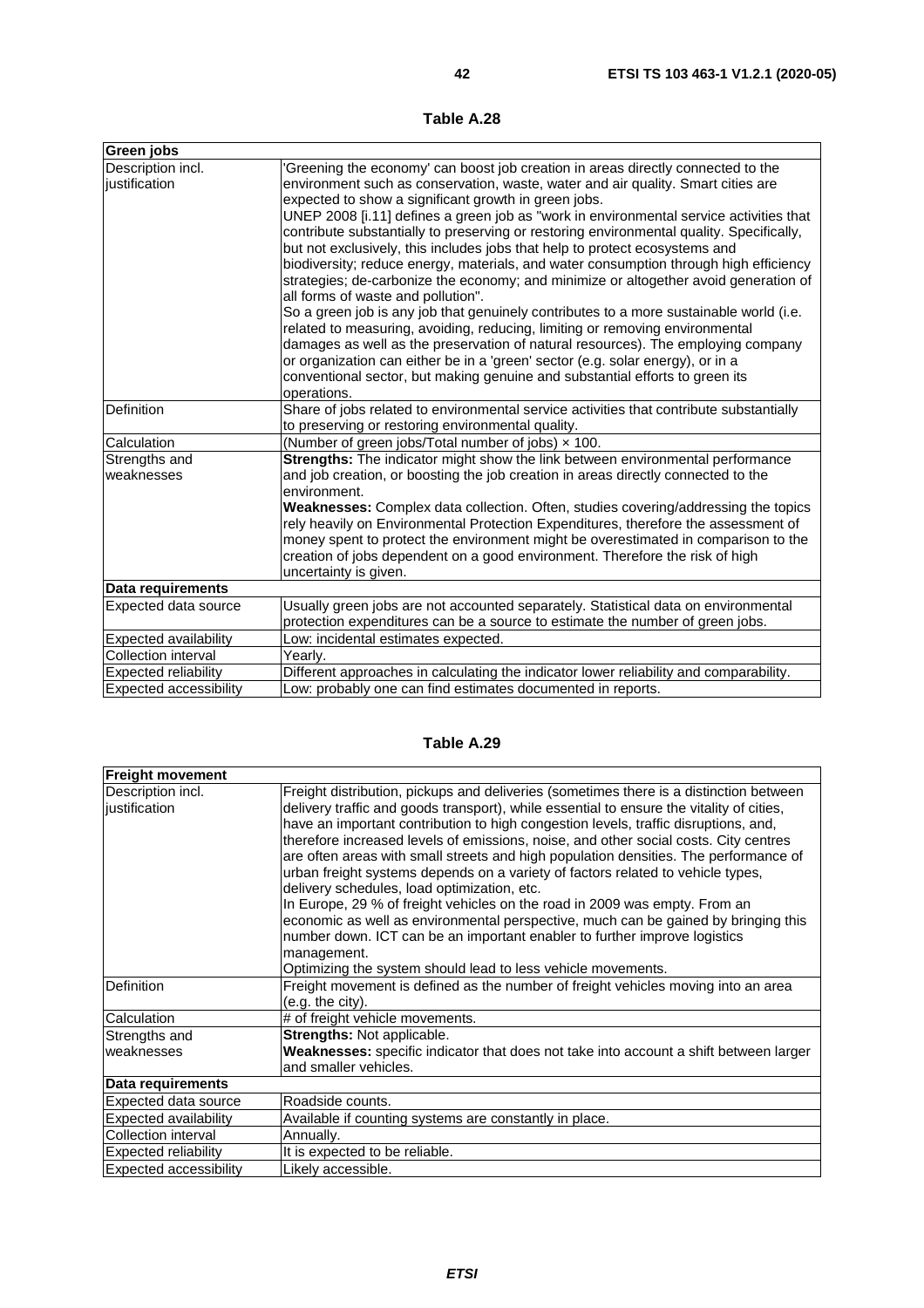**Table A.28**

| **Green jobs** | |
|---|---|
| Description incl. justification | 'Greening the economy' can boost job creation in areas directly connected to the environment such as conservation, waste, water and air quality. Smart cities are expected to show a significant growth in green jobs.<br>UNEP 2008 [i.11] defines a green job as "work in environmental service activities that contribute substantially to preserving or restoring environmental quality. Specifically, but not exclusively, this includes jobs that help to protect ecosystems and biodiversity; reduce energy, materials, and water consumption through high efficiency strategies; de-carbonize the economy; and minimize or altogether avoid generation of all forms of waste and pollution".<br>So a green job is any job that genuinely contributes to a more sustainable world (i.e. related to measuring, avoiding, reducing, limiting or removing environmental damages as well as the preservation of natural resources). The employing company or organization can either be in a 'green' sector (e.g. solar energy), or in a conventional sector, but making genuine and substantial efforts to green its operations. |
| Definition | Share of jobs related to environmental service activities that contribute substantially to preserving or restoring environmental quality. |
| Calculation | (Number of green jobs/Total number of jobs) × 100. |
| Strengths and weaknesses | **Strengths:** The indicator might show the link between environmental performance and job creation, or boosting the job creation in areas directly connected to the environment.<br>**Weaknesses:** Complex data collection. Often, studies covering/addressing the topics rely heavily on Environmental Protection Expenditures, therefore the assessment of money spent to protect the environment might be overestimated in comparison to the creation of jobs dependent on a good environment. Therefore the risk of high uncertainty is given. |
| **Data requirements** | |
| Expected data source | Usually green jobs are not accounted separately. Statistical data on environmental protection expenditures can be a source to estimate the number of green jobs. |
| Expected availability | Low: incidental estimates expected. |
| Collection interval | Yearly. |
| Expected reliability | Different approaches in calculating the indicator lower reliability and comparability. |
| Expected accessibility | Low: probably one can find estimates documented in reports. |

**Table A.29**

| **Freight movement** | |
|---|---|
| Description incl. justification | Freight distribution, pickups and deliveries (sometimes there is a distinction between delivery traffic and goods transport), while essential to ensure the vitality of cities, have an important contribution to high congestion levels, traffic disruptions, and, therefore increased levels of emissions, noise, and other social costs. City centres are often areas with small streets and high population densities. The performance of urban freight systems depends on a variety of factors related to vehicle types, delivery schedules, load optimization, etc.<br>In Europe, 29 % of freight vehicles on the road in 2009 was empty. From an economic as well as environmental perspective, much can be gained by bringing this number down. ICT can be an important enabler to further improve logistics management.<br>Optimizing the system should lead to less vehicle movements. |
| Definition | Freight movement is defined as the number of freight vehicles moving into an area (e.g. the city). |
| Calculation | # of freight vehicle movements. |
| Strengths and weaknesses | **Strengths:** Not applicable.<br>**Weaknesses:** specific indicator that does not take into account a shift between larger and smaller vehicles. |
| **Data requirements** | |
| Expected data source | Roadside counts. |
| Expected availability | Available if counting systems are constantly in place. |
| Collection interval | Annually. |
| Expected reliability | It is expected to be reliable. |
| Expected accessibility | Likely accessible. |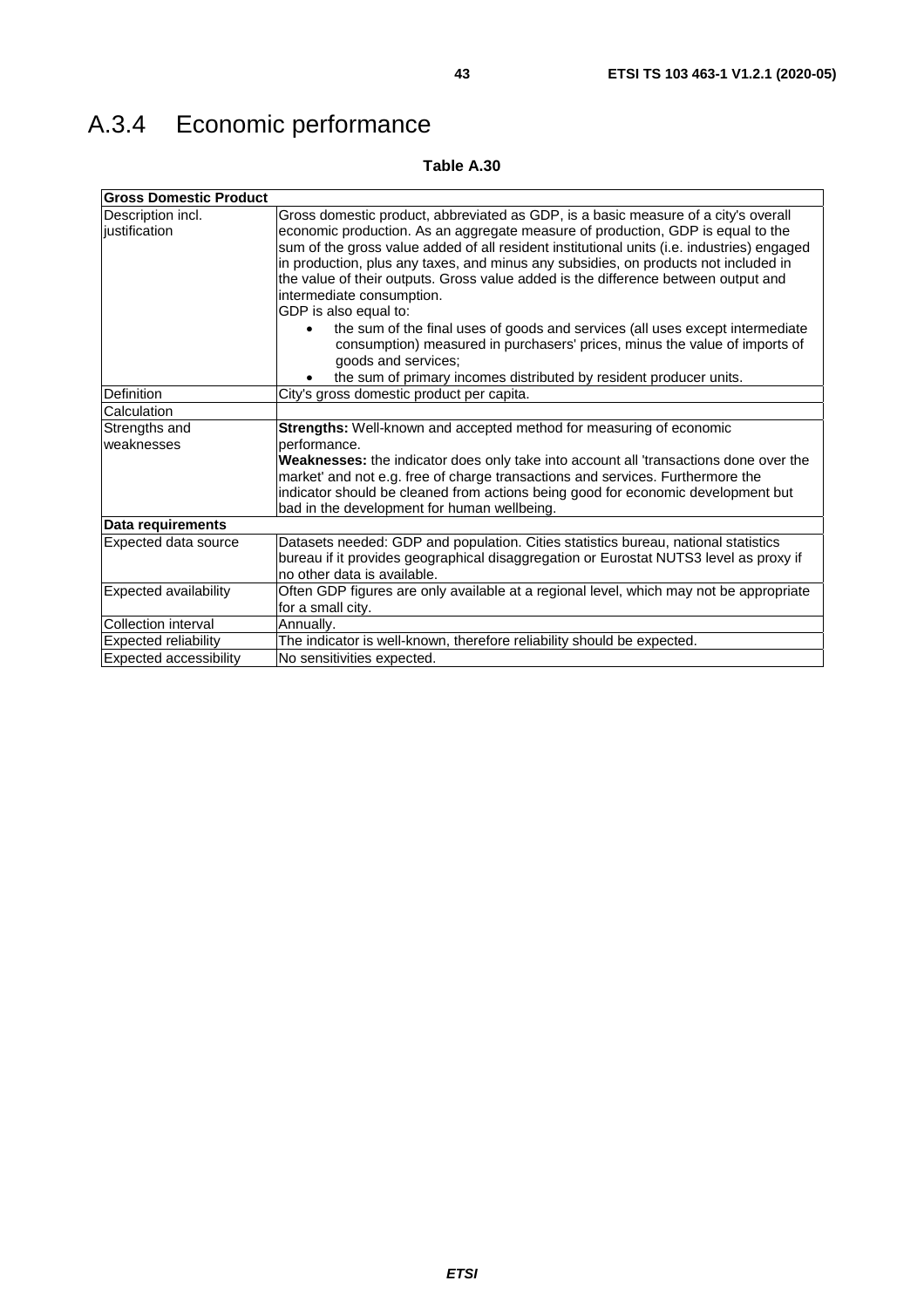## A.3.4 Economic performance

**Table A.30**

| **Gross Domestic Product** | |
|---|---|
| Description incl. justification | Gross domestic product, abbreviated as GDP, is a basic measure of a city's overall economic production. As an aggregate measure of production, GDP is equal to the sum of the gross value added of all resident institutional units (i.e. industries) engaged in production, plus any taxes, and minus any subsidies, on products not included in the value of their outputs. Gross value added is the difference between output and intermediate consumption.<br>GDP is also equal to:<br>• the sum of the final uses of goods and services (all uses except intermediate consumption) measured in purchasers' prices, minus the value of imports of goods and services;<br>• the sum of primary incomes distributed by resident producer units. |
| Definition | City's gross domestic product per capita. |
| Calculation | |
| Strengths and weaknesses | **Strengths:** Well-known and accepted method for measuring of economic performance.<br>**Weaknesses:** the indicator does only take into account all 'transactions done over the market' and not e.g. free of charge transactions and services. Furthermore the indicator should be cleaned from actions being good for economic development but bad in the development for human wellbeing. |
| **Data requirements** | |
| Expected data source | Datasets needed: GDP and population. Cities statistics bureau, national statistics bureau if it provides geographical disaggregation or Eurostat NUTS3 level as proxy if no other data is available. |
| Expected availability | Often GDP figures are only available at a regional level, which may not be appropriate for a small city. |
| Collection interval | Annually. |
| Expected reliability | The indicator is well-known, therefore reliability should be expected. |
| Expected accessibility | No sensitivities expected. |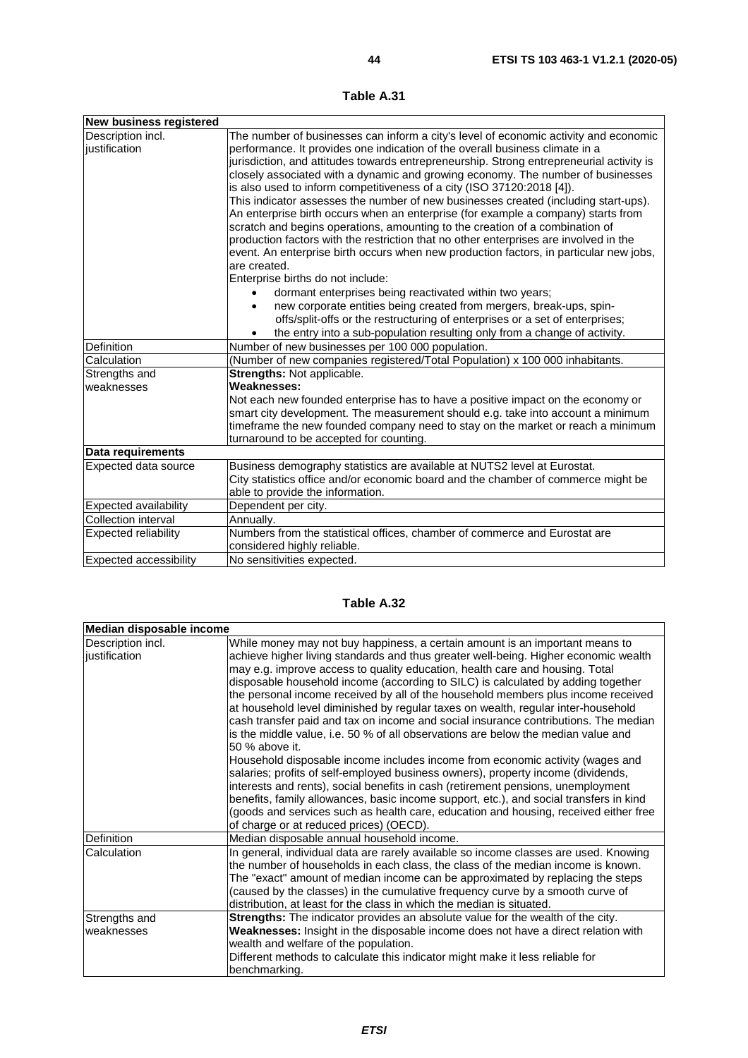**Table A.31**

| New business registered | |
|---|---|
| Description incl. justification | The number of businesses can inform a city's level of economic activity and economic performance. It provides one indication of the overall business climate in a jurisdiction, and attitudes towards entrepreneurship. Strong entrepreneurial activity is closely associated with a dynamic and growing economy. The number of businesses is also used to inform competitiveness of a city (ISO 37120:2018 [4]).<br>This indicator assesses the number of new businesses created (including start-ups). An enterprise birth occurs when an enterprise (for example a company) starts from scratch and begins operations, amounting to the creation of a combination of production factors with the restriction that no other enterprises are involved in the event. An enterprise birth occurs when new production factors, in particular new jobs, are created.<br>Enterprise births do not include:<br>• dormant enterprises being reactivated within two years;<br>• new corporate entities being created from mergers, break-ups, spin-offs/split-offs or the restructuring of enterprises or a set of enterprises;<br>• the entry into a sub-population resulting only from a change of activity. |
| Definition | Number of new businesses per 100 000 population. |
| Calculation | (Number of new companies registered/Total Population) x 100 000 inhabitants. |
| Strengths and weaknesses | **Strengths:** Not applicable.<br>**Weaknesses:**<br>Not each new founded enterprise has to have a positive impact on the economy or smart city development. The measurement should e.g. take into account a minimum timeframe the new founded company need to stay on the market or reach a minimum turnaround to be accepted for counting. |
| **Data requirements** | |
| Expected data source | Business demography statistics are available at NUTS2 level at Eurostat.<br>City statistics office and/or economic board and the chamber of commerce might be able to provide the information. |
| Expected availability | Dependent per city. |
| Collection interval | Annually. |
| Expected reliability | Numbers from the statistical offices, chamber of commerce and Eurostat are considered highly reliable. |
| Expected accessibility | No sensitivities expected. |

**Table A.32**

| Median disposable income | |
|---|---|
| Description incl. justification | While money may not buy happiness, a certain amount is an important means to achieve higher living standards and thus greater well-being. Higher economic wealth may e.g. improve access to quality education, health care and housing. Total disposable household income (according to SILC) is calculated by adding together the personal income received by all of the household members plus income received at household level diminished by regular taxes on wealth, regular inter-household cash transfer paid and tax on income and social insurance contributions. The median is the middle value, i.e. 50 % of all observations are below the median value and 50 % above it.<br>Household disposable income includes income from economic activity (wages and salaries; profits of self-employed business owners), property income (dividends, interests and rents), social benefits in cash (retirement pensions, unemployment benefits, family allowances, basic income support, etc.), and social transfers in kind (goods and services such as health care, education and housing, received either free of charge or at reduced prices) (OECD). |
| Definition | Median disposable annual household income. |
| Calculation | In general, individual data are rarely available so income classes are used. Knowing the number of households in each class, the class of the median income is known. The "exact" amount of median income can be approximated by replacing the steps (caused by the classes) in the cumulative frequency curve by a smooth curve of distribution, at least for the class in which the median is situated. |
| Strengths and weaknesses | **Strengths:** The indicator provides an absolute value for the wealth of the city.<br>**Weaknesses:** Insight in the disposable income does not have a direct relation with wealth and welfare of the population.<br>Different methods to calculate this indicator might make it less reliable for benchmarking. |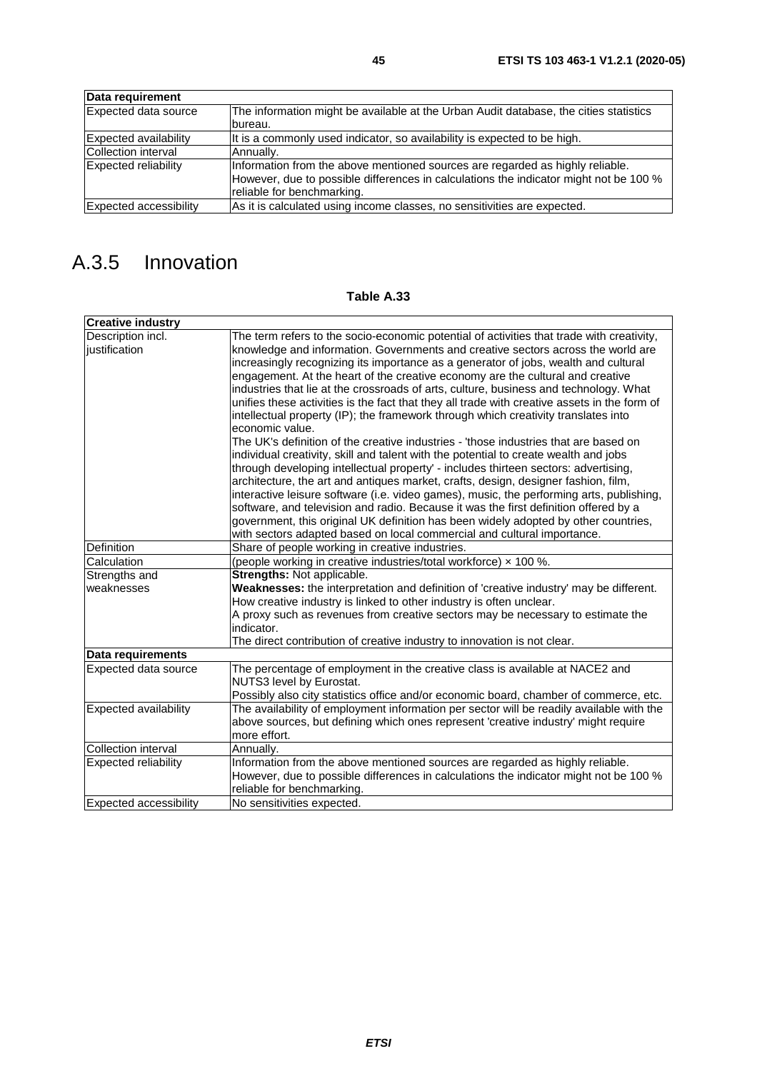| Data requirement | |
|---|---|
| Expected data source | The information might be available at the Urban Audit database, the cities statistics bureau. |
| Expected availability | It is a commonly used indicator, so availability is expected to be high. |
| Collection interval | Annually. |
| Expected reliability | Information from the above mentioned sources are regarded as highly reliable. However, due to possible differences in calculations the indicator might not be 100 % reliable for benchmarking. |
| Expected accessibility | As it is calculated using income classes, no sensitivities are expected. |

## A.3.5 Innovation

**Table A.33**

| Creative industry | |
|---|---|
| Description incl. justification | The term refers to the socio-economic potential of activities that trade with creativity, knowledge and information. Governments and creative sectors across the world are increasingly recognizing its importance as a generator of jobs, wealth and cultural engagement. At the heart of the creative economy are the cultural and creative industries that lie at the crossroads of arts, culture, business and technology. What unifies these activities is the fact that they all trade with creative assets in the form of intellectual property (IP); the framework through which creativity translates into economic value.<br>The UK's definition of the creative industries - 'those industries that are based on individual creativity, skill and talent with the potential to create wealth and jobs through developing intellectual property' - includes thirteen sectors: advertising, architecture, the art and antiques market, crafts, design, designer fashion, film, interactive leisure software (i.e. video games), music, the performing arts, publishing, software, and television and radio. Because it was the first definition offered by a government, this original UK definition has been widely adopted by other countries, with sectors adapted based on local commercial and cultural importance. |
| Definition | Share of people working in creative industries. |
| Calculation | (people working in creative industries/total workforce) × 100 %. |
| Strengths and weaknesses | **Strengths:** Not applicable.<br>**Weaknesses:** the interpretation and definition of 'creative industry' may be different. How creative industry is linked to other industry is often unclear.<br>A proxy such as revenues from creative sectors may be necessary to estimate the indicator.<br>The direct contribution of creative industry to innovation is not clear. |
| **Data requirements** | |
| Expected data source | The percentage of employment in the creative class is available at NACE2 and NUTS3 level by Eurostat.<br>Possibly also city statistics office and/or economic board, chamber of commerce, etc. |
| Expected availability | The availability of employment information per sector will be readily available with the above sources, but defining which ones represent 'creative industry' might require more effort. |
| Collection interval | Annually. |
| Expected reliability | Information from the above mentioned sources are regarded as highly reliable. However, due to possible differences in calculations the indicator might not be 100 % reliable for benchmarking. |
| Expected accessibility | No sensitivities expected. |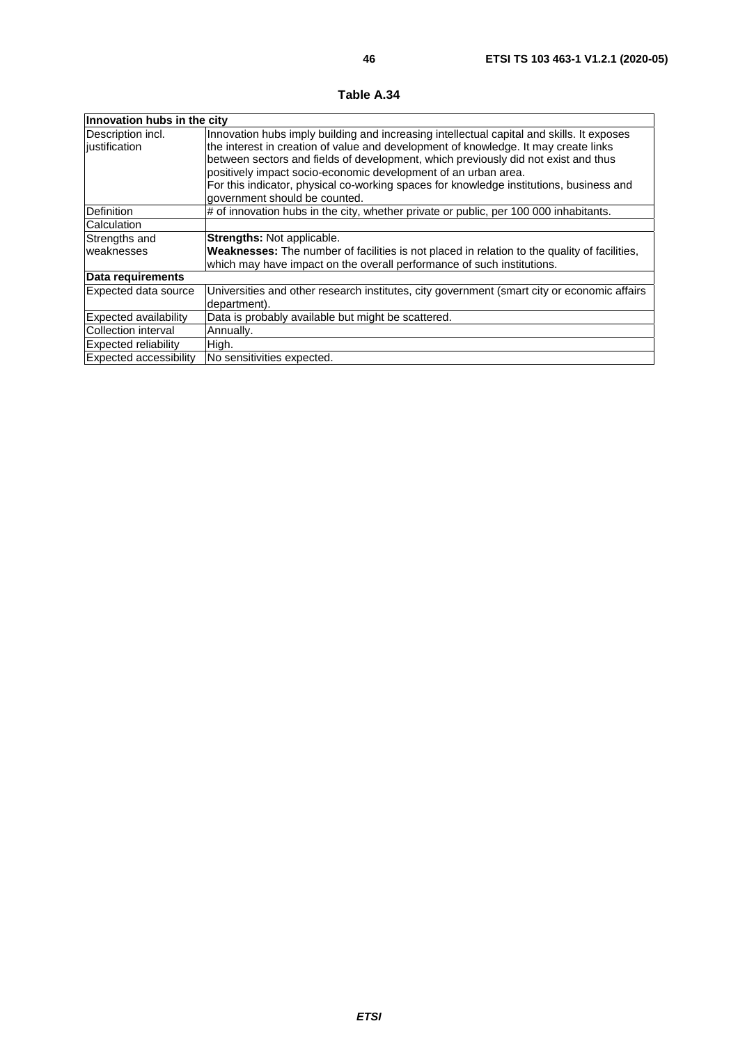**Table A.34**

| **Innovation hubs in the city** | |
|---|---|
| Description incl. justification | Innovation hubs imply building and increasing intellectual capital and skills. It exposes the interest in creation of value and development of knowledge. It may create links between sectors and fields of development, which previously did not exist and thus positively impact socio-economic development of an urban area.<br>For this indicator, physical co-working spaces for knowledge institutions, business and government should be counted. |
| Definition | # of innovation hubs in the city, whether private or public, per 100 000 inhabitants. |
| Calculation | |
| Strengths and weaknesses | **Strengths:** Not applicable.<br>**Weaknesses:** The number of facilities is not placed in relation to the quality of facilities, which may have impact on the overall performance of such institutions. |
| **Data requirements** | |
| Expected data source | Universities and other research institutes, city government (smart city or economic affairs department). |
| Expected availability | Data is probably available but might be scattered. |
| Collection interval | Annually. |
| Expected reliability | High. |
| Expected accessibility | No sensitivities expected. |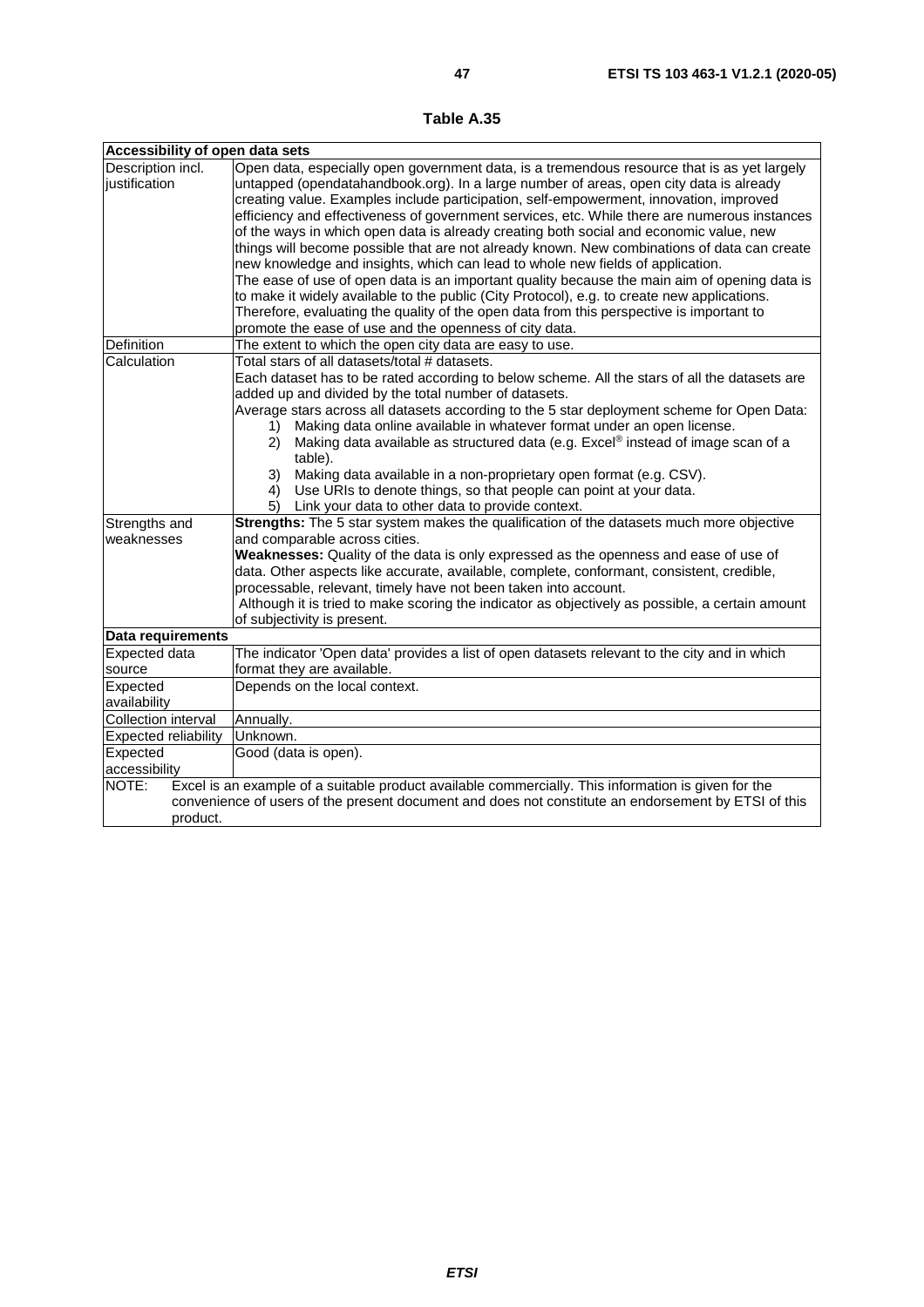**Table A.35**

| Accessibility of open data sets | |
|---|---|
| Description incl. justification | Open data, especially open government data, is a tremendous resource that is as yet largely untapped (opendatahandbook.org). In a large number of areas, open city data is already creating value. Examples include participation, self-empowerment, innovation, improved efficiency and effectiveness of government services, etc. While there are numerous instances of the ways in which open data is already creating both social and economic value, new things will become possible that are not already known. New combinations of data can create new knowledge and insights, which can lead to whole new fields of application.<br>The ease of use of open data is an important quality because the main aim of opening data is to make it widely available to the public (City Protocol), e.g. to create new applications. Therefore, evaluating the quality of the open data from this perspective is important to promote the ease of use and the openness of city data. |
| Definition | The extent to which the open city data are easy to use. |
| Calculation | Total stars of all datasets/total # datasets.<br>Each dataset has to be rated according to below scheme. All the stars of all the datasets are added up and divided by the total number of datasets.<br>Average stars across all datasets according to the 5 star deployment scheme for Open Data:<br>1) Making data online available in whatever format under an open license.<br>2) Making data available as structured data (e.g. Excel® instead of image scan of a table).<br>3) Making data available in a non-proprietary open format (e.g. CSV).<br>4) Use URIs to denote things, so that people can point at your data.<br>5) Link your data to other data to provide context. |
| Strengths and weaknesses | **Strengths:** The 5 star system makes the qualification of the datasets much more objective and comparable across cities.<br>**Weaknesses:** Quality of the data is only expressed as the openness and ease of use of data. Other aspects like accurate, available, complete, conformant, consistent, credible, processable, relevant, timely have not been taken into account.<br>Although it is tried to make scoring the indicator as objectively as possible, a certain amount of subjectivity is present. |
| **Data requirements** | |
| Expected data source | The indicator 'Open data' provides a list of open datasets relevant to the city and in which format they are available. |
| Expected availability | Depends on the local context. |
| Collection interval | Annually. |
| Expected reliability | Unknown. |
| Expected accessibility | Good (data is open). |
| NOTE: Excel is an example of a suitable product available commercially. This information is given for the convenience of users of the present document and does not constitute an endorsement by ETSI of this product. | |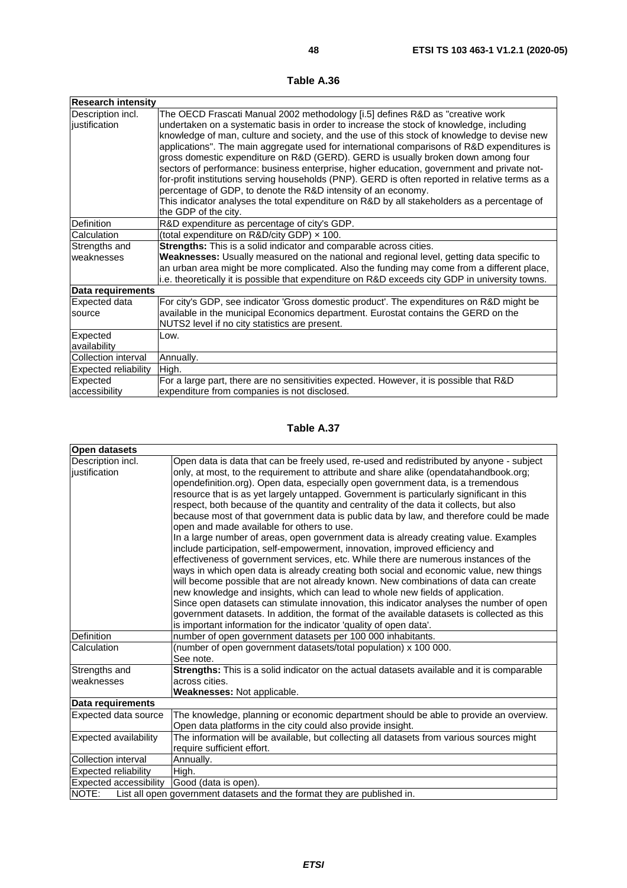**Table A.36**

| **Research intensity** | |
|---|---|
| Description incl. justification | The OECD Frascati Manual 2002 methodology [i.5] defines R&D as "creative work undertaken on a systematic basis in order to increase the stock of knowledge, including knowledge of man, culture and society, and the use of this stock of knowledge to devise new applications". The main aggregate used for international comparisons of R&D expenditures is gross domestic expenditure on R&D (GERD). GERD is usually broken down among four sectors of performance: business enterprise, higher education, government and private not-for-profit institutions serving households (PNP). GERD is often reported in relative terms as a percentage of GDP, to denote the R&D intensity of an economy. This indicator analyses the total expenditure on R&D by all stakeholders as a percentage of the GDP of the city. |
| Definition | R&D expenditure as percentage of city's GDP. |
| Calculation | (total expenditure on R&D/city GDP) × 100. |
| Strengths and weaknesses | **Strengths:** This is a solid indicator and comparable across cities. **Weaknesses:** Usually measured on the national and regional level, getting data specific to an urban area might be more complicated. Also the funding may come from a different place, i.e. theoretically it is possible that expenditure on R&D exceeds city GDP in university towns. |
| **Data requirements** | |
| Expected data source | For city's GDP, see indicator 'Gross domestic product'. The expenditures on R&D might be available in the municipal Economics department. Eurostat contains the GERD on the NUTS2 level if no city statistics are present. |
| Expected availability | Low. |
| Collection interval | Annually. |
| Expected reliability | High. |
| Expected accessibility | For a large part, there are no sensitivities expected. However, it is possible that R&D expenditure from companies is not disclosed. |

**Table A.37**

| **Open datasets** | |
|---|---|
| Description incl. justification | Open data is data that can be freely used, re-used and redistributed by anyone - subject only, at most, to the requirement to attribute and share alike (opendatahandbook.org; opendefinition.org). Open data, especially open government data, is a tremendous resource that is as yet largely untapped. Government is particularly significant in this respect, both because of the quantity and centrality of the data it collects, but also because most of that government data is public data by law, and therefore could be made open and made available for others to use. In a large number of areas, open government data is already creating value. Examples include participation, self-empowerment, innovation, improved efficiency and effectiveness of government services, etc. While there are numerous instances of the ways in which open data is already creating both social and economic value, new things will become possible that are not already known. New combinations of data can create new knowledge and insights, which can lead to whole new fields of application. Since open datasets can stimulate innovation, this indicator analyses the number of open government datasets. In addition, the format of the available datasets is collected as this is important information for the indicator 'quality of open data'. |
| Definition | number of open government datasets per 100 000 inhabitants. |
| Calculation | (number of open government datasets/total population) x 100 000. See note. |
| Strengths and weaknesses | **Strengths:** This is a solid indicator on the actual datasets available and it is comparable across cities. **Weaknesses:** Not applicable. |
| **Data requirements** | |
| Expected data source | The knowledge, planning or economic department should be able to provide an overview. Open data platforms in the city could also provide insight. |
| Expected availability | The information will be available, but collecting all datasets from various sources might require sufficient effort. |
| Collection interval | Annually. |
| Expected reliability | High. |
| Expected accessibility | Good (data is open). |
| NOTE: List all open government datasets and the format they are published in. | |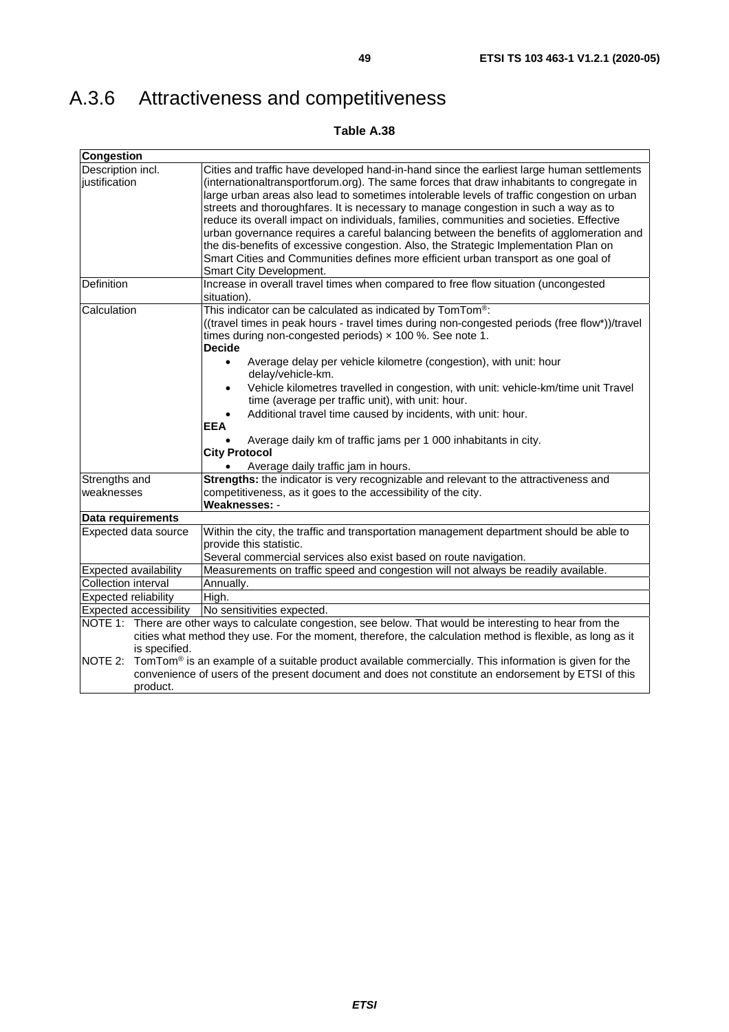## A.3.6 Attractiveness and competitiveness

**Table A.38**

| **Congestion** | |
|---|---|
| Description incl. justification | Cities and traffic have developed hand-in-hand since the earliest large human settlements (internationaltransportforum.org). The same forces that draw inhabitants to congregate in large urban areas also lead to sometimes intolerable levels of traffic congestion on urban streets and thoroughfares. It is necessary to manage congestion in such a way as to reduce its overall impact on individuals, families, communities and societies. Effective urban governance requires a careful balancing between the benefits of agglomeration and the dis-benefits of excessive congestion. Also, the Strategic Implementation Plan on Smart Cities and Communities defines more efficient urban transport as one goal of Smart City Development. |
| Definition | Increase in overall travel times when compared to free flow situation (uncongested situation). |
| Calculation | This indicator can be calculated as indicated by TomTom®:<br>((travel times in peak hours - travel times during non-congested periods (free flow*))/travel times during non-congested periods) × 100 %. See note 1.<br>**Decide**<br>• Average delay per vehicle kilometre (congestion), with unit: hour delay/vehicle-km.<br>• Vehicle kilometres travelled in congestion, with unit: vehicle-km/time unit Travel time (average per traffic unit), with unit: hour.<br>• Additional travel time caused by incidents, with unit: hour.<br>**EEA**<br>• Average daily km of traffic jams per 1 000 inhabitants in city.<br>**City Protocol**<br>• Average daily traffic jam in hours. |
| Strengths and weaknesses | **Strengths:** the indicator is very recognizable and relevant to the attractiveness and competitiveness, as it goes to the accessibility of the city.<br>**Weaknesses:** - |
| **Data requirements** | |
| Expected data source | Within the city, the traffic and transportation management department should be able to provide this statistic.<br>Several commercial services also exist based on route navigation. |
| Expected availability | Measurements on traffic speed and congestion will not always be readily available. |
| Collection interval | Annually. |
| Expected reliability | High. |
| Expected accessibility | No sensitivities expected. |
| NOTE 1: There are other ways to calculate congestion, see below. That would be interesting to hear from the cities what method they use. For the moment, therefore, the calculation method is flexible, as long as it is specified.<br>NOTE 2: TomTom® is an example of a suitable product available commercially. This information is given for the convenience of users of the present document and does not constitute an endorsement by ETSI of this product. | |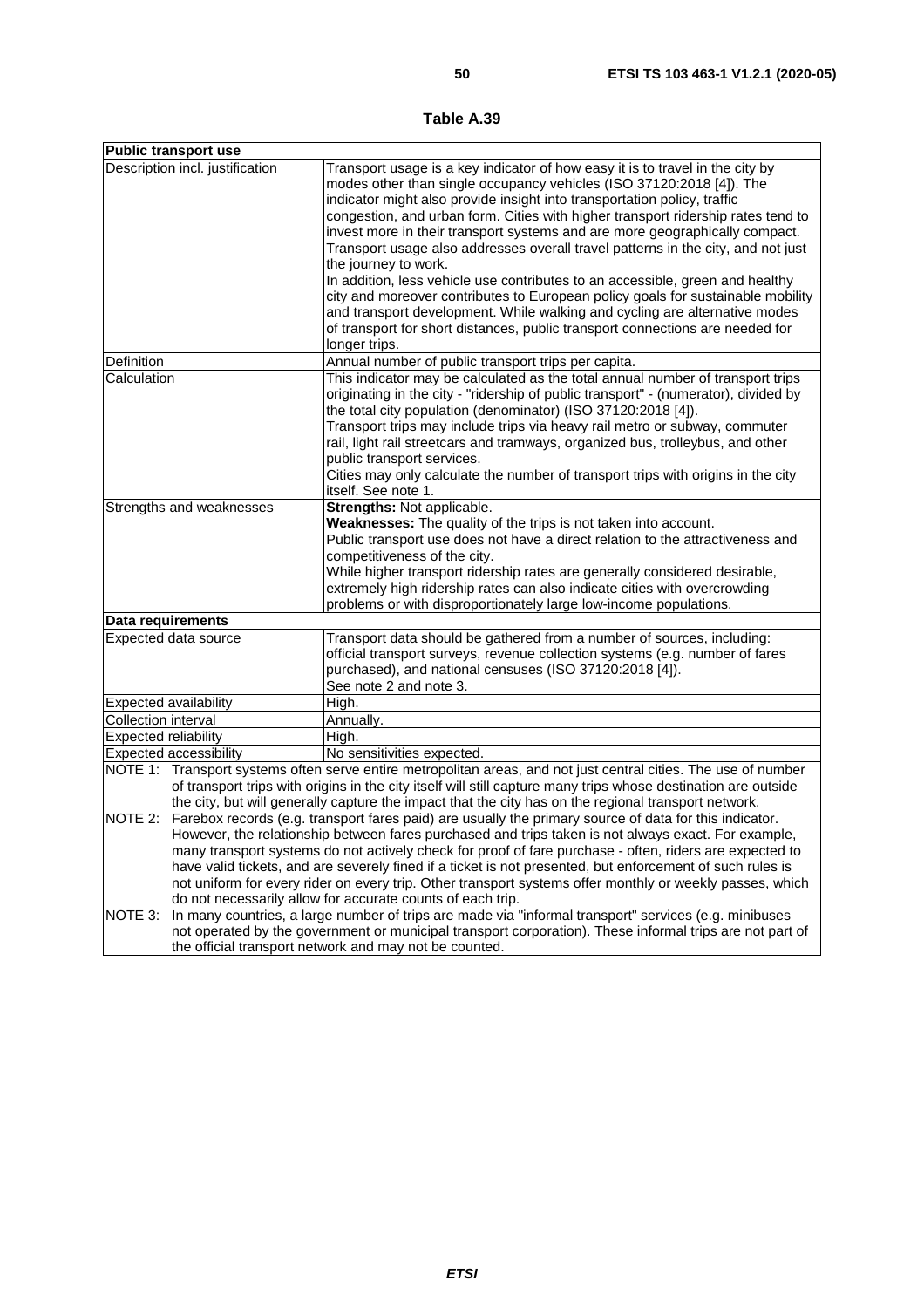**Table A.39**

| **Public transport use** | |
|---|---|
| Description incl. justification | Transport usage is a key indicator of how easy it is to travel in the city by modes other than single occupancy vehicles (ISO 37120:2018 [4]). The indicator might also provide insight into transportation policy, traffic congestion, and urban form. Cities with higher transport ridership rates tend to invest more in their transport systems and are more geographically compact. Transport usage also addresses overall travel patterns in the city, and not just the journey to work.<br>In addition, less vehicle use contributes to an accessible, green and healthy city and moreover contributes to European policy goals for sustainable mobility and transport development. While walking and cycling are alternative modes of transport for short distances, public transport connections are needed for longer trips. |
| Definition | Annual number of public transport trips per capita. |
| Calculation | This indicator may be calculated as the total annual number of transport trips originating in the city - "ridership of public transport" - (numerator), divided by the total city population (denominator) (ISO 37120:2018 [4]).<br>Transport trips may include trips via heavy rail metro or subway, commuter rail, light rail streetcars and tramways, organized bus, trolleybus, and other public transport services.<br>Cities may only calculate the number of transport trips with origins in the city itself. See note 1. |
| Strengths and weaknesses | **Strengths:** Not applicable.<br>**Weaknesses:** The quality of the trips is not taken into account.<br>Public transport use does not have a direct relation to the attractiveness and competitiveness of the city.<br>While higher transport ridership rates are generally considered desirable, extremely high ridership rates can also indicate cities with overcrowding problems or with disproportionately large low-income populations. |
| **Data requirements** | |
| Expected data source | Transport data should be gathered from a number of sources, including: official transport surveys, revenue collection systems (e.g. number of fares purchased), and national censuses (ISO 37120:2018 [4]).<br>See note 2 and note 3. |
| Expected availability | High. |
| Collection interval | Annually. |
| Expected reliability | High. |
| Expected accessibility | No sensitivities expected. |
| NOTE 1: Transport systems often serve entire metropolitan areas, and not just central cities. The use of number of transport trips with origins in the city itself will still capture many trips whose destination are outside the city, but will generally capture the impact that the city has on the regional transport network.<br>NOTE 2: Farebox records (e.g. transport fares paid) are usually the primary source of data for this indicator. However, the relationship between fares purchased and trips taken is not always exact. For example, many transport systems do not actively check for proof of fare purchase - often, riders are expected to have valid tickets, and are severely fined if a ticket is not presented, but enforcement of such rules is not uniform for every rider on every trip. Other transport systems offer monthly or weekly passes, which do not necessarily allow for accurate counts of each trip.<br>NOTE 3: In many countries, a large number of trips are made via "informal transport" services (e.g. minibuses not operated by the government or municipal transport corporation). These informal trips are not part of the official transport network and may not be counted. | |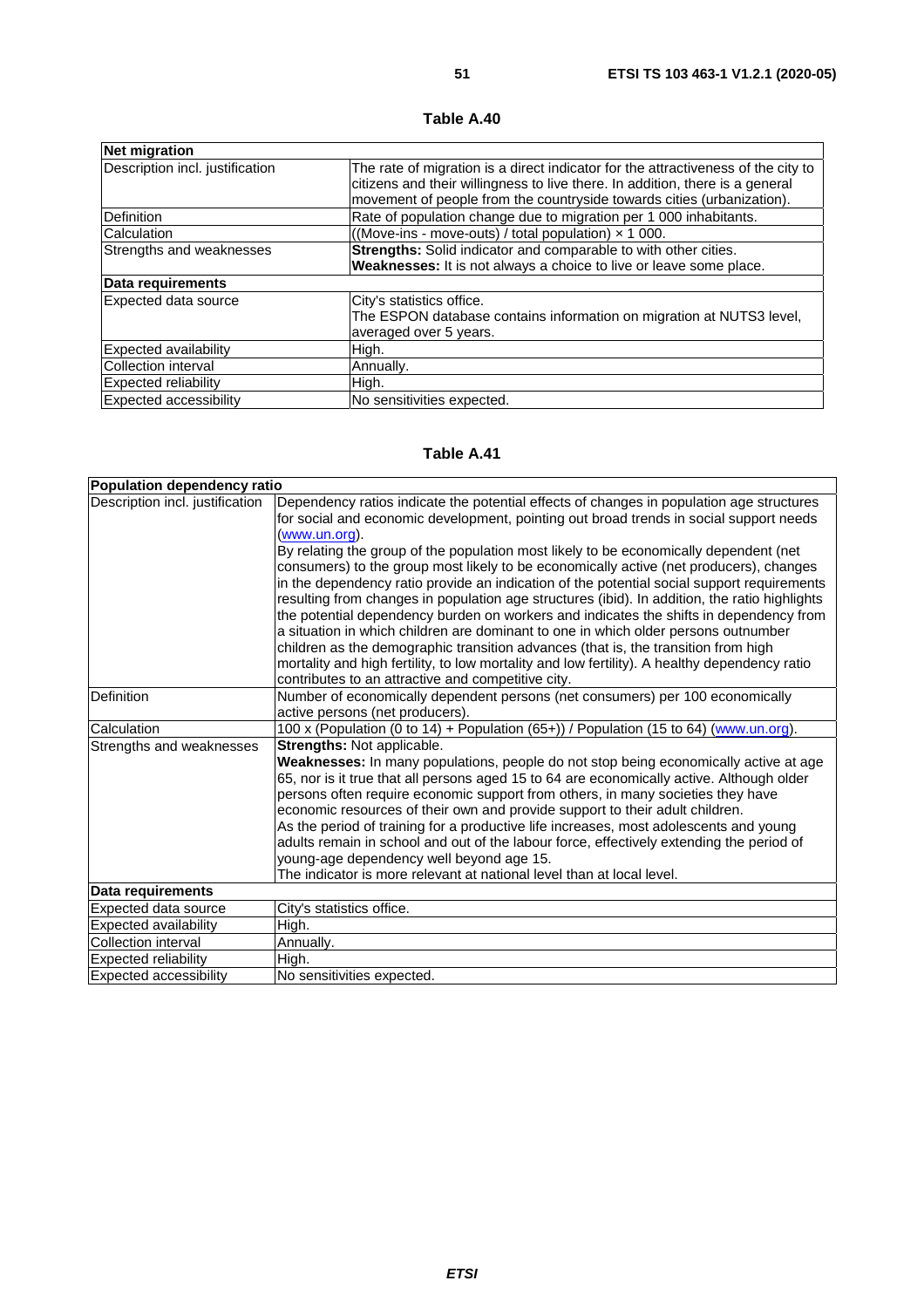**Table A.40**

| Net migration | |
|---|---|
| Description incl. justification | The rate of migration is a direct indicator for the attractiveness of the city to citizens and their willingness to live there. In addition, there is a general movement of people from the countryside towards cities (urbanization). |
| Definition | Rate of population change due to migration per 1 000 inhabitants. |
| Calculation | ((Move-ins - move-outs) / total population) × 1 000. |
| Strengths and weaknesses | **Strengths:** Solid indicator and comparable to with other cities.<br>**Weaknesses:** It is not always a choice to live or leave some place. |
| **Data requirements** | |
| Expected data source | City's statistics office.<br>The ESPON database contains information on migration at NUTS3 level, averaged over 5 years. |
| Expected availability | High. |
| Collection interval | Annually. |
| Expected reliability | High. |
| Expected accessibility | No sensitivities expected. |

**Table A.41**

| Population dependency ratio | |
|---|---|
| Description incl. justification | Dependency ratios indicate the potential effects of changes in population age structures for social and economic development, pointing out broad trends in social support needs (www.un.org).<br>By relating the group of the population most likely to be economically dependent (net consumers) to the group most likely to be economically active (net producers), changes in the dependency ratio provide an indication of the potential social support requirements resulting from changes in population age structures (ibid). In addition, the ratio highlights the potential dependency burden on workers and indicates the shifts in dependency from a situation in which children are dominant to one in which older persons outnumber children as the demographic transition advances (that is, the transition from high mortality and high fertility, to low mortality and low fertility). A healthy dependency ratio contributes to an attractive and competitive city. |
| Definition | Number of economically dependent persons (net consumers) per 100 economically active persons (net producers). |
| Calculation | 100 x (Population (0 to 14) + Population (65+)) / Population (15 to 64) (www.un.org). |
| Strengths and weaknesses | **Strengths:** Not applicable.<br>**Weaknesses:** In many populations, people do not stop being economically active at age 65, nor is it true that all persons aged 15 to 64 are economically active. Although older persons often require economic support from others, in many societies they have economic resources of their own and provide support to their adult children.<br>As the period of training for a productive life increases, most adolescents and young adults remain in school and out of the labour force, effectively extending the period of young-age dependency well beyond age 15.<br>The indicator is more relevant at national level than at local level. |
| **Data requirements** | |
| Expected data source | City's statistics office. |
| Expected availability | High. |
| Collection interval | Annually. |
| Expected reliability | High. |
| Expected accessibility | No sensitivities expected. |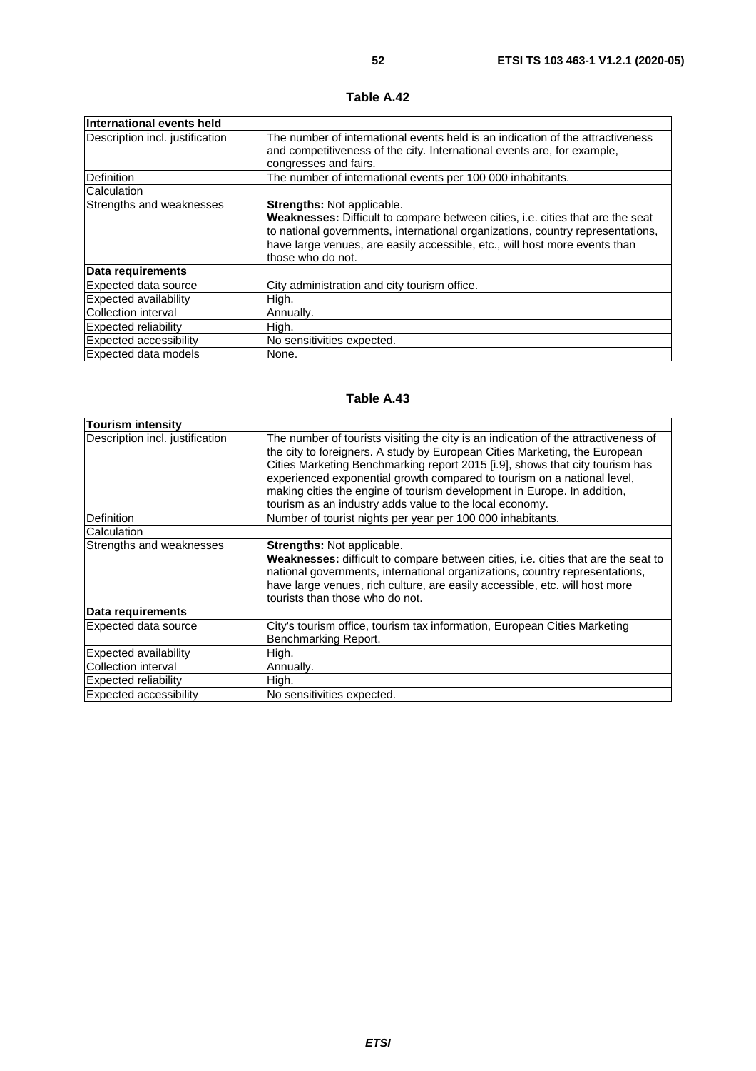**Table A.42**

| International events held | |
|---|---|
| Description incl. justification | The number of international events held is an indication of the attractiveness and competitiveness of the city. International events are, for example, congresses and fairs. |
| Definition | The number of international events per 100 000 inhabitants. |
| Calculation | |
| Strengths and weaknesses | **Strengths:** Not applicable.<br>**Weaknesses:** Difficult to compare between cities, i.e. cities that are the seat to national governments, international organizations, country representations, have large venues, are easily accessible, etc., will host more events than those who do not. |
| **Data requirements** | |
| Expected data source | City administration and city tourism office. |
| Expected availability | High. |
| Collection interval | Annually. |
| Expected reliability | High. |
| Expected accessibility | No sensitivities expected. |
| Expected data models | None. |

**Table A.43**

| Tourism intensity | |
|---|---|
| Description incl. justification | The number of tourists visiting the city is an indication of the attractiveness of the city to foreigners. A study by European Cities Marketing, the European Cities Marketing Benchmarking report 2015 [i.9], shows that city tourism has experienced exponential growth compared to tourism on a national level, making cities the engine of tourism development in Europe. In addition, tourism as an industry adds value to the local economy. |
| Definition | Number of tourist nights per year per 100 000 inhabitants. |
| Calculation | |
| Strengths and weaknesses | **Strengths:** Not applicable.<br>**Weaknesses:** difficult to compare between cities, i.e. cities that are the seat to national governments, international organizations, country representations, have large venues, rich culture, are easily accessible, etc. will host more tourists than those who do not. |
| **Data requirements** | |
| Expected data source | City's tourism office, tourism tax information, European Cities Marketing Benchmarking Report. |
| Expected availability | High. |
| Collection interval | Annually. |
| Expected reliability | High. |
| Expected accessibility | No sensitivities expected. |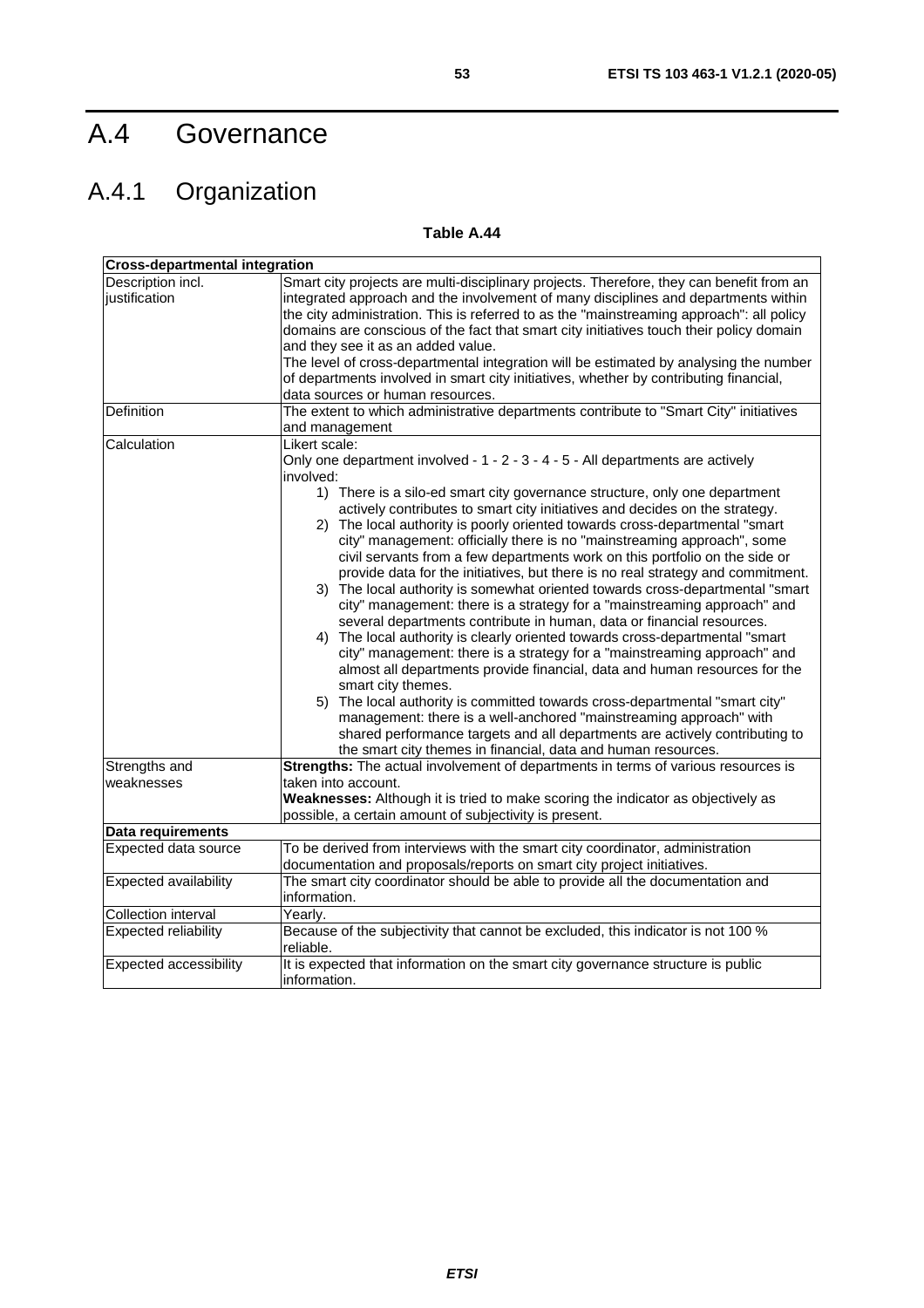# A.4 Governance

## A.4.1 Organization

**Table A.44**

| **Cross-departmental integration** | |
|---|---|
| Description incl. justification | Smart city projects are multi-disciplinary projects. Therefore, they can benefit from an integrated approach and the involvement of many disciplines and departments within the city administration. This is referred to as the "mainstreaming approach": all policy domains are conscious of the fact that smart city initiatives touch their policy domain and they see it as an added value.<br>The level of cross-departmental integration will be estimated by analysing the number of departments involved in smart city initiatives, whether by contributing financial, data sources or human resources. |
| Definition | The extent to which administrative departments contribute to "Smart City" initiatives and management |
| Calculation | Likert scale:<br>Only one department involved - 1 - 2 - 3 - 4 - 5 - All departments are actively involved:<br>1) There is a silo-ed smart city governance structure, only one department actively contributes to smart city initiatives and decides on the strategy.<br>2) The local authority is poorly oriented towards cross-departmental "smart city" management: officially there is no "mainstreaming approach", some civil servants from a few departments work on this portfolio on the side or provide data for the initiatives, but there is no real strategy and commitment.<br>3) The local authority is somewhat oriented towards cross-departmental "smart city" management: there is a strategy for a "mainstreaming approach" and several departments contribute in human, data or financial resources.<br>4) The local authority is clearly oriented towards cross-departmental "smart city" management: there is a strategy for a "mainstreaming approach" and almost all departments provide financial, data and human resources for the smart city themes.<br>5) The local authority is committed towards cross-departmental "smart city" management: there is a well-anchored "mainstreaming approach" with shared performance targets and all departments are actively contributing to the smart city themes in financial, data and human resources. |
| Strengths and weaknesses | **Strengths:** The actual involvement of departments in terms of various resources is taken into account.<br>**Weaknesses:** Although it is tried to make scoring the indicator as objectively as possible, a certain amount of subjectivity is present. |
| **Data requirements** | |
| Expected data source | To be derived from interviews with the smart city coordinator, administration documentation and proposals/reports on smart city project initiatives. |
| Expected availability | The smart city coordinator should be able to provide all the documentation and information. |
| Collection interval | Yearly. |
| Expected reliability | Because of the subjectivity that cannot be excluded, this indicator is not 100 % reliable. |
| Expected accessibility | It is expected that information on the smart city governance structure is public information. |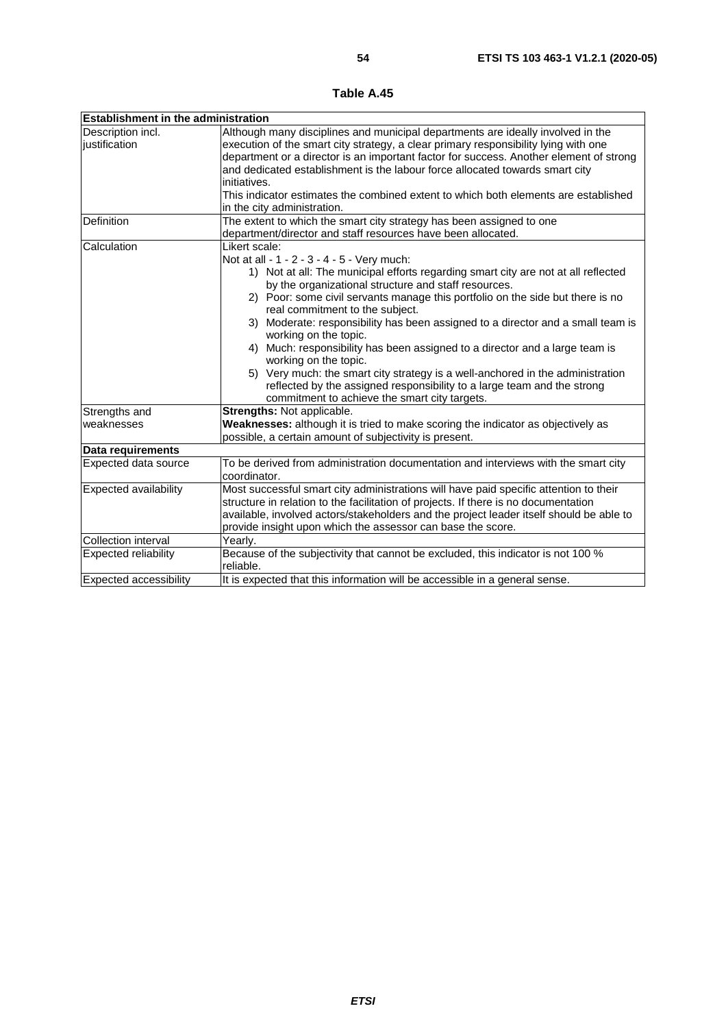**Table A.45**

| **Establishment in the administration** | |
|---|---|
| Description incl. justification | Although many disciplines and municipal departments are ideally involved in the execution of the smart city strategy, a clear primary responsibility lying with one department or a director is an important factor for success. Another element of strong and dedicated establishment is the labour force allocated towards smart city initiatives.<br>This indicator estimates the combined extent to which both elements are established in the city administration. |
| Definition | The extent to which the smart city strategy has been assigned to one department/director and staff resources have been allocated. |
| Calculation | Likert scale:<br>Not at all - 1 - 2 - 3 - 4 - 5 - Very much:<br>1) Not at all: The municipal efforts regarding smart city are not at all reflected by the organizational structure and staff resources.<br>2) Poor: some civil servants manage this portfolio on the side but there is no real commitment to the subject.<br>3) Moderate: responsibility has been assigned to a director and a small team is working on the topic.<br>4) Much: responsibility has been assigned to a director and a large team is working on the topic.<br>5) Very much: the smart city strategy is a well-anchored in the administration reflected by the assigned responsibility to a large team and the strong commitment to achieve the smart city targets. |
| Strengths and weaknesses | **Strengths:** Not applicable.<br>**Weaknesses:** although it is tried to make scoring the indicator as objectively as possible, a certain amount of subjectivity is present. |
| **Data requirements** | |
| Expected data source | To be derived from administration documentation and interviews with the smart city coordinator. |
| Expected availability | Most successful smart city administrations will have paid specific attention to their structure in relation to the facilitation of projects. If there is no documentation available, involved actors/stakeholders and the project leader itself should be able to provide insight upon which the assessor can base the score. |
| Collection interval | Yearly. |
| Expected reliability | Because of the subjectivity that cannot be excluded, this indicator is not 100 % reliable. |
| Expected accessibility | It is expected that this information will be accessible in a general sense. |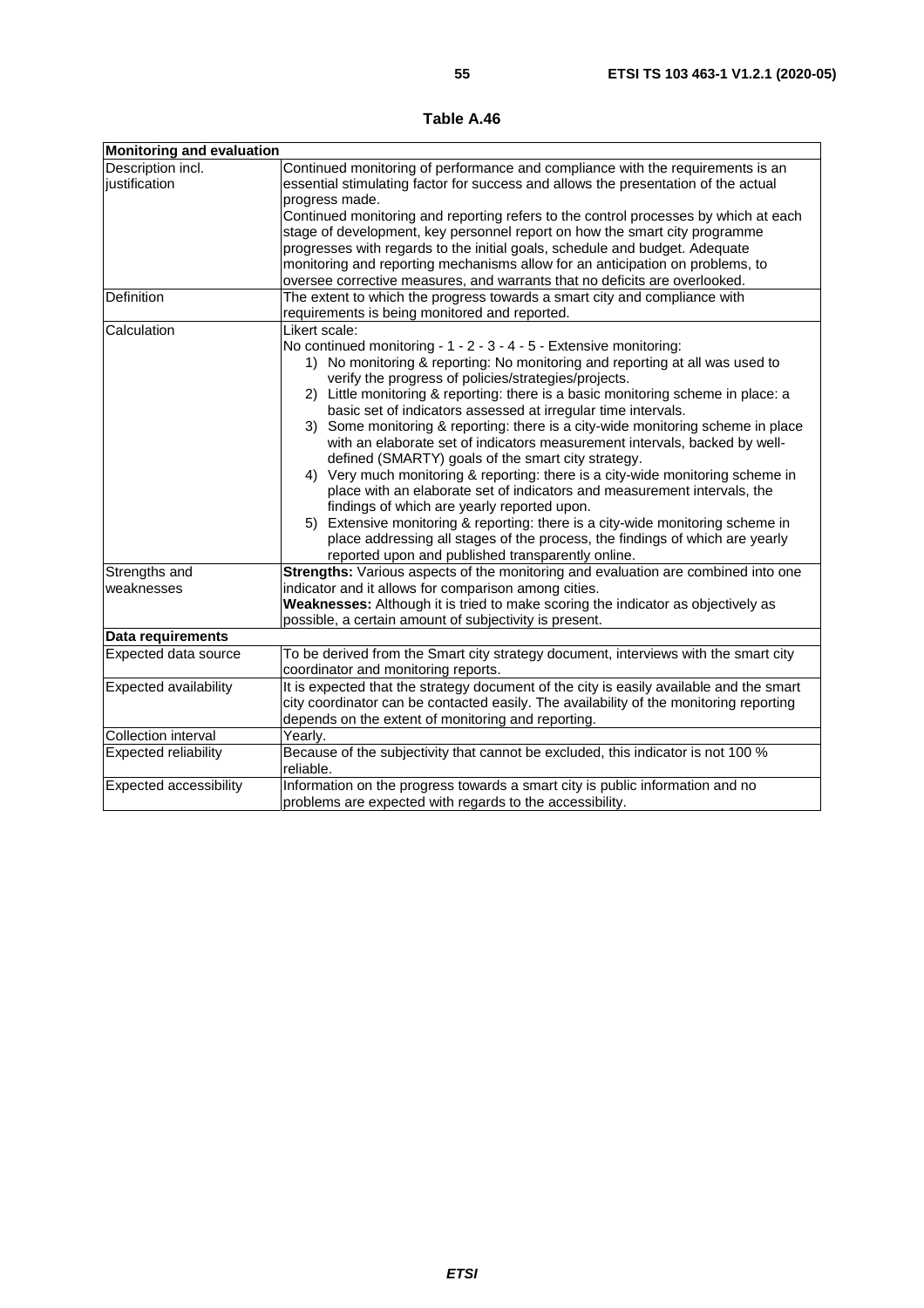**Table A.46**

| **Monitoring and evaluation** | |
|---|---|
| Description incl. justification | Continued monitoring of performance and compliance with the requirements is an essential stimulating factor for success and allows the presentation of the actual progress made.<br>Continued monitoring and reporting refers to the control processes by which at each stage of development, key personnel report on how the smart city programme progresses with regards to the initial goals, schedule and budget. Adequate monitoring and reporting mechanisms allow for an anticipation on problems, to oversee corrective measures, and warrants that no deficits are overlooked. |
| Definition | The extent to which the progress towards a smart city and compliance with requirements is being monitored and reported. |
| Calculation | Likert scale:<br>No continued monitoring - 1 - 2 - 3 - 4 - 5 - Extensive monitoring:<br>1) No monitoring & reporting: No monitoring and reporting at all was used to verify the progress of policies/strategies/projects.<br>2) Little monitoring & reporting: there is a basic monitoring scheme in place: a basic set of indicators assessed at irregular time intervals.<br>3) Some monitoring & reporting: there is a city-wide monitoring scheme in place with an elaborate set of indicators measurement intervals, backed by well-defined (SMARTY) goals of the smart city strategy.<br>4) Very much monitoring & reporting: there is a city-wide monitoring scheme in place with an elaborate set of indicators and measurement intervals, the findings of which are yearly reported upon.<br>5) Extensive monitoring & reporting: there is a city-wide monitoring scheme in place addressing all stages of the process, the findings of which are yearly reported upon and published transparently online. |
| Strengths and weaknesses | **Strengths:** Various aspects of the monitoring and evaluation are combined into one indicator and it allows for comparison among cities.<br>**Weaknesses:** Although it is tried to make scoring the indicator as objectively as possible, a certain amount of subjectivity is present. |
| **Data requirements** | |
| Expected data source | To be derived from the Smart city strategy document, interviews with the smart city coordinator and monitoring reports. |
| Expected availability | It is expected that the strategy document of the city is easily available and the smart city coordinator can be contacted easily. The availability of the monitoring reporting depends on the extent of monitoring and reporting. |
| Collection interval | Yearly. |
| Expected reliability | Because of the subjectivity that cannot be excluded, this indicator is not 100 % reliable. |
| Expected accessibility | Information on the progress towards a smart city is public information and no problems are expected with regards to the accessibility. |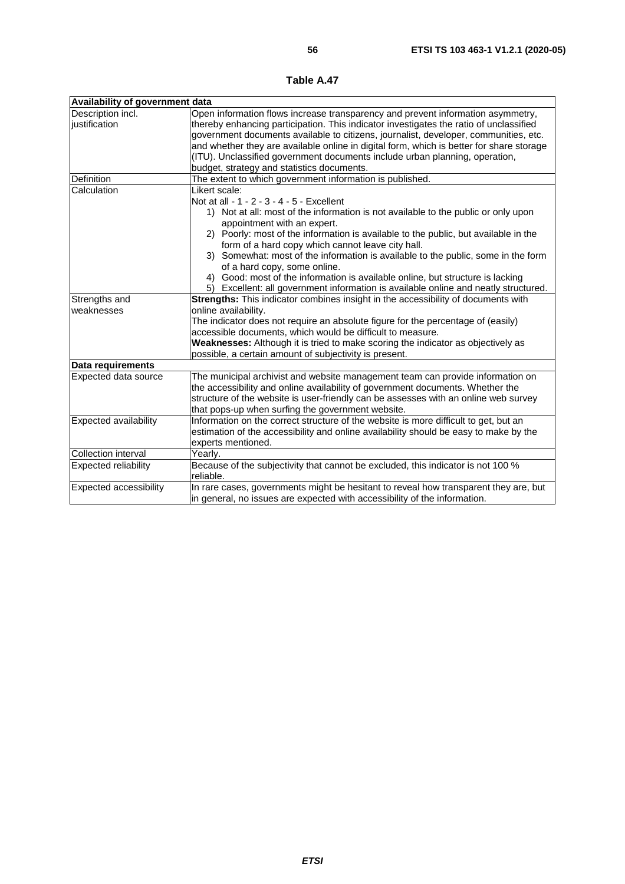**Table A.47**

| Availability of government data | |
|---|---|
| Description incl. justification | Open information flows increase transparency and prevent information asymmetry, thereby enhancing participation. This indicator investigates the ratio of unclassified government documents available to citizens, journalist, developer, communities, etc. and whether they are available online in digital form, which is better for share storage (ITU). Unclassified government documents include urban planning, operation, budget, strategy and statistics documents. |
| Definition | The extent to which government information is published. |
| Calculation | Likert scale:<br>Not at all - 1 - 2 - 3 - 4 - 5 - Excellent<br>1) Not at all: most of the information is not available to the public or only upon appointment with an expert.<br>2) Poorly: most of the information is available to the public, but available in the form of a hard copy which cannot leave city hall.<br>3) Somewhat: most of the information is available to the public, some in the form of a hard copy, some online.<br>4) Good: most of the information is available online, but structure is lacking<br>5) Excellent: all government information is available online and neatly structured. |
| Strengths and weaknesses | **Strengths:** This indicator combines insight in the accessibility of documents with online availability.<br>The indicator does not require an absolute figure for the percentage of (easily) accessible documents, which would be difficult to measure.<br>**Weaknesses:** Although it is tried to make scoring the indicator as objectively as possible, a certain amount of subjectivity is present. |
| **Data requirements** | |
| Expected data source | The municipal archivist and website management team can provide information on the accessibility and online availability of government documents. Whether the structure of the website is user-friendly can be assesses with an online web survey that pops-up when surfing the government website. |
| Expected availability | Information on the correct structure of the website is more difficult to get, but an estimation of the accessibility and online availability should be easy to make by the experts mentioned. |
| Collection interval | Yearly. |
| Expected reliability | Because of the subjectivity that cannot be excluded, this indicator is not 100 % reliable. |
| Expected accessibility | In rare cases, governments might be hesitant to reveal how transparent they are, but in general, no issues are expected with accessibility of the information. |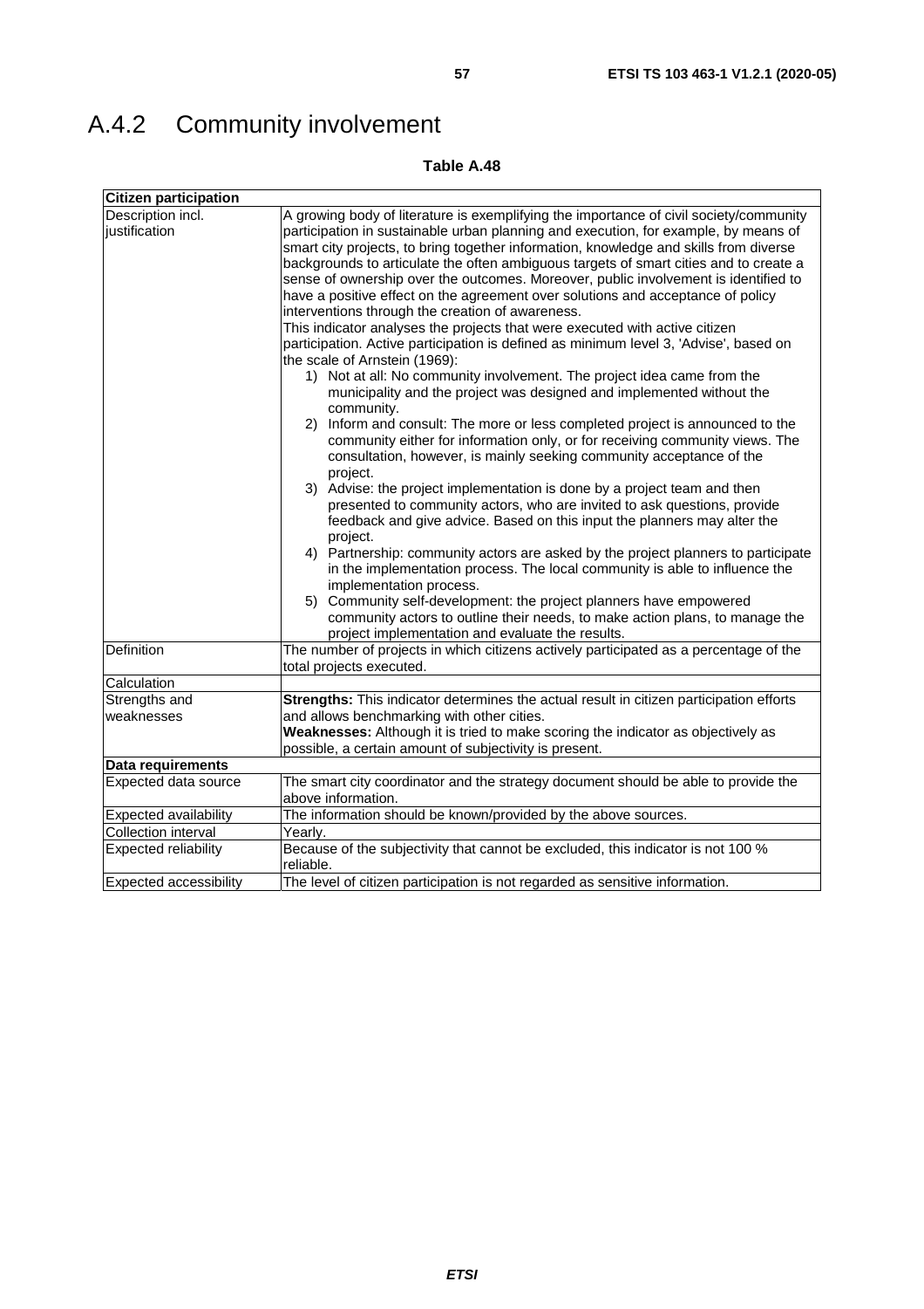## A.4.2 Community involvement

**Table A.48**

| **Citizen participation** | |
|---|---|
| Description incl. justification | A growing body of literature is exemplifying the importance of civil society/community participation in sustainable urban planning and execution, for example, by means of smart city projects, to bring together information, knowledge and skills from diverse backgrounds to articulate the often ambiguous targets of smart cities and to create a sense of ownership over the outcomes. Moreover, public involvement is identified to have a positive effect on the agreement over solutions and acceptance of policy interventions through the creation of awareness.<br>This indicator analyses the projects that were executed with active citizen participation. Active participation is defined as minimum level 3, 'Advise', based on the scale of Arnstein (1969):<br>1) Not at all: No community involvement. The project idea came from the municipality and the project was designed and implemented without the community.<br>2) Inform and consult: The more or less completed project is announced to the community either for information only, or for receiving community views. The consultation, however, is mainly seeking community acceptance of the project.<br>3) Advise: the project implementation is done by a project team and then presented to community actors, who are invited to ask questions, provide feedback and give advice. Based on this input the planners may alter the project.<br>4) Partnership: community actors are asked by the project planners to participate in the implementation process. The local community is able to influence the implementation process.<br>5) Community self-development: the project planners have empowered community actors to outline their needs, to make action plans, to manage the project implementation and evaluate the results. |
| Definition | The number of projects in which citizens actively participated as a percentage of the total projects executed. |
| Calculation | |
| Strengths and weaknesses | **Strengths:** This indicator determines the actual result in citizen participation efforts and allows benchmarking with other cities.<br>**Weaknesses:** Although it is tried to make scoring the indicator as objectively as possible, a certain amount of subjectivity is present. |
| **Data requirements** | |
| Expected data source | The smart city coordinator and the strategy document should be able to provide the above information. |
| Expected availability | The information should be known/provided by the above sources. |
| Collection interval | Yearly. |
| Expected reliability | Because of the subjectivity that cannot be excluded, this indicator is not 100 % reliable. |
| Expected accessibility | The level of citizen participation is not regarded as sensitive information. |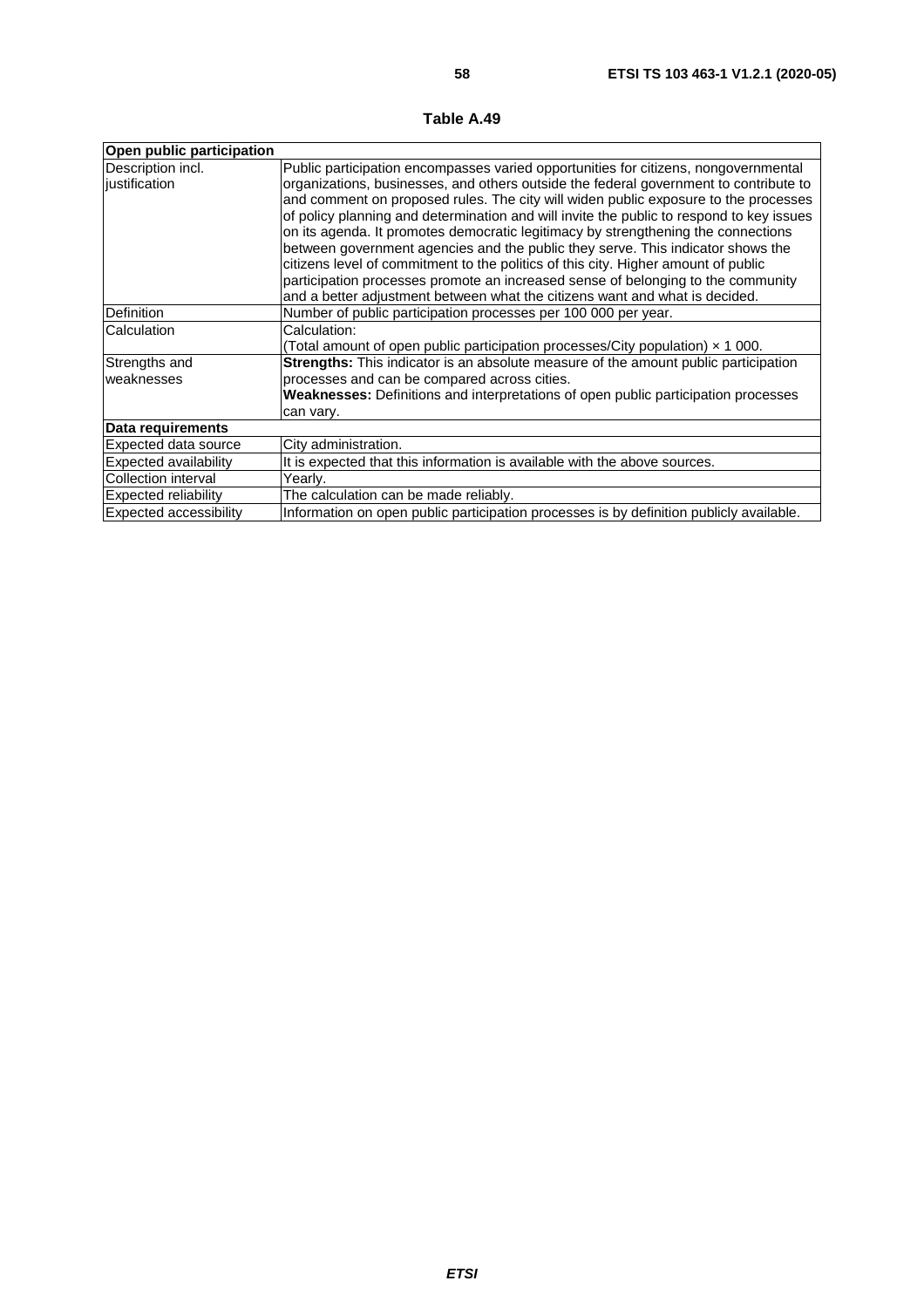**Table A.49**

| Open public participation | |
|---|---|
| Description incl. justification | Public participation encompasses varied opportunities for citizens, nongovernmental organizations, businesses, and others outside the federal government to contribute to and comment on proposed rules. The city will widen public exposure to the processes of policy planning and determination and will invite the public to respond to key issues on its agenda. It promotes democratic legitimacy by strengthening the connections between government agencies and the public they serve. This indicator shows the citizens level of commitment to the politics of this city. Higher amount of public participation processes promote an increased sense of belonging to the community and a better adjustment between what the citizens want and what is decided. |
| Definition | Number of public participation processes per 100 000 per year. |
| Calculation | Calculation:<br>(Total amount of open public participation processes/City population) × 1 000. |
| Strengths and weaknesses | **Strengths:** This indicator is an absolute measure of the amount public participation processes and can be compared across cities.<br>**Weaknesses:** Definitions and interpretations of open public participation processes can vary. |
| **Data requirements** | |
| Expected data source | City administration. |
| Expected availability | It is expected that this information is available with the above sources. |
| Collection interval | Yearly. |
| Expected reliability | The calculation can be made reliably. |
| Expected accessibility | Information on open public participation processes is by definition publicly available. |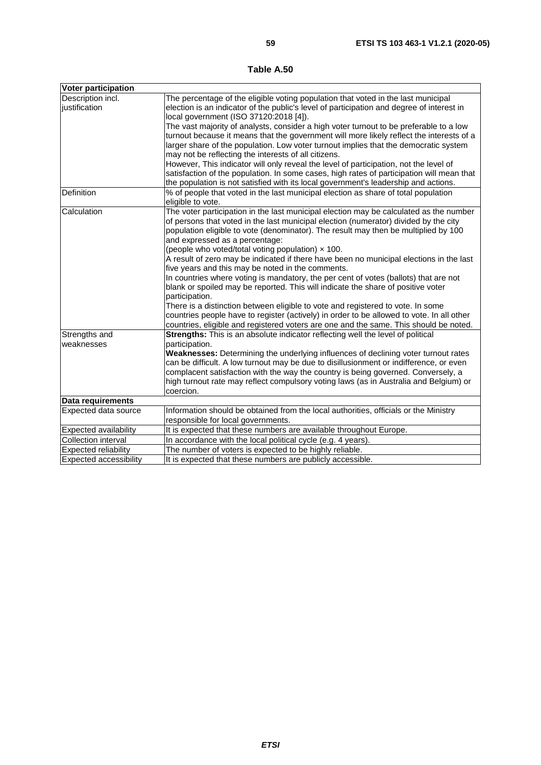**Table A.50**

| **Voter participation** | |
|---|---|
| Description incl. justification | The percentage of the eligible voting population that voted in the last municipal election is an indicator of the public's level of participation and degree of interest in local government (ISO 37120:2018 [4]).<br>The vast majority of analysts, consider a high voter turnout to be preferable to a low turnout because it means that the government will more likely reflect the interests of a larger share of the population. Low voter turnout implies that the democratic system may not be reflecting the interests of all citizens.<br>However, This indicator will only reveal the level of participation, not the level of satisfaction of the population. In some cases, high rates of participation will mean that the population is not satisfied with its local government's leadership and actions. |
| Definition | % of people that voted in the last municipal election as share of total population eligible to vote. |
| Calculation | The voter participation in the last municipal election may be calculated as the number of persons that voted in the last municipal election (numerator) divided by the city population eligible to vote (denominator). The result may then be multiplied by 100 and expressed as a percentage:<br>(people who voted/total voting population) × 100.<br>A result of zero may be indicated if there have been no municipal elections in the last five years and this may be noted in the comments.<br>In countries where voting is mandatory, the per cent of votes (ballots) that are not blank or spoiled may be reported. This will indicate the share of positive voter participation.<br>There is a distinction between eligible to vote and registered to vote. In some countries people have to register (actively) in order to be allowed to vote. In all other countries, eligible and registered voters are one and the same. This should be noted. |
| Strengths and weaknesses | **Strengths:** This is an absolute indicator reflecting well the level of political participation.<br>**Weaknesses:** Determining the underlying influences of declining voter turnout rates can be difficult. A low turnout may be due to disillusionment or indifference, or even complacent satisfaction with the way the country is being governed. Conversely, a high turnout rate may reflect compulsory voting laws (as in Australia and Belgium) or coercion. |
| **Data requirements** | |
| Expected data source | Information should be obtained from the local authorities, officials or the Ministry responsible for local governments. |
| Expected availability | It is expected that these numbers are available throughout Europe. |
| Collection interval | In accordance with the local political cycle (e.g. 4 years). |
| Expected reliability | The number of voters is expected to be highly reliable. |
| Expected accessibility | It is expected that these numbers are publicly accessible. |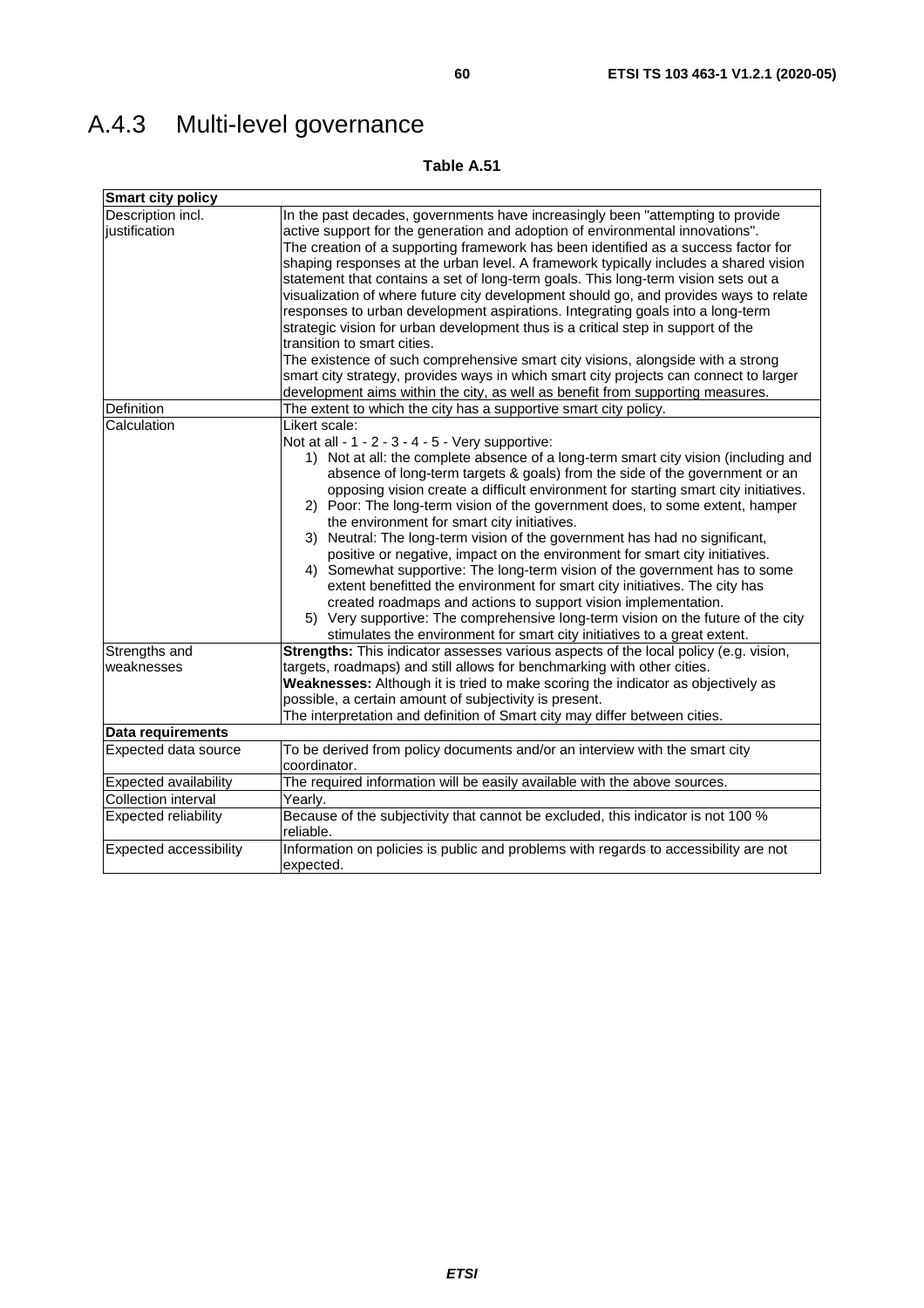# A.4.3 Multi-level governance

**Table A.51**

| **Smart city policy** | |
|---|---|
| Description incl. justification | In the past decades, governments have increasingly been "attempting to provide active support for the generation and adoption of environmental innovations". The creation of a supporting framework has been identified as a success factor for shaping responses at the urban level. A framework typically includes a shared vision statement that contains a set of long-term goals. This long-term vision sets out a visualization of where future city development should go, and provides ways to relate responses to urban development aspirations. Integrating goals into a long-term strategic vision for urban development thus is a critical step in support of the transition to smart cities.<br>The existence of such comprehensive smart city visions, alongside with a strong smart city strategy, provides ways in which smart city projects can connect to larger development aims within the city, as well as benefit from supporting measures. |
| Definition | The extent to which the city has a supportive smart city policy. |
| Calculation | Likert scale:<br>Not at all - 1 - 2 - 3 - 4 - 5 - Very supportive:<br>1) Not at all: the complete absence of a long-term smart city vision (including and absence of long-term targets & goals) from the side of the government or an opposing vision create a difficult environment for starting smart city initiatives.<br>2) Poor: The long-term vision of the government does, to some extent, hamper the environment for smart city initiatives.<br>3) Neutral: The long-term vision of the government has had no significant, positive or negative, impact on the environment for smart city initiatives.<br>4) Somewhat supportive: The long-term vision of the government has to some extent benefitted the environment for smart city initiatives. The city has created roadmaps and actions to support vision implementation.<br>5) Very supportive: The comprehensive long-term vision on the future of the city stimulates the environment for smart city initiatives to a great extent. |
| Strengths and weaknesses | **Strengths:** This indicator assesses various aspects of the local policy (e.g. vision, targets, roadmaps) and still allows for benchmarking with other cities.<br>**Weaknesses:** Although it is tried to make scoring the indicator as objectively as possible, a certain amount of subjectivity is present.<br>The interpretation and definition of Smart city may differ between cities. |
| **Data requirements** | |
| Expected data source | To be derived from policy documents and/or an interview with the smart city coordinator. |
| Expected availability | The required information will be easily available with the above sources. |
| Collection interval | Yearly. |
| Expected reliability | Because of the subjectivity that cannot be excluded, this indicator is not 100 % reliable. |
| Expected accessibility | Information on policies is public and problems with regards to accessibility are not expected. |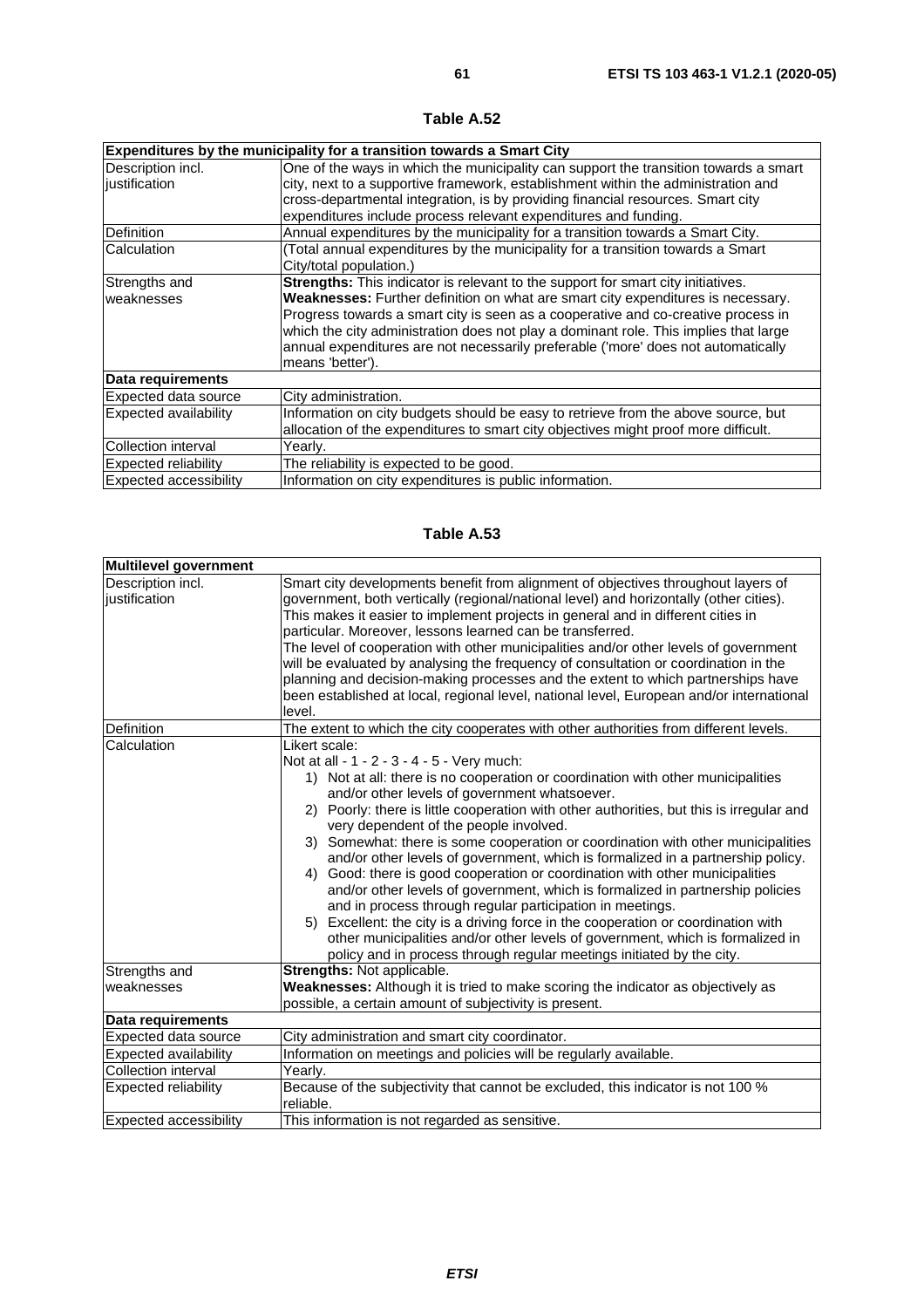**Table A.52**

| Expenditures by the municipality for a transition towards a Smart City | |
|---|---|
| Description incl. justification | One of the ways in which the municipality can support the transition towards a smart city, next to a supportive framework, establishment within the administration and cross-departmental integration, is by providing financial resources. Smart city expenditures include process relevant expenditures and funding. |
| Definition | Annual expenditures by the municipality for a transition towards a Smart City. |
| Calculation | (Total annual expenditures by the municipality for a transition towards a Smart City/total population.) |
| Strengths and weaknesses | **Strengths:** This indicator is relevant to the support for smart city initiatives.<br>**Weaknesses:** Further definition on what are smart city expenditures is necessary. Progress towards a smart city is seen as a cooperative and co-creative process in which the city administration does not play a dominant role. This implies that large annual expenditures are not necessarily preferable ('more' does not automatically means 'better'). |
| **Data requirements** | |
| Expected data source | City administration. |
| Expected availability | Information on city budgets should be easy to retrieve from the above source, but allocation of the expenditures to smart city objectives might proof more difficult. |
| Collection interval | Yearly. |
| Expected reliability | The reliability is expected to be good. |
| Expected accessibility | Information on city expenditures is public information. |

**Table A.53**

| Multilevel government | |
|---|---|
| Description incl. justification | Smart city developments benefit from alignment of objectives throughout layers of government, both vertically (regional/national level) and horizontally (other cities). This makes it easier to implement projects in general and in different cities in particular. Moreover, lessons learned can be transferred.<br>The level of cooperation with other municipalities and/or other levels of government will be evaluated by analysing the frequency of consultation or coordination in the planning and decision-making processes and the extent to which partnerships have been established at local, regional level, national level, European and/or international level. |
| Definition | The extent to which the city cooperates with other authorities from different levels. |
| Calculation | Likert scale:<br>Not at all - 1 - 2 - 3 - 4 - 5 - Very much:<br>1) Not at all: there is no cooperation or coordination with other municipalities and/or other levels of government whatsoever.<br>2) Poorly: there is little cooperation with other authorities, but this is irregular and very dependent of the people involved.<br>3) Somewhat: there is some cooperation or coordination with other municipalities and/or other levels of government, which is formalized in a partnership policy.<br>4) Good: there is good cooperation or coordination with other municipalities and/or other levels of government, which is formalized in partnership policies and in process through regular participation in meetings.<br>5) Excellent: the city is a driving force in the cooperation or coordination with other municipalities and/or other levels of government, which is formalized in policy and in process through regular meetings initiated by the city. |
| Strengths and weaknesses | **Strengths:** Not applicable.<br>**Weaknesses:** Although it is tried to make scoring the indicator as objectively as possible, a certain amount of subjectivity is present. |
| **Data requirements** | |
| Expected data source | City administration and smart city coordinator. |
| Expected availability | Information on meetings and policies will be regularly available. |
| Collection interval | Yearly. |
| Expected reliability | Because of the subjectivity that cannot be excluded, this indicator is not 100 % reliable. |
| Expected accessibility | This information is not regarded as sensitive. |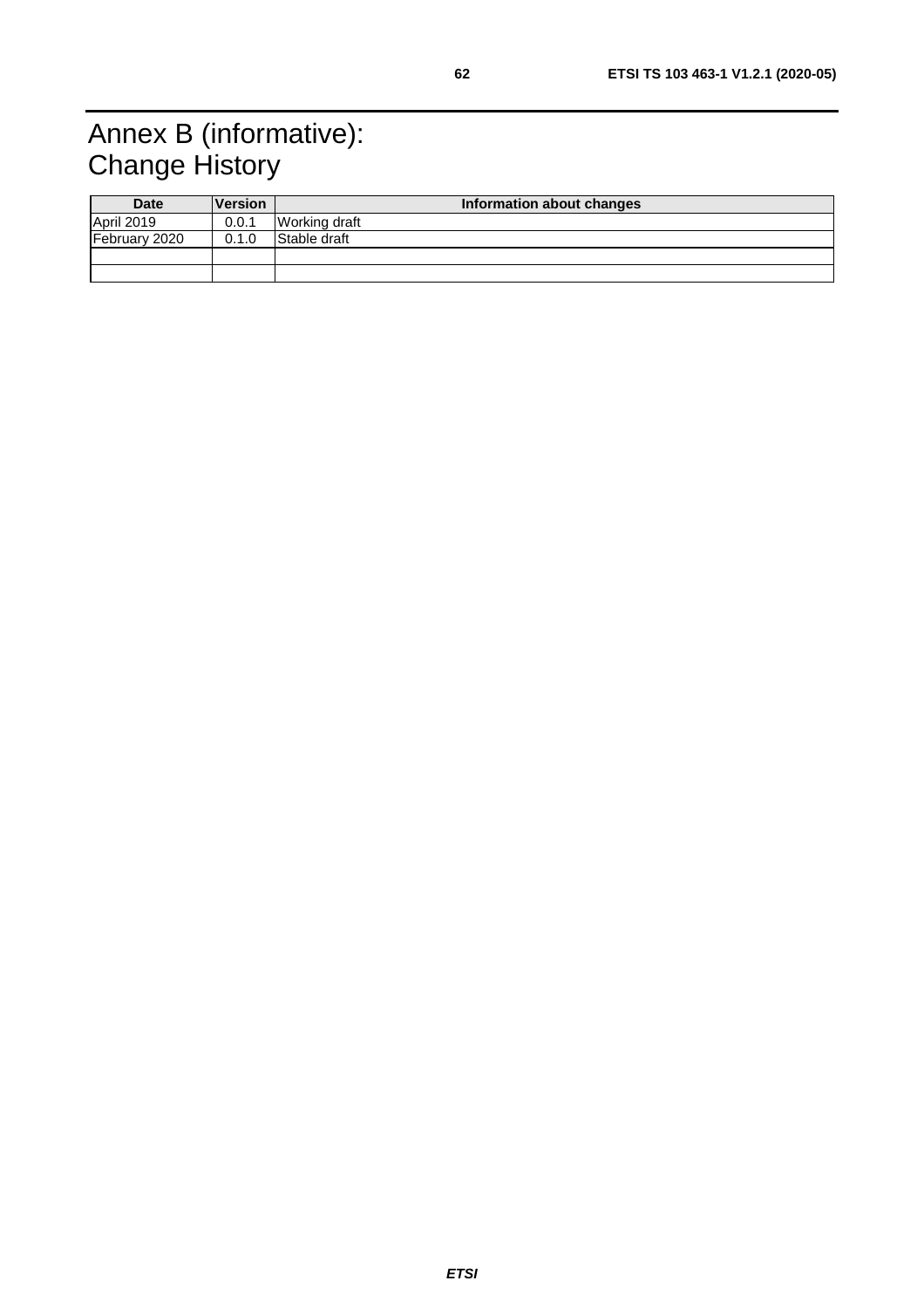# Annex B (informative): Change History

| Date | Version | Information about changes |
|---|---|---|
| April 2019 | 0.0.1 | Working draft |
| February 2020 | 0.1.0 | Stable draft |
| | | |
| | | |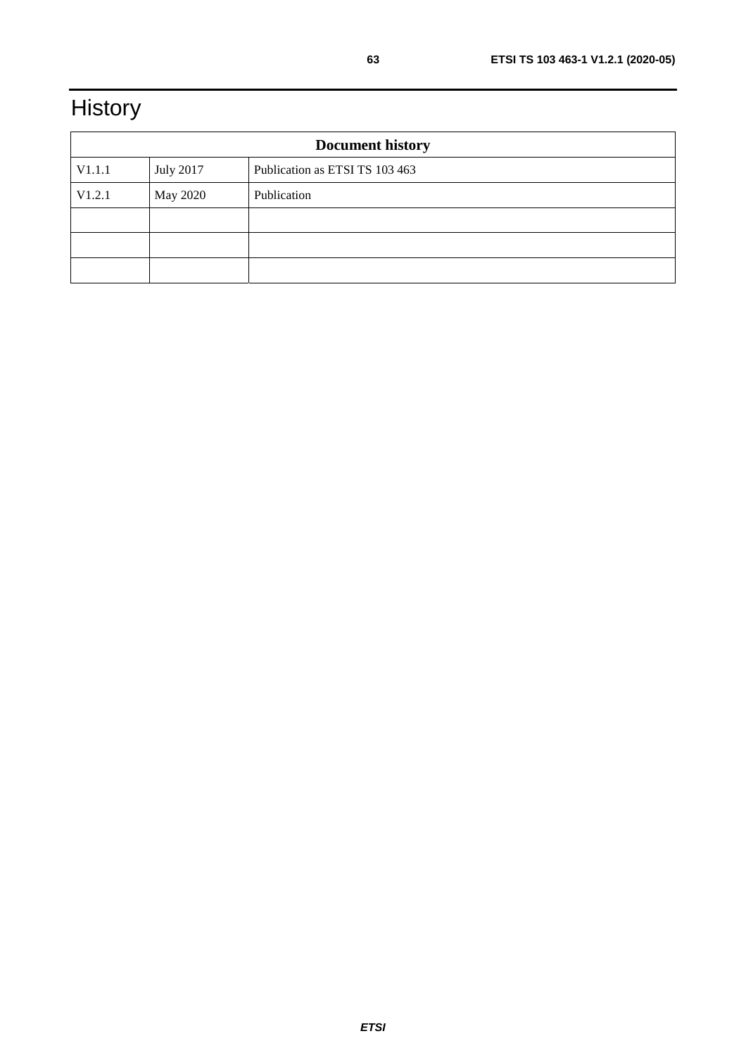# History

| Document history | | |
|---|---|---|
| V1.1.1 | July 2017 | Publication as ETSI TS 103 463 |
| V1.2.1 | May 2020 | Publication |
| | | |
| | | |
| | | |